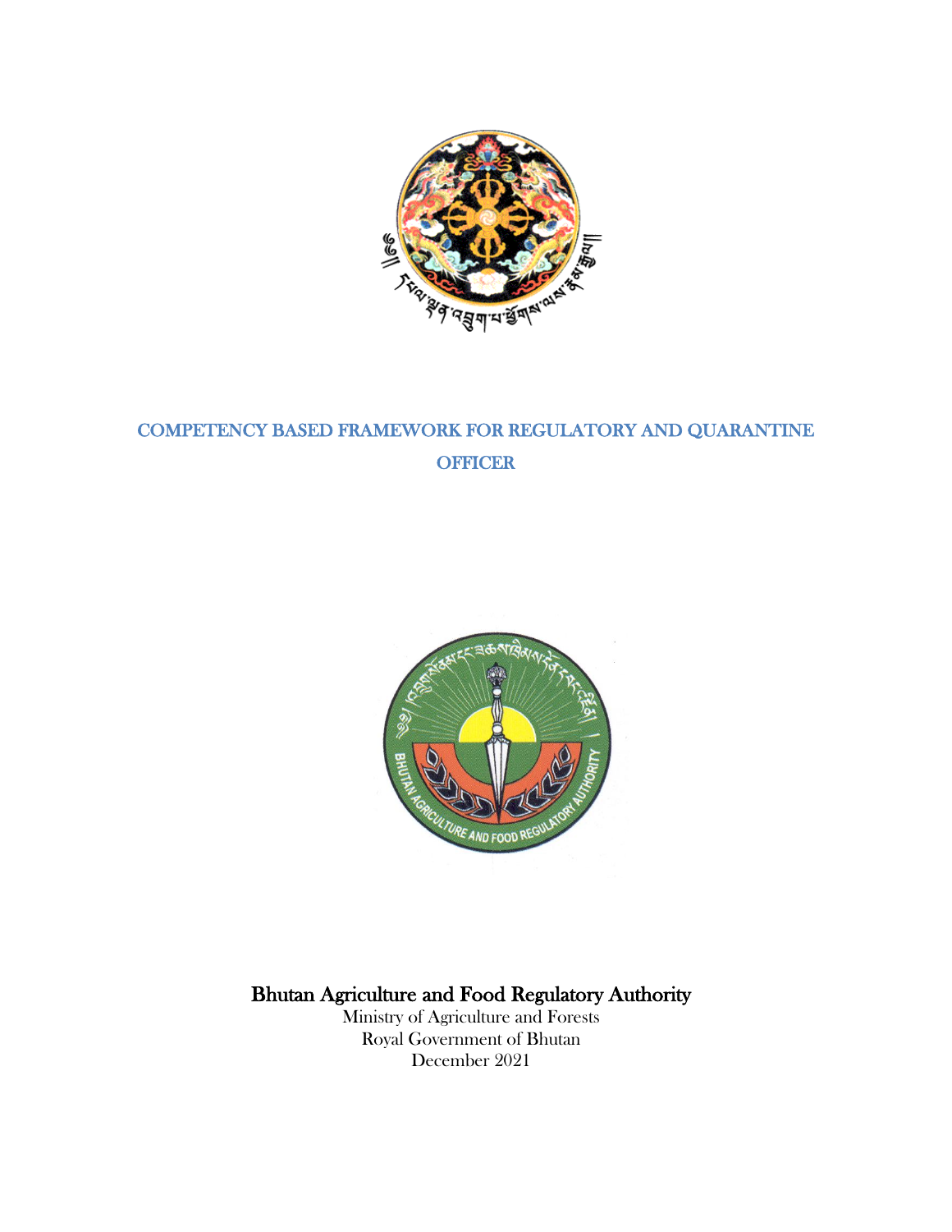# COMPETENCY BASED FRAMEWORK FOR REGULATORY AND QUARANTINE OFFICER

Bhutan Agriculture and Food Regulatory Authority

Ministry of Agriculture and Forests

Royal Government of Bhutan

December 2021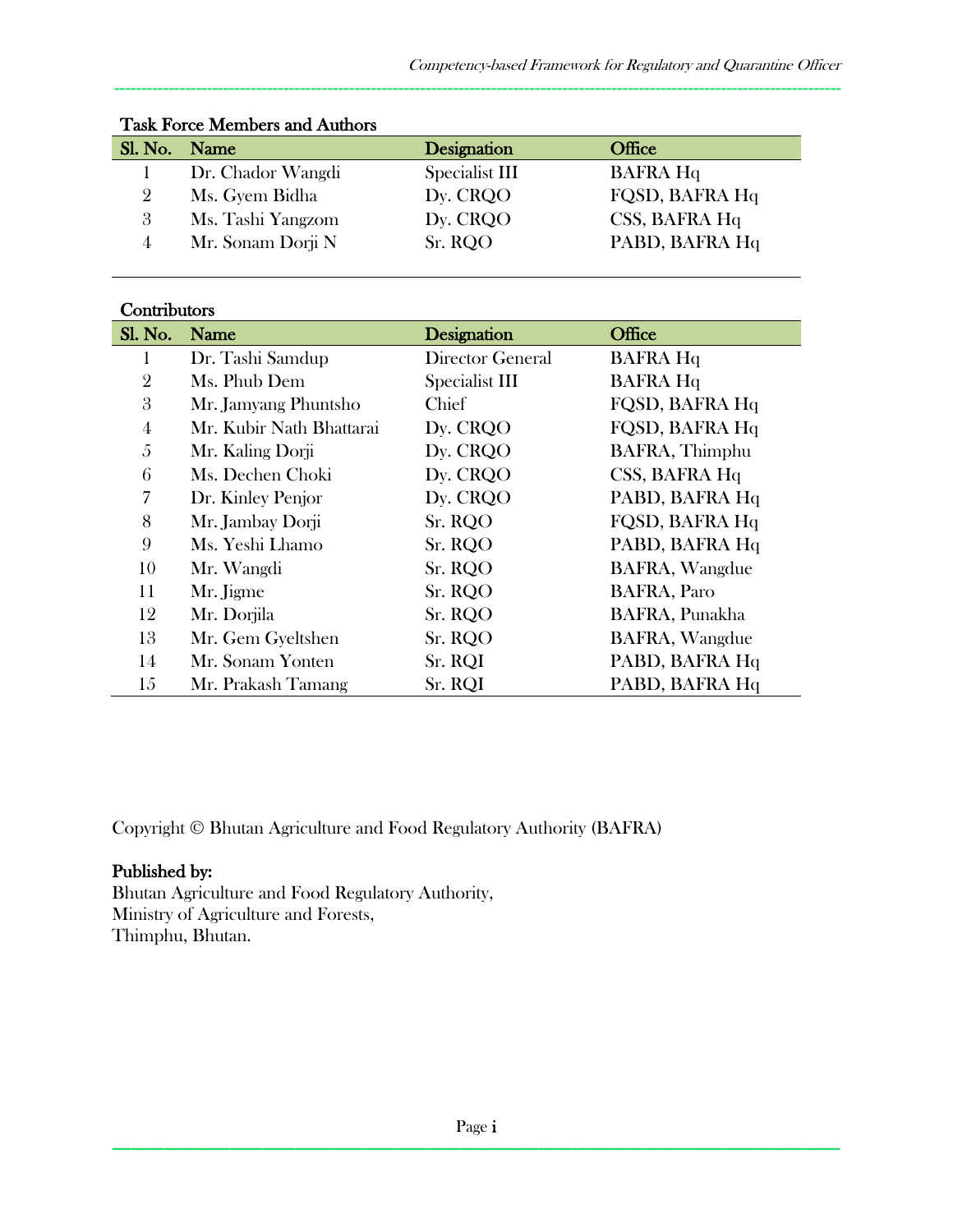**Task Force Members and Authors**

| Sl. No. | Name | Designation | Office |
|---|---|---|---|
| 1 | Dr. Chador Wangdi | Specialist III | BAFRA Hq |
| 2 | Ms. Gyem Bidha | Dy. CRQO | FQSD, BAFRA Hq |
| 3 | Ms. Tashi Yangzom | Dy. CRQO | CSS, BAFRA Hq |
| 4 | Mr. Sonam Dorji N | Sr. RQO | PABD, BAFRA Hq |

**Contributors**

| Sl. No. | Name | Designation | Office |
|---|---|---|---|
| 1 | Dr. Tashi Samdup | Director General | BAFRA Hq |
| 2 | Ms. Phub Dem | Specialist III | BAFRA Hq |
| 3 | Mr. Jamyang Phuntsho | Chief | FQSD, BAFRA Hq |
| 4 | Mr. Kubir Nath Bhattarai | Dy. CRQO | FQSD, BAFRA Hq |
| 5 | Mr. Kaling Dorji | Dy. CRQO | BAFRA, Thimphu |
| 6 | Ms. Dechen Choki | Dy. CRQO | CSS, BAFRA Hq |
| 7 | Dr. Kinley Penjor | Dy. CRQO | PABD, BAFRA Hq |
| 8 | Mr. Jambay Dorji | Sr. RQO | FQSD, BAFRA Hq |
| 9 | Ms. Yeshi Lhamo | Sr. RQO | PABD, BAFRA Hq |
| 10 | Mr. Wangdi | Sr. RQO | BAFRA, Wangdue |
| 11 | Mr. Jigme | Sr. RQO | BAFRA, Paro |
| 12 | Mr. Dorjila | Sr. RQO | BAFRA, Punakha |
| 13 | Mr. Gem Gyeltshen | Sr. RQO | BAFRA, Wangdue |
| 14 | Mr. Sonam Yonten | Sr. RQI | PABD, BAFRA Hq |
| 15 | Mr. Prakash Tamang | Sr. RQI | PABD, BAFRA Hq |

Copyright © Bhutan Agriculture and Food Regulatory Authority (BAFRA)

**Published by:**
Bhutan Agriculture and Food Regulatory Authority,
Ministry of Agriculture and Forests,
Thimphu, Bhutan.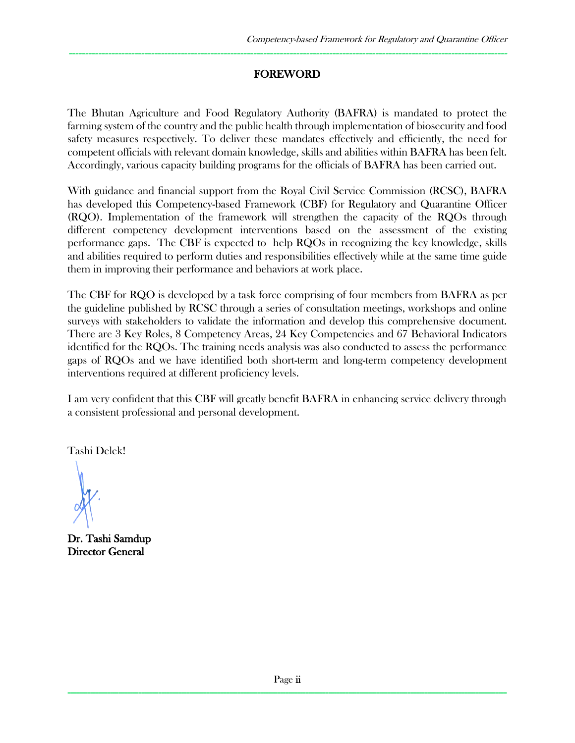# FOREWORD

The Bhutan Agriculture and Food Regulatory Authority (BAFRA) is mandated to protect the farming system of the country and the public health through implementation of biosecurity and food safety measures respectively. To deliver these mandates effectively and efficiently, the need for competent officials with relevant domain knowledge, skills and abilities within BAFRA has been felt. Accordingly, various capacity building programs for the officials of BAFRA has been carried out.

With guidance and financial support from the Royal Civil Service Commission (RCSC), BAFRA has developed this Competency-based Framework (CBF) for Regulatory and Quarantine Officer (RQO). Implementation of the framework will strengthen the capacity of the RQOs through different competency development interventions based on the assessment of the existing performance gaps. The CBF is expected to help RQOs in recognizing the key knowledge, skills and abilities required to perform duties and responsibilities effectively while at the same time guide them in improving their performance and behaviors at work place.

The CBF for RQO is developed by a task force comprising of four members from BAFRA as per the guideline published by RCSC through a series of consultation meetings, workshops and online surveys with stakeholders to validate the information and develop this comprehensive document. There are 3 Key Roles, 8 Competency Areas, 24 Key Competencies and 67 Behavioral Indicators identified for the RQOs. The training needs analysis was also conducted to assess the performance gaps of RQOs and we have identified both short-term and long-term competency development interventions required at different proficiency levels.

I am very confident that this CBF will greatly benefit BAFRA in enhancing service delivery through a consistent professional and personal development.

Tashi Delek!

**Dr. Tashi Samdup**
**Director General**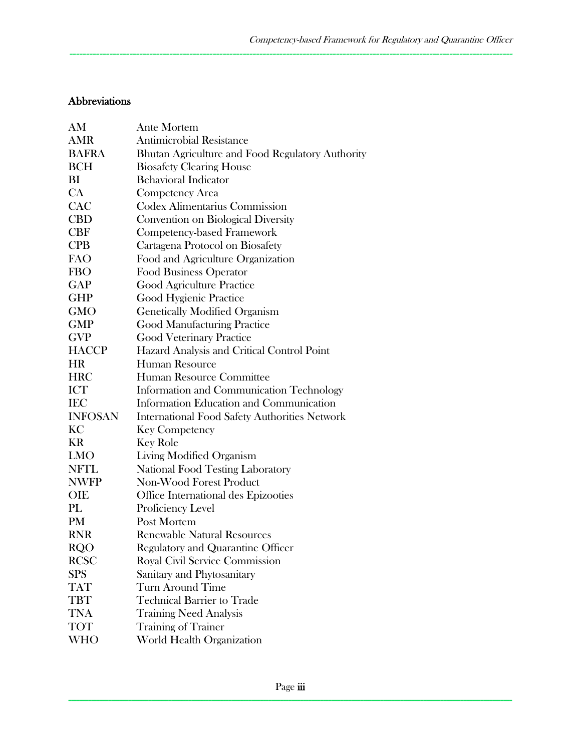## Abbreviations

| | |
|---|---|
| AM | Ante Mortem |
| AMR | Antimicrobial Resistance |
| BAFRA | Bhutan Agriculture and Food Regulatory Authority |
| BCH | Biosafety Clearing House |
| BI | Behavioral Indicator |
| CA | Competency Area |
| CAC | Codex Alimentarius Commission |
| CBD | Convention on Biological Diversity |
| CBF | Competency-based Framework |
| CPB | Cartagena Protocol on Biosafety |
| FAO | Food and Agriculture Organization |
| FBO | Food Business Operator |
| GAP | Good Agriculture Practice |
| GHP | Good Hygienic Practice |
| GMO | Genetically Modified Organism |
| GMP | Good Manufacturing Practice |
| GVP | Good Veterinary Practice |
| HACCP | Hazard Analysis and Critical Control Point |
| HR | Human Resource |
| HRC | Human Resource Committee |
| ICT | Information and Communication Technology |
| IEC | Information Education and Communication |
| INFOSAN | International Food Safety Authorities Network |
| KC | Key Competency |
| KR | Key Role |
| LMO | Living Modified Organism |
| NFTL | National Food Testing Laboratory |
| NWFP | Non-Wood Forest Product |
| OIE | Office International des Epizooties |
| PL | Proficiency Level |
| PM | Post Mortem |
| RNR | Renewable Natural Resources |
| RQO | Regulatory and Quarantine Officer |
| RCSC | Royal Civil Service Commission |
| SPS | Sanitary and Phytosanitary |
| TAT | Turn Around Time |
| TBT | Technical Barrier to Trade |
| TNA | Training Need Analysis |
| TOT | Training of Trainer |
| WHO | World Health Organization |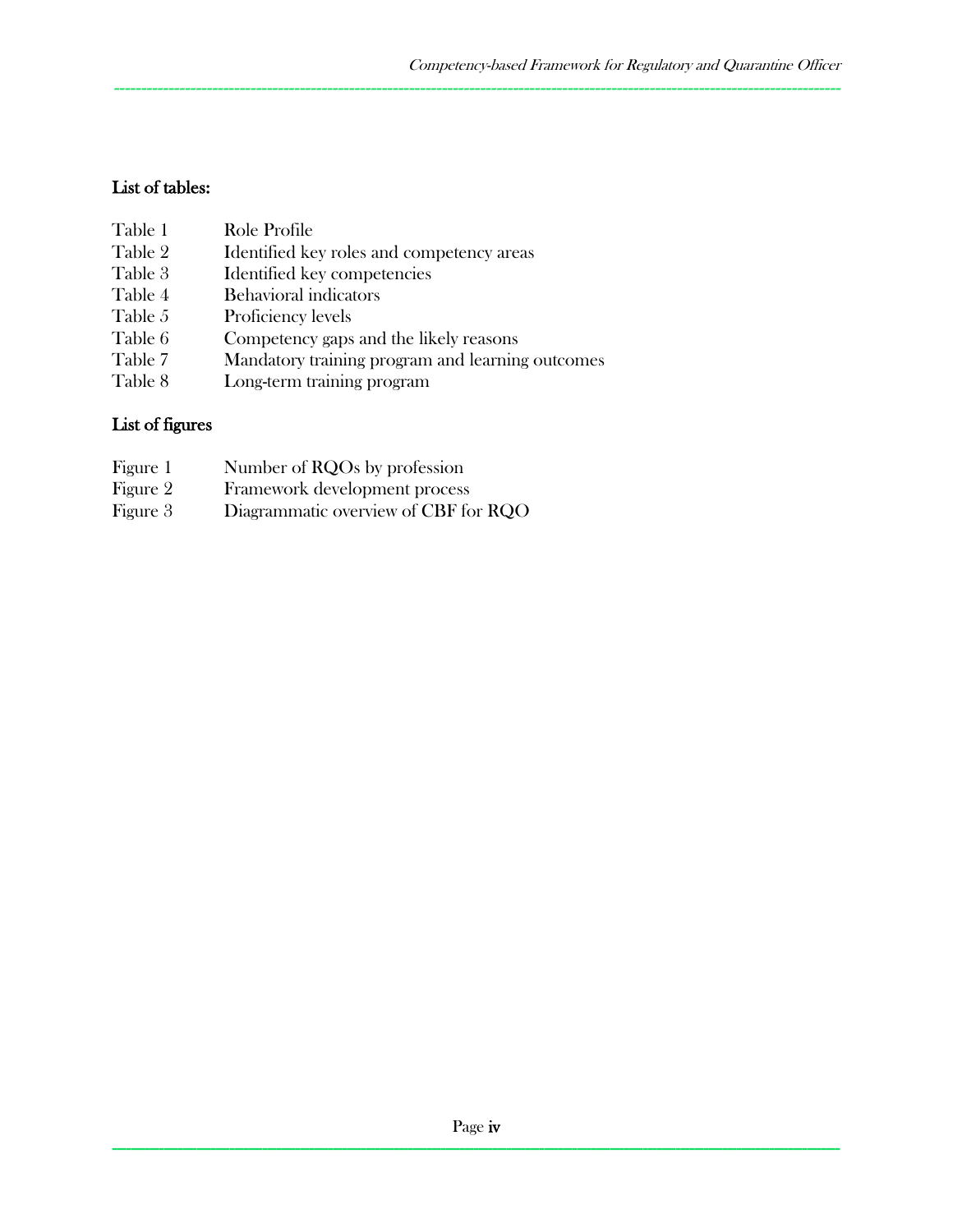## List of tables:

| | |
|---|---|
| Table 1 | Role Profile |
| Table 2 | Identified key roles and competency areas |
| Table 3 | Identified key competencies |
| Table 4 | Behavioral indicators |
| Table 5 | Proficiency levels |
| Table 6 | Competency gaps and the likely reasons |
| Table 7 | Mandatory training program and learning outcomes |
| Table 8 | Long-term training program |

## List of figures

| | |
|---|---|
| Figure 1 | Number of RQOs by profession |
| Figure 2 | Framework development process |
| Figure 3 | Diagrammatic overview of CBF for RQO |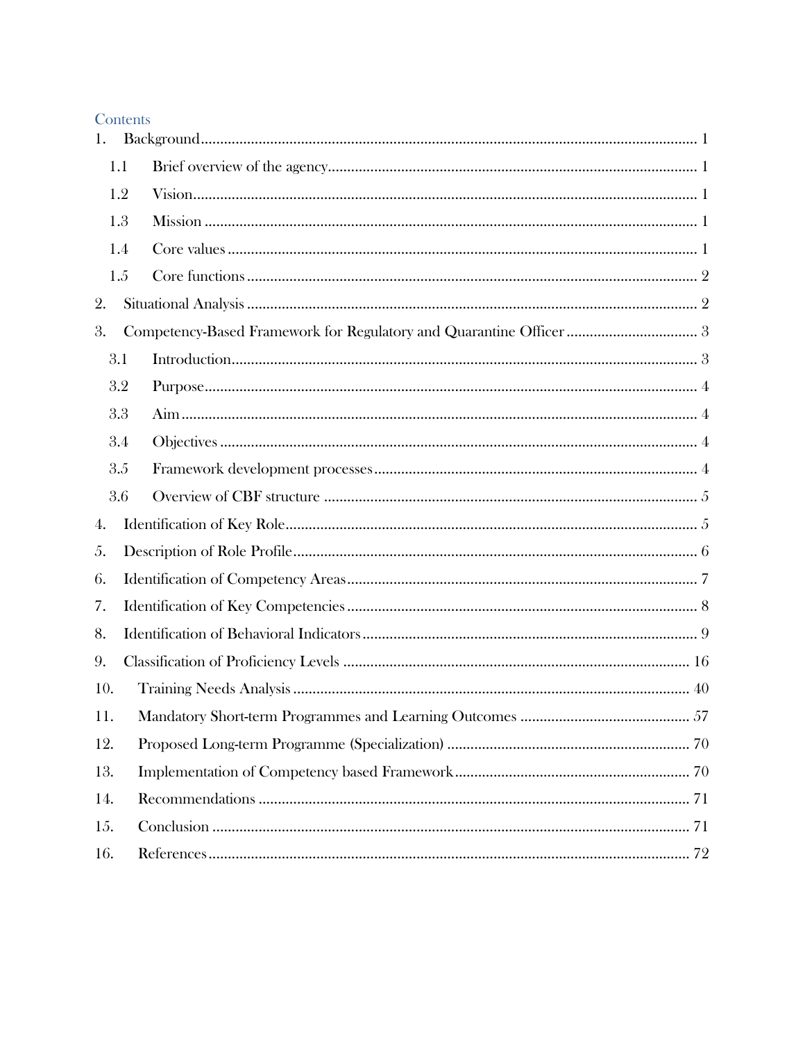# Contents

1. Background ..... 1
   - 1.1 Brief overview of the agency ..... 1
   - 1.2 Vision ..... 1
   - 1.3 Mission ..... 1
   - 1.4 Core values ..... 1
   - 1.5 Core functions ..... 2
2. Situational Analysis ..... 2
3. Competency-Based Framework for Regulatory and Quarantine Officer ..... 3
   - 3.1 Introduction ..... 3
   - 3.2 Purpose ..... 4
   - 3.3 Aim ..... 4
   - 3.4 Objectives ..... 4
   - 3.5 Framework development processes ..... 4
   - 3.6 Overview of CBF structure ..... 5
4. Identification of Key Role ..... 5
5. Description of Role Profile ..... 6
6. Identification of Competency Areas ..... 7
7. Identification of Key Competencies ..... 8
8. Identification of Behavioral Indicators ..... 9
9. Classification of Proficiency Levels ..... 16
10. Training Needs Analysis ..... 40
11. Mandatory Short-term Programmes and Learning Outcomes ..... 57
12. Proposed Long-term Programme (Specialization) ..... 70
13. Implementation of Competency based Framework ..... 70
14. Recommendations ..... 71
15. Conclusion ..... 71
16. References ..... 72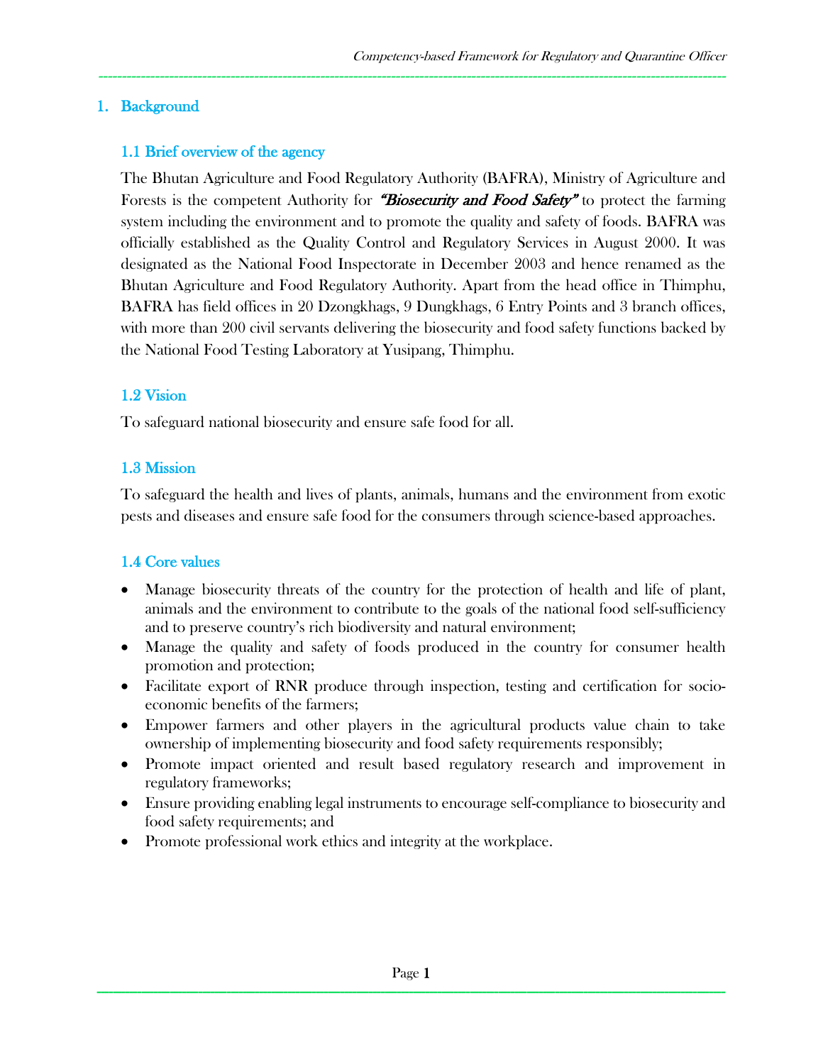# 1. Background

## 1.1 Brief overview of the agency

The Bhutan Agriculture and Food Regulatory Authority (BAFRA), Ministry of Agriculture and Forests is the competent Authority for ***"Biosecurity and Food Safety"*** to protect the farming system including the environment and to promote the quality and safety of foods. BAFRA was officially established as the Quality Control and Regulatory Services in August 2000. It was designated as the National Food Inspectorate in December 2003 and hence renamed as the Bhutan Agriculture and Food Regulatory Authority. Apart from the head office in Thimphu, BAFRA has field offices in 20 Dzongkhags, 9 Dungkhags, 6 Entry Points and 3 branch offices, with more than 200 civil servants delivering the biosecurity and food safety functions backed by the National Food Testing Laboratory at Yusipang, Thimphu.

## 1.2 Vision

To safeguard national biosecurity and ensure safe food for all.

## 1.3 Mission

To safeguard the health and lives of plants, animals, humans and the environment from exotic pests and diseases and ensure safe food for the consumers through science-based approaches.

## 1.4 Core values

- Manage biosecurity threats of the country for the protection of health and life of plant, animals and the environment to contribute to the goals of the national food self-sufficiency and to preserve country's rich biodiversity and natural environment;
- Manage the quality and safety of foods produced in the country for consumer health promotion and protection;
- Facilitate export of RNR produce through inspection, testing and certification for socio-economic benefits of the farmers;
- Empower farmers and other players in the agricultural products value chain to take ownership of implementing biosecurity and food safety requirements responsibly;
- Promote impact oriented and result based regulatory research and improvement in regulatory frameworks;
- Ensure providing enabling legal instruments to encourage self-compliance to biosecurity and food safety requirements; and
- Promote professional work ethics and integrity at the workplace.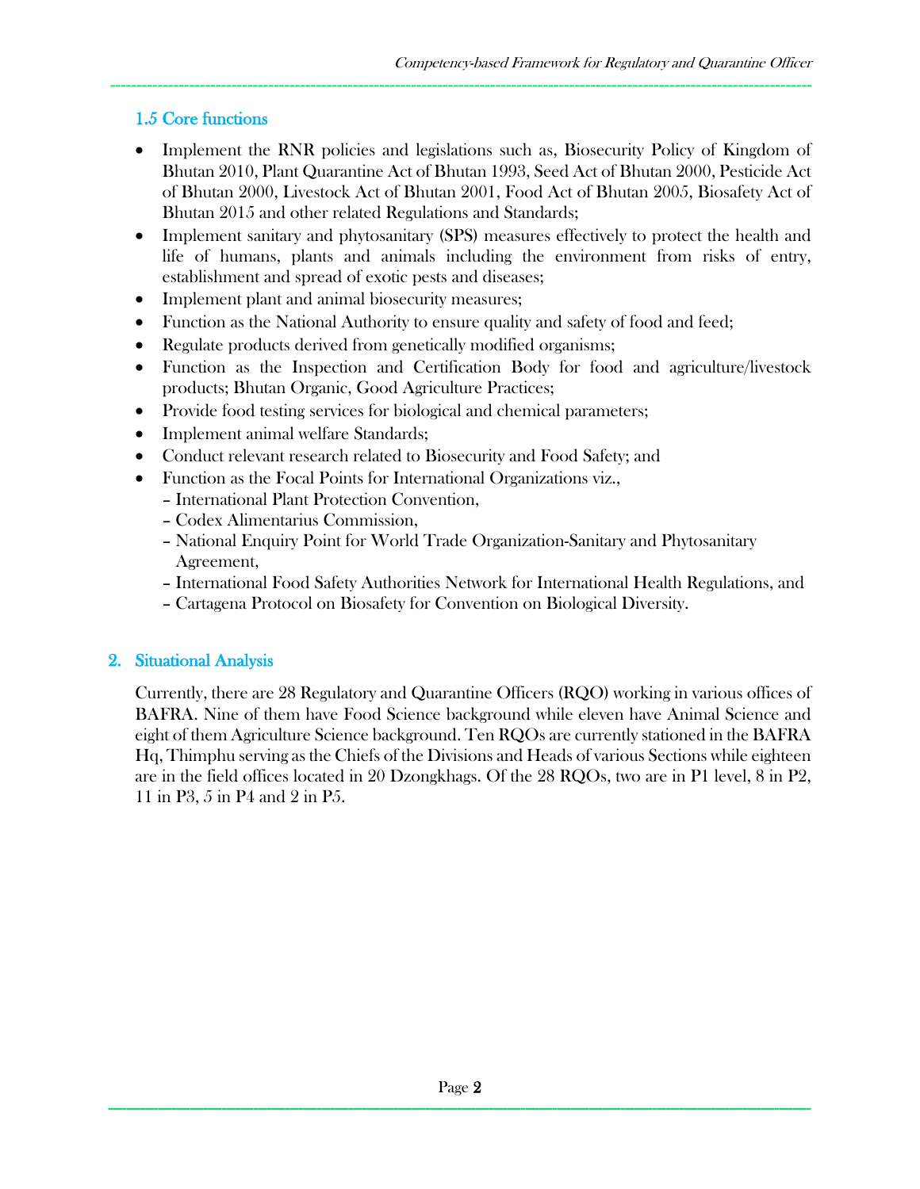### 1.5 Core functions

- Implement the RNR policies and legislations such as, Biosecurity Policy of Kingdom of Bhutan 2010, Plant Quarantine Act of Bhutan 1993, Seed Act of Bhutan 2000, Pesticide Act of Bhutan 2000, Livestock Act of Bhutan 2001, Food Act of Bhutan 2005, Biosafety Act of Bhutan 2015 and other related Regulations and Standards;
- Implement sanitary and phytosanitary (SPS) measures effectively to protect the health and life of humans, plants and animals including the environment from risks of entry, establishment and spread of exotic pests and diseases;
- Implement plant and animal biosecurity measures;
- Function as the National Authority to ensure quality and safety of food and feed;
- Regulate products derived from genetically modified organisms;
- Function as the Inspection and Certification Body for food and agriculture/livestock products; Bhutan Organic, Good Agriculture Practices;
- Provide food testing services for biological and chemical parameters;
- Implement animal welfare Standards;
- Conduct relevant research related to Biosecurity and Food Safety; and
- Function as the Focal Points for International Organizations viz.,
  - International Plant Protection Convention,
  - Codex Alimentarius Commission,
  - National Enquiry Point for World Trade Organization-Sanitary and Phytosanitary Agreement,
  - International Food Safety Authorities Network for International Health Regulations, and
  - Cartagena Protocol on Biosafety for Convention on Biological Diversity.

## 2. Situational Analysis

Currently, there are 28 Regulatory and Quarantine Officers (RQO) working in various offices of BAFRA. Nine of them have Food Science background while eleven have Animal Science and eight of them Agriculture Science background. Ten RQOs are currently stationed in the BAFRA Hq, Thimphu serving as the Chiefs of the Divisions and Heads of various Sections while eighteen are in the field offices located in 20 Dzongkhags. Of the 28 RQOs, two are in P1 level, 8 in P2, 11 in P3, 5 in P4 and 2 in P5.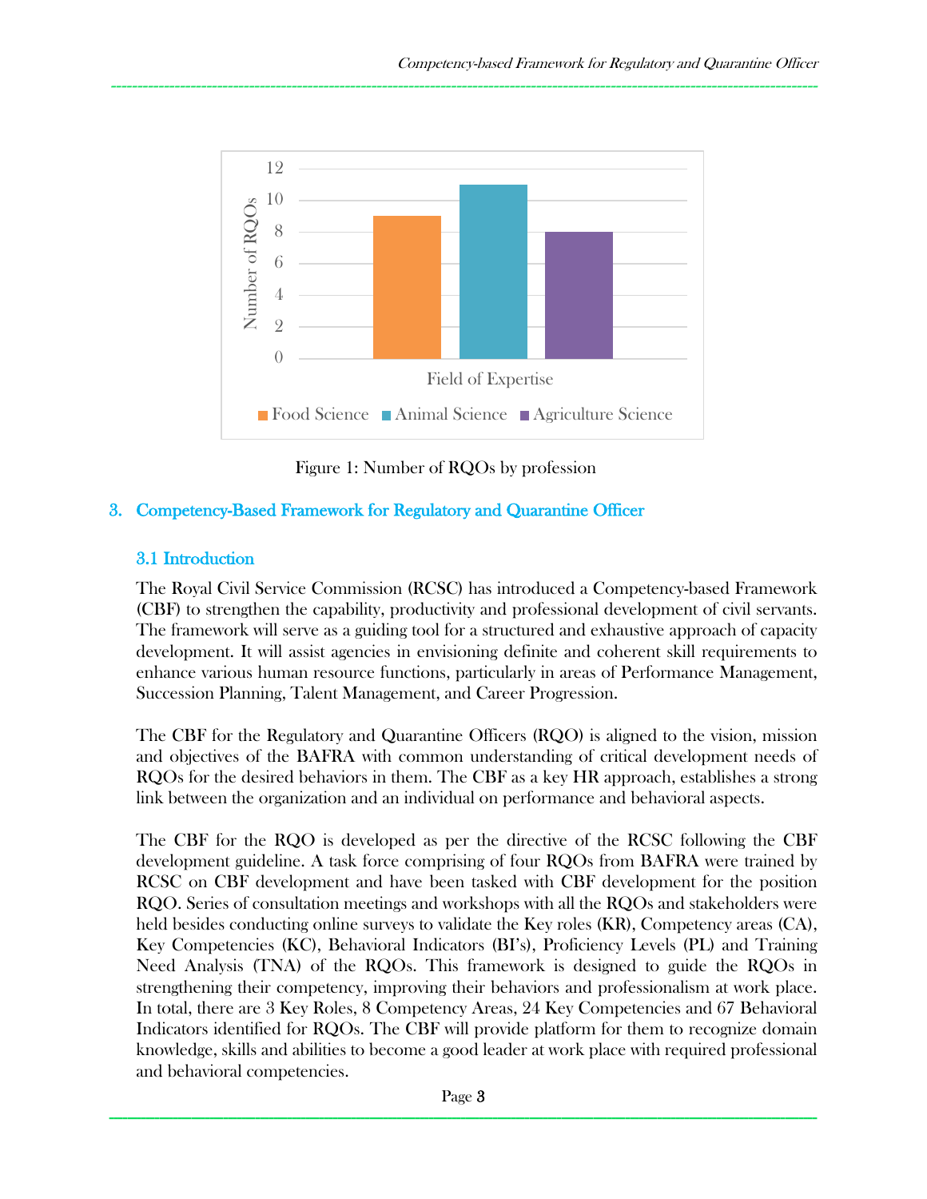Figure 1: Number of RQOs by profession

## 3. Competency-Based Framework for Regulatory and Quarantine Officer

### 3.1 Introduction

The Royal Civil Service Commission (RCSC) has introduced a Competency-based Framework (CBF) to strengthen the capability, productivity and professional development of civil servants. The framework will serve as a guiding tool for a structured and exhaustive approach of capacity development. It will assist agencies in envisioning definite and coherent skill requirements to enhance various human resource functions, particularly in areas of Performance Management, Succession Planning, Talent Management, and Career Progression.

The CBF for the Regulatory and Quarantine Officers (RQO) is aligned to the vision, mission and objectives of the BAFRA with common understanding of critical development needs of RQOs for the desired behaviors in them. The CBF as a key HR approach, establishes a strong link between the organization and an individual on performance and behavioral aspects.

The CBF for the RQO is developed as per the directive of the RCSC following the CBF development guideline. A task force comprising of four RQOs from BAFRA were trained by RCSC on CBF development and have been tasked with CBF development for the position RQO. Series of consultation meetings and workshops with all the RQOs and stakeholders were held besides conducting online surveys to validate the Key roles (KR), Competency areas (CA), Key Competencies (KC), Behavioral Indicators (BI's), Proficiency Levels (PL) and Training Need Analysis (TNA) of the RQOs. This framework is designed to guide the RQOs in strengthening their competency, improving their behaviors and professionalism at work place. In total, there are 3 Key Roles, 8 Competency Areas, 24 Key Competencies and 67 Behavioral Indicators identified for RQOs. The CBF will provide platform for them to recognize domain knowledge, skills and abilities to become a good leader at work place with required professional and behavioral competencies.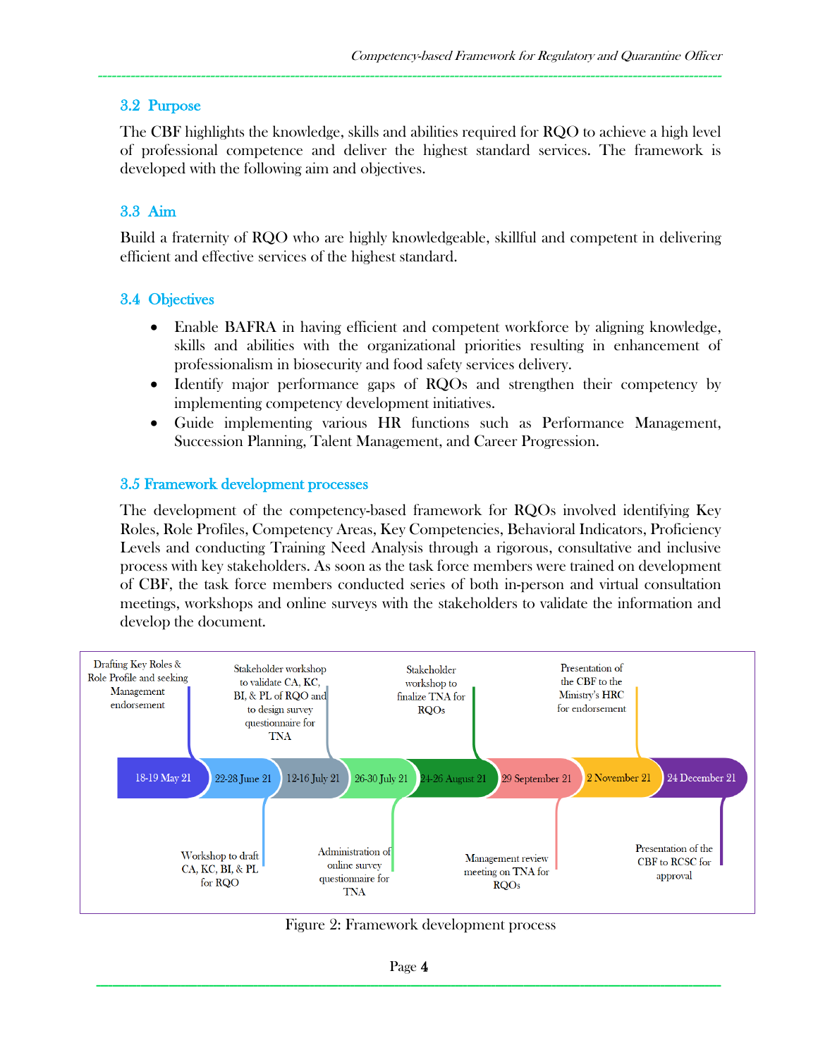## 3.2 Purpose

The CBF highlights the knowledge, skills and abilities required for RQO to achieve a high level of professional competence and deliver the highest standard services. The framework is developed with the following aim and objectives.

## 3.3 Aim

Build a fraternity of RQO who are highly knowledgeable, skillful and competent in delivering efficient and effective services of the highest standard.

## 3.4 Objectives

- Enable BAFRA in having efficient and competent workforce by aligning knowledge, skills and abilities with the organizational priorities resulting in enhancement of professionalism in biosecurity and food safety services delivery.
- Identify major performance gaps of RQOs and strengthen their competency by implementing competency development initiatives.
- Guide implementing various HR functions such as Performance Management, Succession Planning, Talent Management, and Career Progression.

## 3.5 Framework development processes

The development of the competency-based framework for RQOs involved identifying Key Roles, Role Profiles, Competency Areas, Key Competencies, Behavioral Indicators, Proficiency Levels and conducting Training Need Analysis through a rigorous, consultative and inclusive process with key stakeholders. As soon as the task force members were trained on development of CBF, the task force members conducted series of both in-person and virtual consultation meetings, workshops and online surveys with the stakeholders to validate the information and develop the document.

| Date | Activity |
|---|---|
| 18-19 May 21 | Drafting Key Roles & Role Profile and seeking Management endorsement |
| 22-28 June 21 | Workshop to draft CA, KC, BI, & PL for RQO |
| 12-16 July 21 | Stakeholder workshop to validate CA, KC, BI, & PL of RQO and to design survey questionnaire for TNA |
| 26-30 July 21 | Administration of online survey questionnaire for TNA |
| 24-26 August 21 | Stakeholder workshop to finalize TNA for RQOs |
| 29 September 21 | Management review meeting on TNA for RQOs |
| 2 November 21 | Presentation of the CBF to the Ministry's HRC for endorsement |
| 24 December 21 | Presentation of the CBF to RCSC for approval |

Figure 2: Framework development process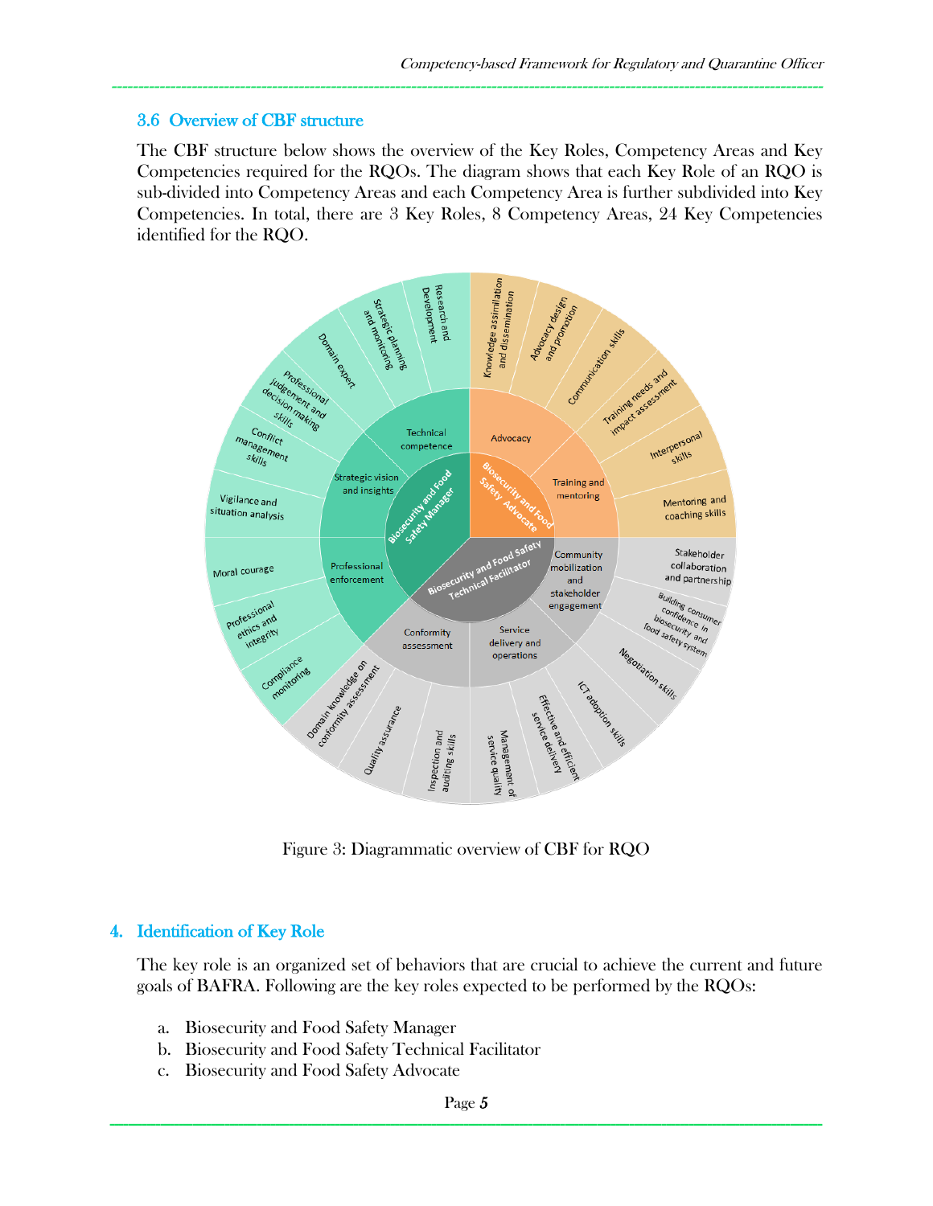## 3.6 Overview of CBF structure

The CBF structure below shows the overview of the Key Roles, Competency Areas and Key Competencies required for the RQOs. The diagram shows that each Key Role of an RQO is sub-divided into Competency Areas and each Competency Area is further subdivided into Key Competencies. In total, there are 3 Key Roles, 8 Competency Areas, 24 Key Competencies identified for the RQO.

Figure 3: Diagrammatic overview of CBF for RQO

# 4. Identification of Key Role

The key role is an organized set of behaviors that are crucial to achieve the current and future goals of BAFRA. Following are the key roles expected to be performed by the RQOs:

a. Biosecurity and Food Safety Manager
b. Biosecurity and Food Safety Technical Facilitator
c. Biosecurity and Food Safety Advocate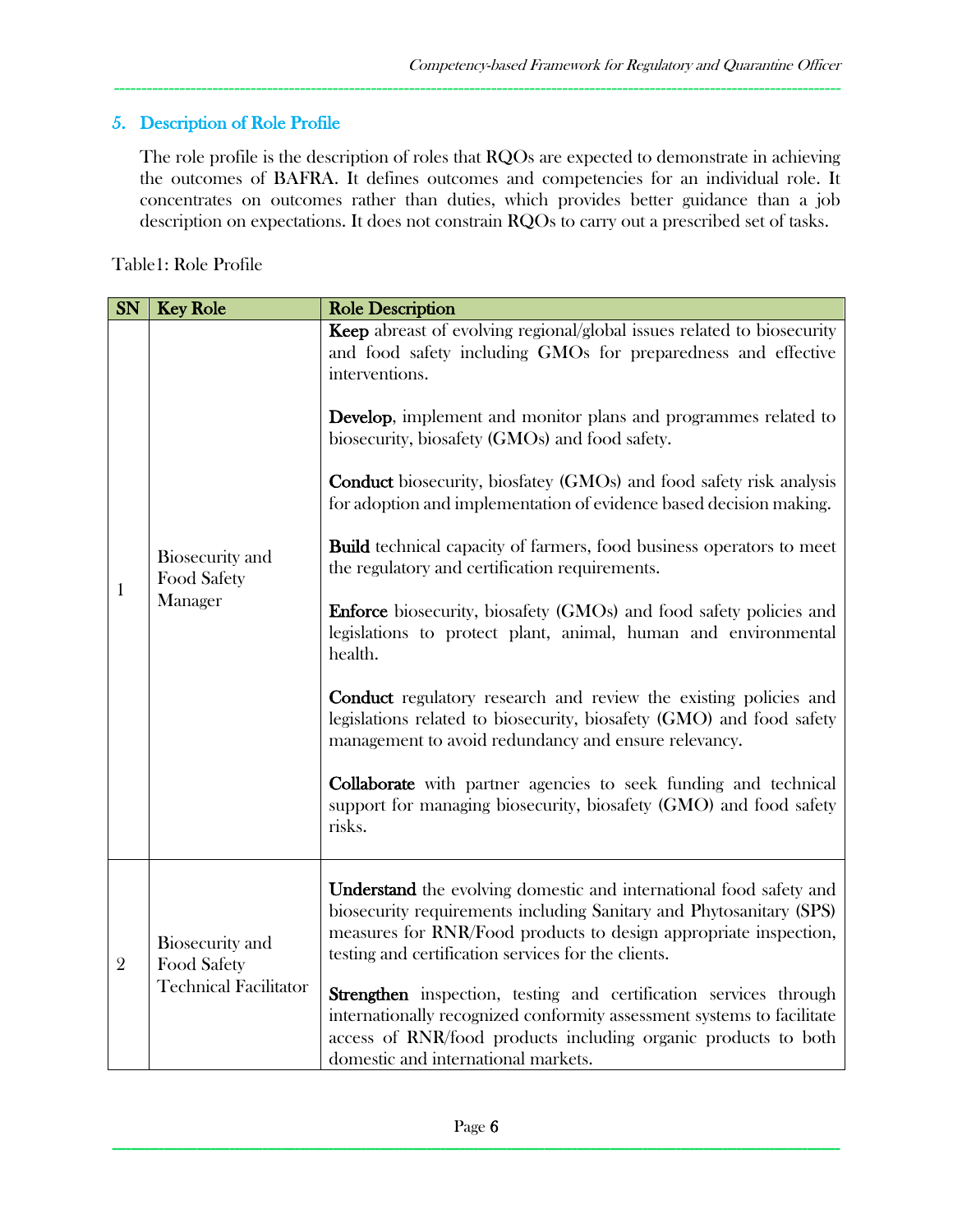## 5. Description of Role Profile

The role profile is the description of roles that RQOs are expected to demonstrate in achieving the outcomes of BAFRA. It defines outcomes and competencies for an individual role. It concentrates on outcomes rather than duties, which provides better guidance than a job description on expectations. It does not constrain RQOs to carry out a prescribed set of tasks.

Table1: Role Profile

| SN | Key Role | Role Description |
|---|---|---|
| 1 | Biosecurity and Food Safety Manager | **Keep** abreast of evolving regional/global issues related to biosecurity and food safety including GMOs for preparedness and effective interventions.<br><br>**Develop**, implement and monitor plans and programmes related to biosecurity, biosafety (GMOs) and food safety.<br><br>**Conduct** biosecurity, biosfatey (GMOs) and food safety risk analysis for adoption and implementation of evidence based decision making.<br><br>**Build** technical capacity of farmers, food business operators to meet the regulatory and certification requirements.<br><br>**Enforce** biosecurity, biosafety (GMOs) and food safety policies and legislations to protect plant, animal, human and environmental health.<br><br>**Conduct** regulatory research and review the existing policies and legislations related to biosecurity, biosafety (GMO) and food safety management to avoid redundancy and ensure relevancy.<br><br>**Collaborate** with partner agencies to seek funding and technical support for managing biosecurity, biosafety (GMO) and food safety risks. |
| 2 | Biosecurity and Food Safety Technical Facilitator | **Understand** the evolving domestic and international food safety and biosecurity requirements including Sanitary and Phytosanitary (SPS) measures for RNR/Food products to design appropriate inspection, testing and certification services for the clients.<br><br>**Strengthen** inspection, testing and certification services through internationally recognized conformity assessment systems to facilitate access of RNR/food products including organic products to both domestic and international markets. |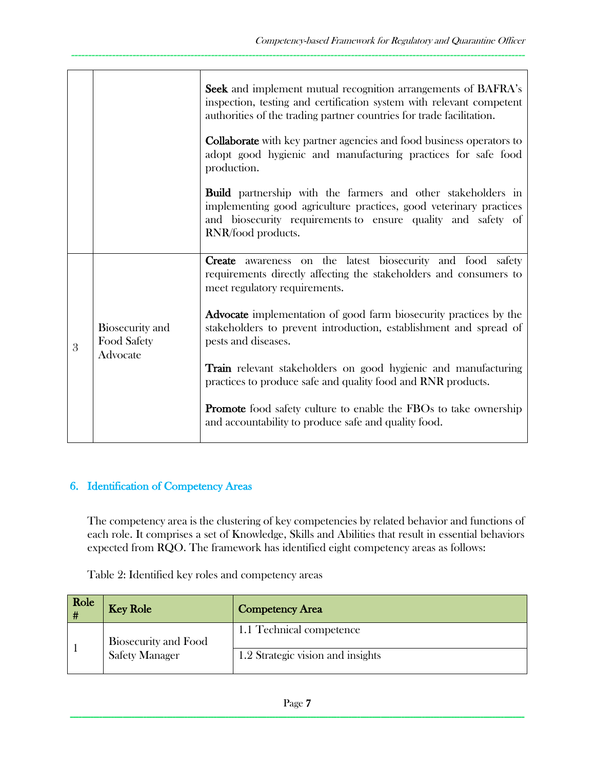| | | |
|---|---|---|
| | | **Seek** and implement mutual recognition arrangements of BAFRA's inspection, testing and certification system with relevant competent authorities of the trading partner countries for trade facilitation.<br><br>**Collaborate** with key partner agencies and food business operators to adopt good hygienic and manufacturing practices for safe food production.<br><br>**Build** partnership with the farmers and other stakeholders in implementing good agriculture practices, good veterinary practices and biosecurity requirements to ensure quality and safety of RNR/food products. |
| 3 | Biosecurity and Food Safety Advocate | **Create** awareness on the latest biosecurity and food safety requirements directly affecting the stakeholders and consumers to meet regulatory requirements.<br><br>**Advocate** implementation of good farm biosecurity practices by the stakeholders to prevent introduction, establishment and spread of pests and diseases.<br><br>**Train** relevant stakeholders on good hygienic and manufacturing practices to produce safe and quality food and RNR products.<br><br>**Promote** food safety culture to enable the FBOs to take ownership and accountability to produce safe and quality food. |

## 6. Identification of Competency Areas

The competency area is the clustering of key competencies by related behavior and functions of each role. It comprises a set of Knowledge, Skills and Abilities that result in essential behaviors expected from RQO. The framework has identified eight competency areas as follows:

Table 2: Identified key roles and competency areas

| Role # | Key Role | Competency Area |
|---|---|---|
| 1 | Biosecurity and Food Safety Manager | 1.1 Technical competence |
| | | 1.2 Strategic vision and insights |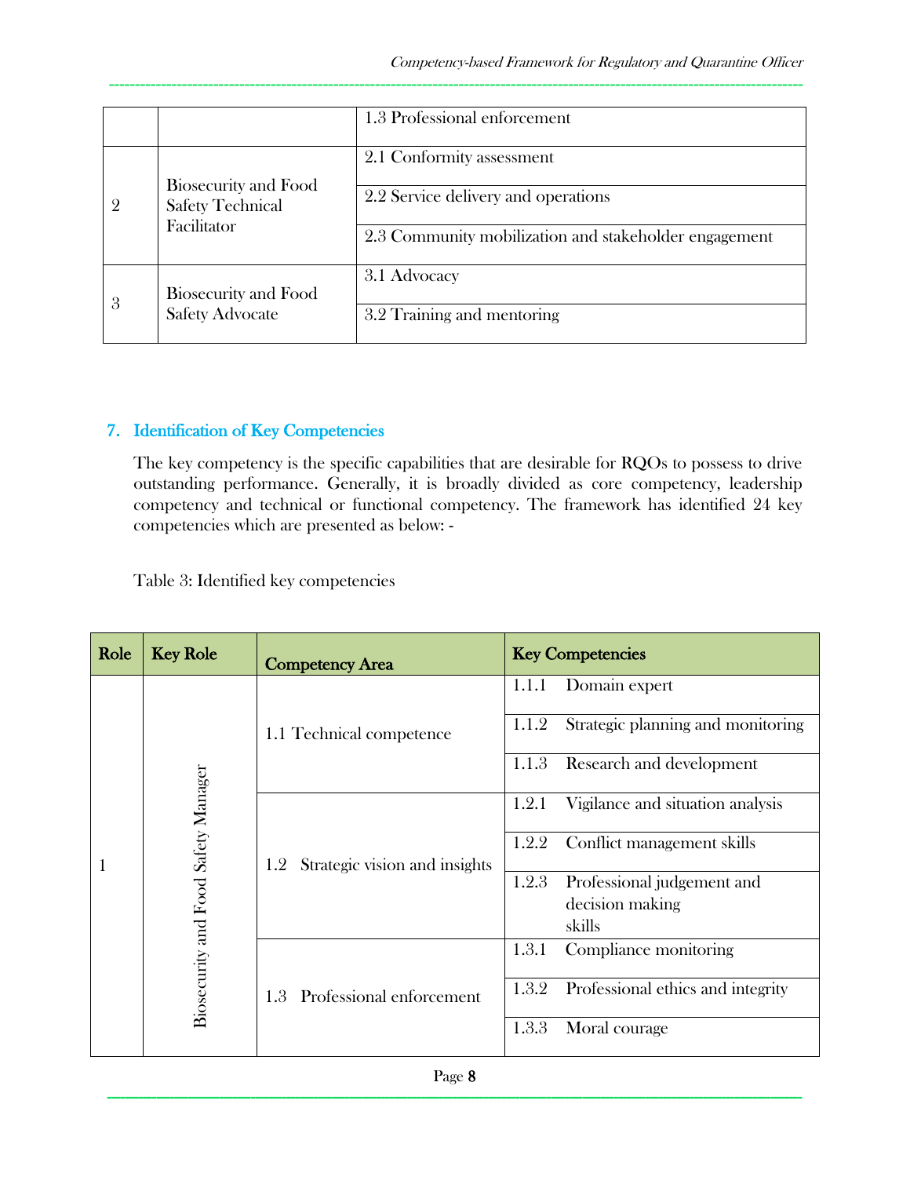| | | 1.3 Professional enforcement |
|---|---|---|
| 2 | Biosecurity and Food Safety Technical Facilitator | 2.1 Conformity assessment |
| | | 2.2 Service delivery and operations |
| | | 2.3 Community mobilization and stakeholder engagement |
| 3 | Biosecurity and Food Safety Advocate | 3.1 Advocacy |
| | | 3.2 Training and mentoring |

## 7. Identification of Key Competencies

The key competency is the specific capabilities that are desirable for RQOs to possess to drive outstanding performance. Generally, it is broadly divided as core competency, leadership competency and technical or functional competency. The framework has identified 24 key competencies which are presented as below: -

Table 3: Identified key competencies

| Role | Key Role | Competency Area | Key Competencies |
|---|---|---|---|
| 1 | Biosecurity and Food Safety Manager | 1.1 Technical competence | 1.1.1 Domain expert |
| | | | 1.1.2 Strategic planning and monitoring |
| | | | 1.1.3 Research and development |
| | | 1.2 Strategic vision and insights | 1.2.1 Vigilance and situation analysis |
| | | | 1.2.2 Conflict management skills |
| | | | 1.2.3 Professional judgement and decision making skills |
| | | 1.3 Professional enforcement | 1.3.1 Compliance monitoring |
| | | | 1.3.2 Professional ethics and integrity |
| | | | 1.3.3 Moral courage |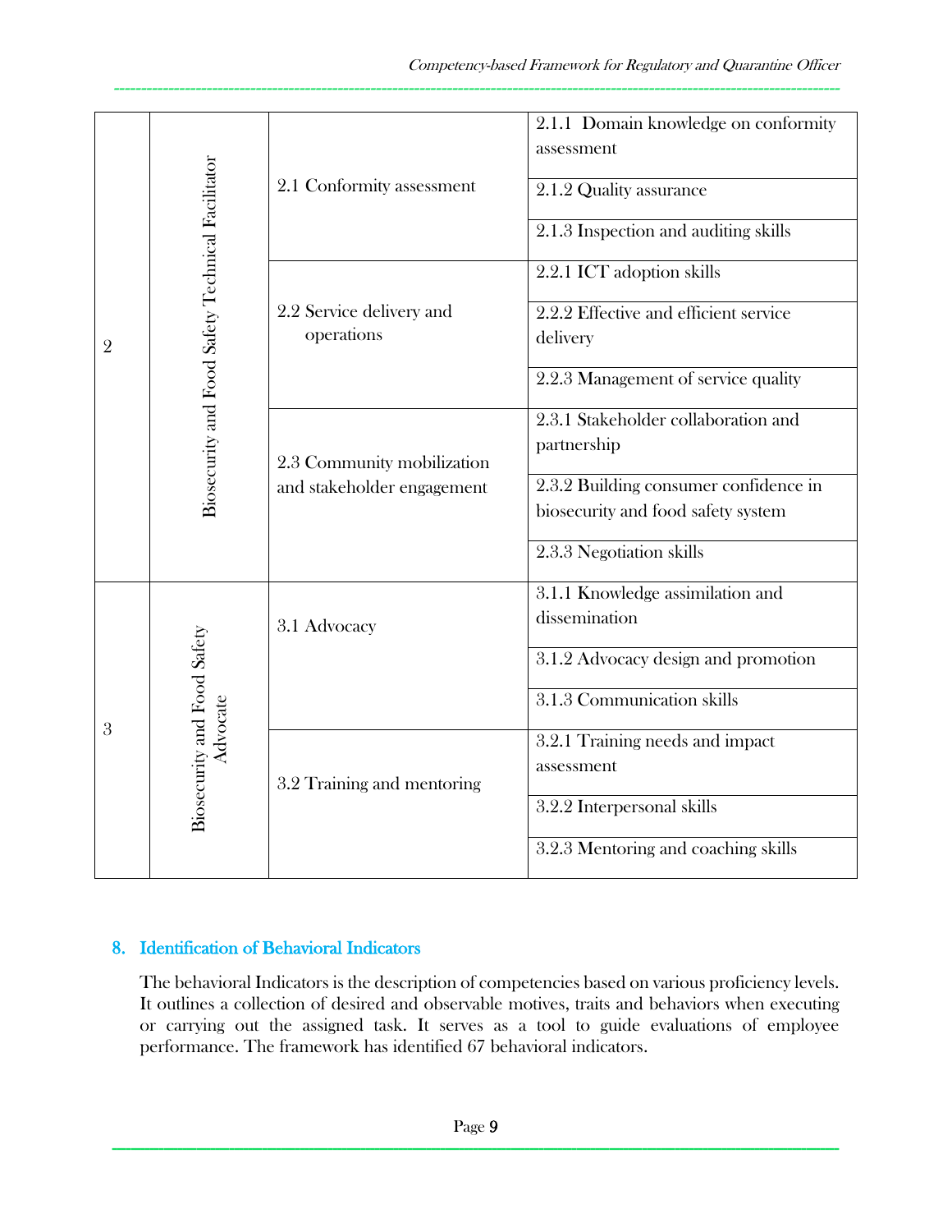| | | | |
|---|---|---|---|
| 2 | Biosecurity and Food Safety Technical Facilitator | 2.1 Conformity assessment | 2.1.1 Domain knowledge on conformity assessment |
| | | | 2.1.2 Quality assurance |
| | | | 2.1.3 Inspection and auditing skills |
| | | 2.2 Service delivery and operations | 2.2.1 ICT adoption skills |
| | | | 2.2.2 Effective and efficient service delivery |
| | | | 2.2.3 Management of service quality |
| | | 2.3 Community mobilization and stakeholder engagement | 2.3.1 Stakeholder collaboration and partnership |
| | | | 2.3.2 Building consumer confidence in biosecurity and food safety system |
| | | | 2.3.3 Negotiation skills |
| 3 | Biosecurity and Food Safety Advocate | 3.1 Advocacy | 3.1.1 Knowledge assimilation and dissemination |
| | | | 3.1.2 Advocacy design and promotion |
| | | | 3.1.3 Communication skills |
| | | 3.2 Training and mentoring | 3.2.1 Training needs and impact assessment |
| | | | 3.2.2 Interpersonal skills |
| | | | 3.2.3 Mentoring and coaching skills |

## 8. Identification of Behavioral Indicators

The behavioral Indicators is the description of competencies based on various proficiency levels. It outlines a collection of desired and observable motives, traits and behaviors when executing or carrying out the assigned task. It serves as a tool to guide evaluations of employee performance. The framework has identified 67 behavioral indicators.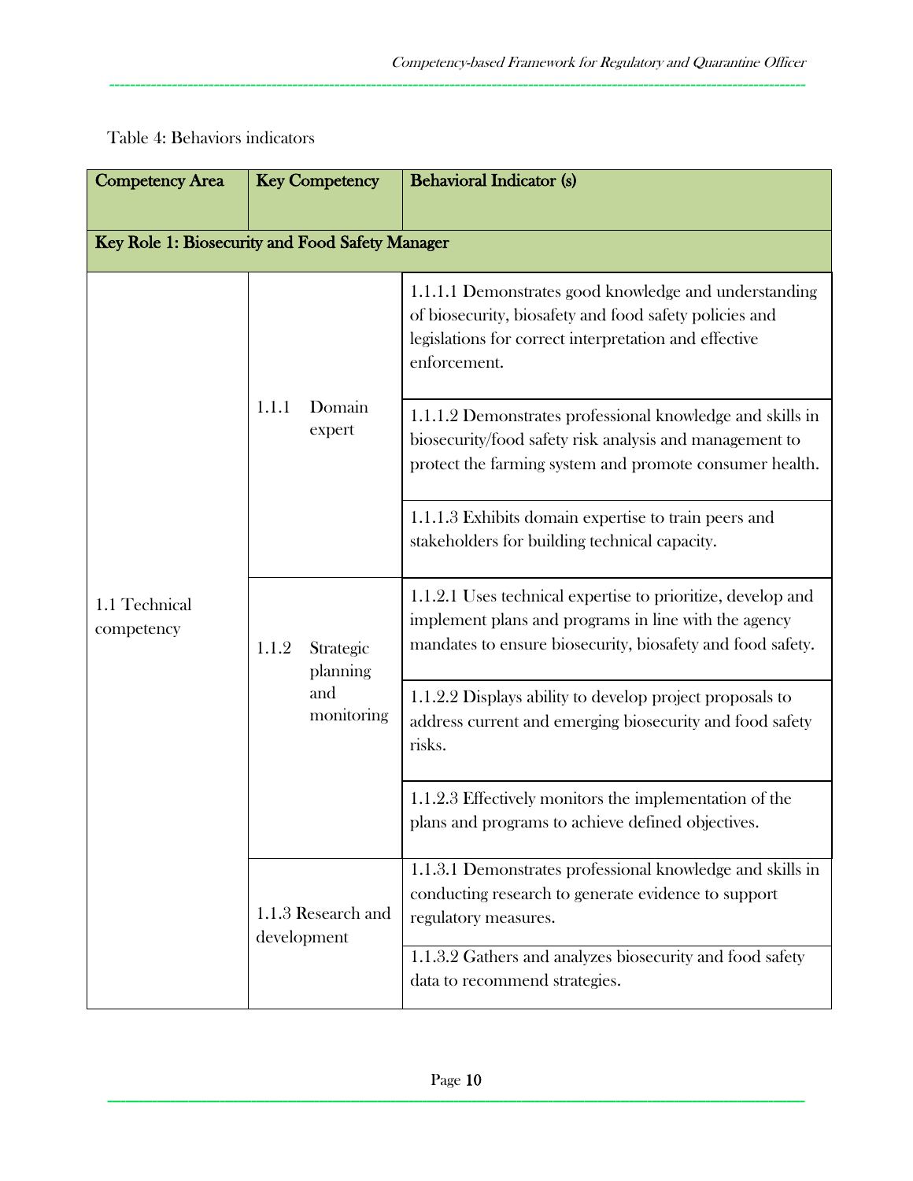Table 4: Behaviors indicators

| Competency Area | Key Competency | Behavioral Indicator (s) |
|---|---|---|
| **Key Role 1: Biosecurity and Food Safety Manager** | | |
| 1.1 Technical competency | 1.1.1 Domain expert | 1.1.1.1 Demonstrates good knowledge and understanding of biosecurity, biosafety and food safety policies and legislations for correct interpretation and effective enforcement. |
| | | 1.1.1.2 Demonstrates professional knowledge and skills in biosecurity/food safety risk analysis and management to protect the farming system and promote consumer health. |
| | | 1.1.1.3 Exhibits domain expertise to train peers and stakeholders for building technical capacity. |
| | 1.1.2 Strategic planning and monitoring | 1.1.2.1 Uses technical expertise to prioritize, develop and implement plans and programs in line with the agency mandates to ensure biosecurity, biosafety and food safety. |
| | | 1.1.2.2 Displays ability to develop project proposals to address current and emerging biosecurity and food safety risks. |
| | | 1.1.2.3 Effectively monitors the implementation of the plans and programs to achieve defined objectives. |
| | 1.1.3 Research and development | 1.1.3.1 Demonstrates professional knowledge and skills in conducting research to generate evidence to support regulatory measures. |
| | | 1.1.3.2 Gathers and analyzes biosecurity and food safety data to recommend strategies. |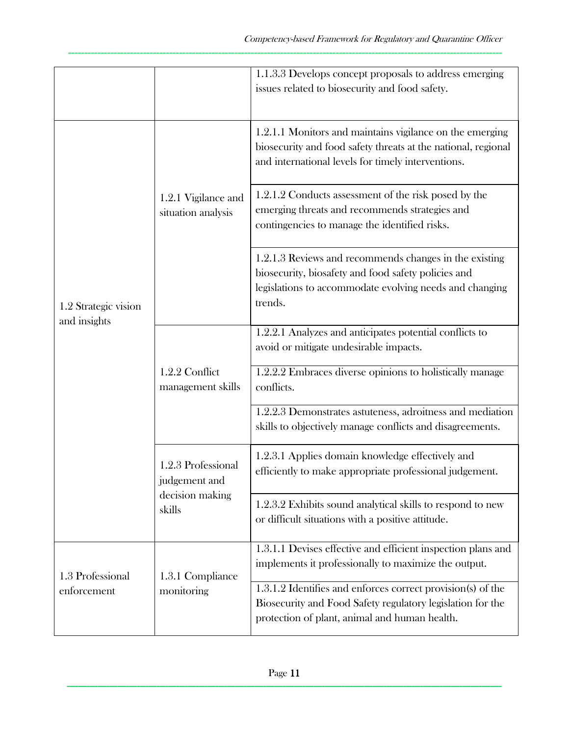| | | |
|---|---|---|
| | | 1.1.3.3 Develops concept proposals to address emerging issues related to biosecurity and food safety. |
| 1.2 Strategic vision and insights | 1.2.1 Vigilance and situation analysis | 1.2.1.1 Monitors and maintains vigilance on the emerging biosecurity and food safety threats at the national, regional and international levels for timely interventions. |
| | | 1.2.1.2 Conducts assessment of the risk posed by the emerging threats and recommends strategies and contingencies to manage the identified risks. |
| | | 1.2.1.3 Reviews and recommends changes in the existing biosecurity, biosafety and food safety policies and legislations to accommodate evolving needs and changing trends. |
| | 1.2.2 Conflict management skills | 1.2.2.1 Analyzes and anticipates potential conflicts to avoid or mitigate undesirable impacts. |
| | | 1.2.2.2 Embraces diverse opinions to holistically manage conflicts. |
| | | 1.2.2.3 Demonstrates astuteness, adroitness and mediation skills to objectively manage conflicts and disagreements. |
| | 1.2.3 Professional judgement and decision making skills | 1.2.3.1 Applies domain knowledge effectively and efficiently to make appropriate professional judgement. |
| | | 1.2.3.2 Exhibits sound analytical skills to respond to new or difficult situations with a positive attitude. |
| 1.3 Professional enforcement | 1.3.1 Compliance monitoring | 1.3.1.1 Devises effective and efficient inspection plans and implements it professionally to maximize the output. |
| | | 1.3.1.2 Identifies and enforces correct provision(s) of the Biosecurity and Food Safety regulatory legislation for the protection of plant, animal and human health. |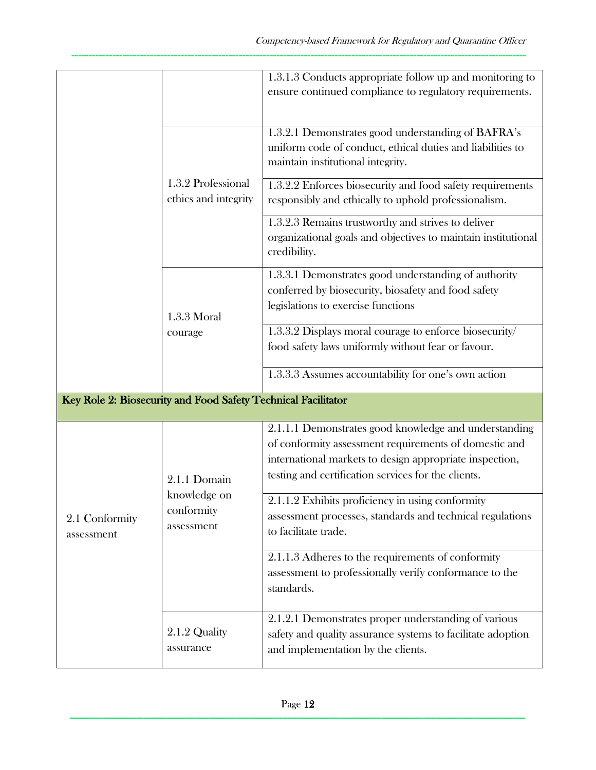| | | |
|---|---|---|
| | | 1.3.1.3 Conducts appropriate follow up and monitoring to ensure continued compliance to regulatory requirements. |
| | 1.3.2 Professional ethics and integrity | 1.3.2.1 Demonstrates good understanding of BAFRA's uniform code of conduct, ethical duties and liabilities to maintain institutional integrity. |
| | | 1.3.2.2 Enforces biosecurity and food safety requirements responsibly and ethically to uphold professionalism. |
| | | 1.3.2.3 Remains trustworthy and strives to deliver organizational goals and objectives to maintain institutional credibility. |
| | 1.3.3 Moral courage | 1.3.3.1 Demonstrates good understanding of authority conferred by biosecurity, biosafety and food safety legislations to exercise functions |
| | | 1.3.3.2 Displays moral courage to enforce biosecurity/ food safety laws uniformly without fear or favour. |
| | | 1.3.3.3 Assumes accountability for one's own action |
| **Key Role 2: Biosecurity and Food Safety Technical Facilitator** | | |
| 2.1 Conformity assessment | 2.1.1 Domain knowledge on conformity assessment | 2.1.1.1 Demonstrates good knowledge and understanding of conformity assessment requirements of domestic and international markets to design appropriate inspection, testing and certification services for the clients. |
| | | 2.1.1.2 Exhibits proficiency in using conformity assessment processes, standards and technical regulations to facilitate trade. |
| | | 2.1.1.3 Adheres to the requirements of conformity assessment to professionally verify conformance to the standards. |
| | 2.1.2 Quality assurance | 2.1.2.1 Demonstrates proper understanding of various safety and quality assurance systems to facilitate adoption and implementation by the clients. |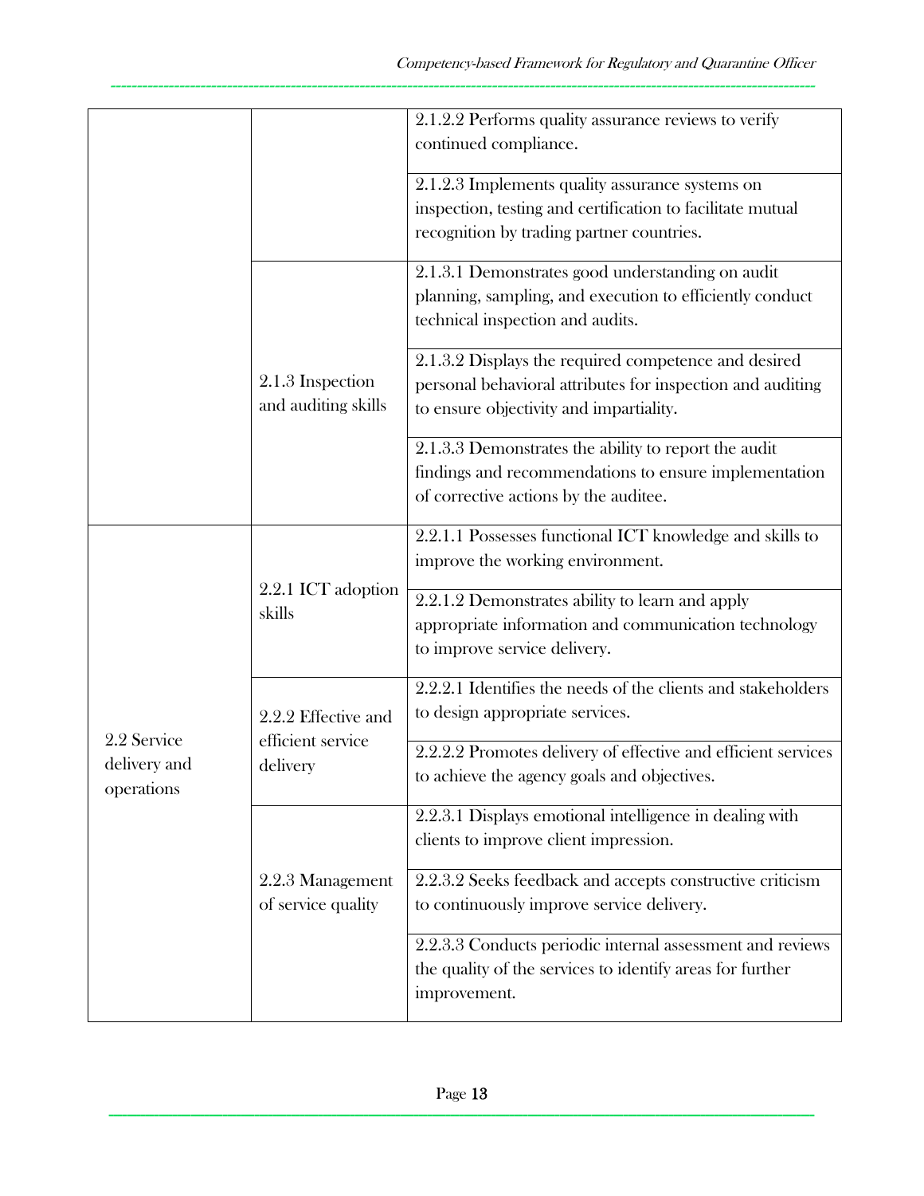| | | |
|---|---|---|
| | | 2.1.2.2 Performs quality assurance reviews to verify continued compliance. |
| | | 2.1.2.3 Implements quality assurance systems on inspection, testing and certification to facilitate mutual recognition by trading partner countries. |
| | 2.1.3 Inspection and auditing skills | 2.1.3.1 Demonstrates good understanding on audit planning, sampling, and execution to efficiently conduct technical inspection and audits. |
| | | 2.1.3.2 Displays the required competence and desired personal behavioral attributes for inspection and auditing to ensure objectivity and impartiality. |
| | | 2.1.3.3 Demonstrates the ability to report the audit findings and recommendations to ensure implementation of corrective actions by the auditee. |
| 2.2 Service delivery and operations | 2.2.1 ICT adoption skills | 2.2.1.1 Possesses functional ICT knowledge and skills to improve the working environment. |
| | | 2.2.1.2 Demonstrates ability to learn and apply appropriate information and communication technology to improve service delivery. |
| | 2.2.2 Effective and efficient service delivery | 2.2.2.1 Identifies the needs of the clients and stakeholders to design appropriate services. |
| | | 2.2.2.2 Promotes delivery of effective and efficient services to achieve the agency goals and objectives. |
| | 2.2.3 Management of service quality | 2.2.3.1 Displays emotional intelligence in dealing with clients to improve client impression. |
| | | 2.2.3.2 Seeks feedback and accepts constructive criticism to continuously improve service delivery. |
| | | 2.2.3.3 Conducts periodic internal assessment and reviews the quality of the services to identify areas for further improvement. |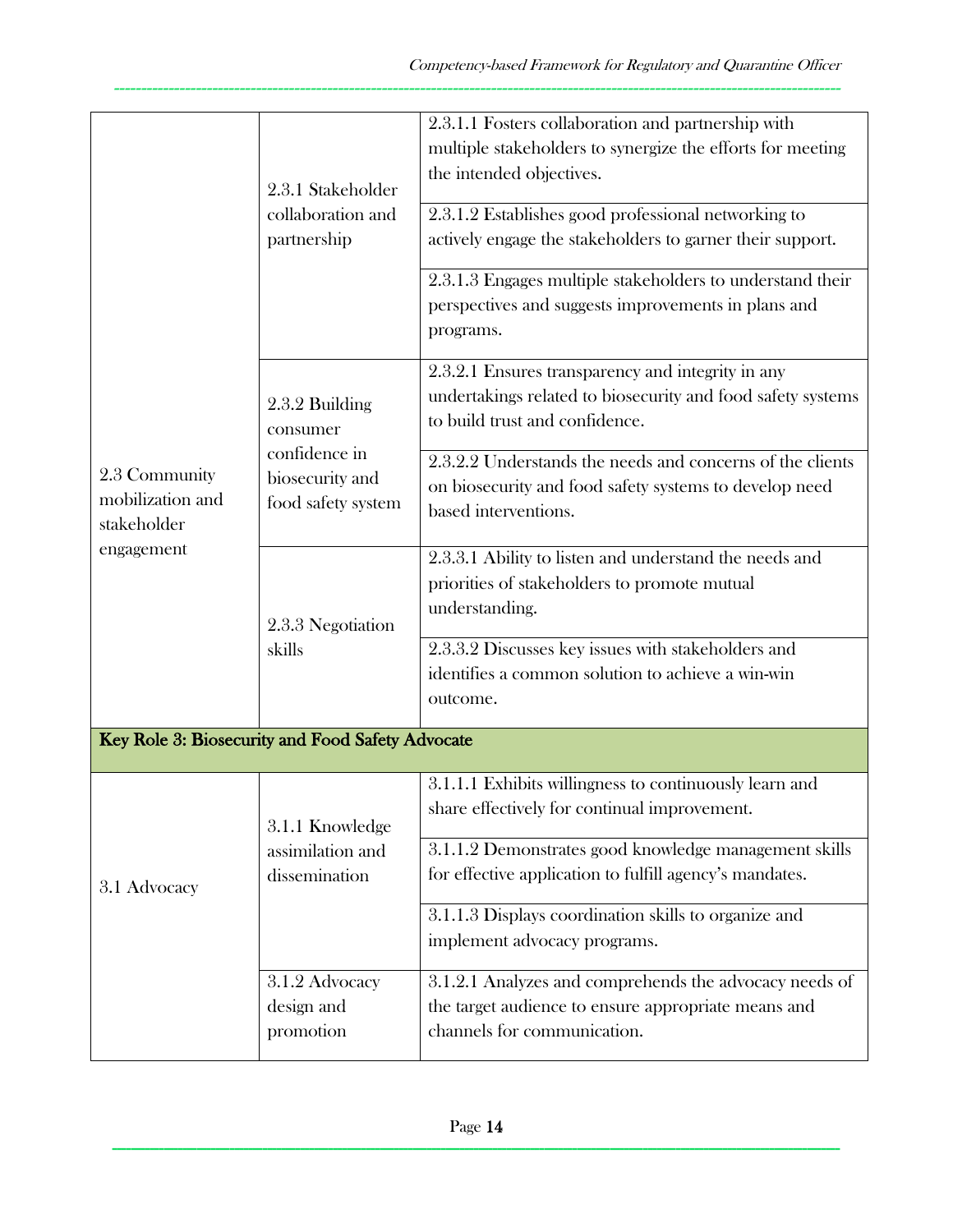| | | |
|---|---|---|
| 2.3 Community mobilization and stakeholder engagement | 2.3.1 Stakeholder collaboration and partnership | 2.3.1.1 Fosters collaboration and partnership with multiple stakeholders to synergize the efforts for meeting the intended objectives. |
| | | 2.3.1.2 Establishes good professional networking to actively engage the stakeholders to garner their support. |
| | | 2.3.1.3 Engages multiple stakeholders to understand their perspectives and suggests improvements in plans and programs. |
| | 2.3.2 Building consumer confidence in biosecurity and food safety system | 2.3.2.1 Ensures transparency and integrity in any undertakings related to biosecurity and food safety systems to build trust and confidence. |
| | | 2.3.2.2 Understands the needs and concerns of the clients on biosecurity and food safety systems to develop need based interventions. |
| | 2.3.3 Negotiation skills | 2.3.3.1 Ability to listen and understand the needs and priorities of stakeholders to promote mutual understanding. |
| | | 2.3.3.2 Discusses key issues with stakeholders and identifies a common solution to achieve a win-win outcome. |
| **Key Role 3: Biosecurity and Food Safety Advocate** | | |
| 3.1 Advocacy | 3.1.1 Knowledge assimilation and dissemination | 3.1.1.1 Exhibits willingness to continuously learn and share effectively for continual improvement. |
| | | 3.1.1.2 Demonstrates good knowledge management skills for effective application to fulfill agency's mandates. |
| | | 3.1.1.3 Displays coordination skills to organize and implement advocacy programs. |
| | 3.1.2 Advocacy design and promotion | 3.1.2.1 Analyzes and comprehends the advocacy needs of the target audience to ensure appropriate means and channels for communication. |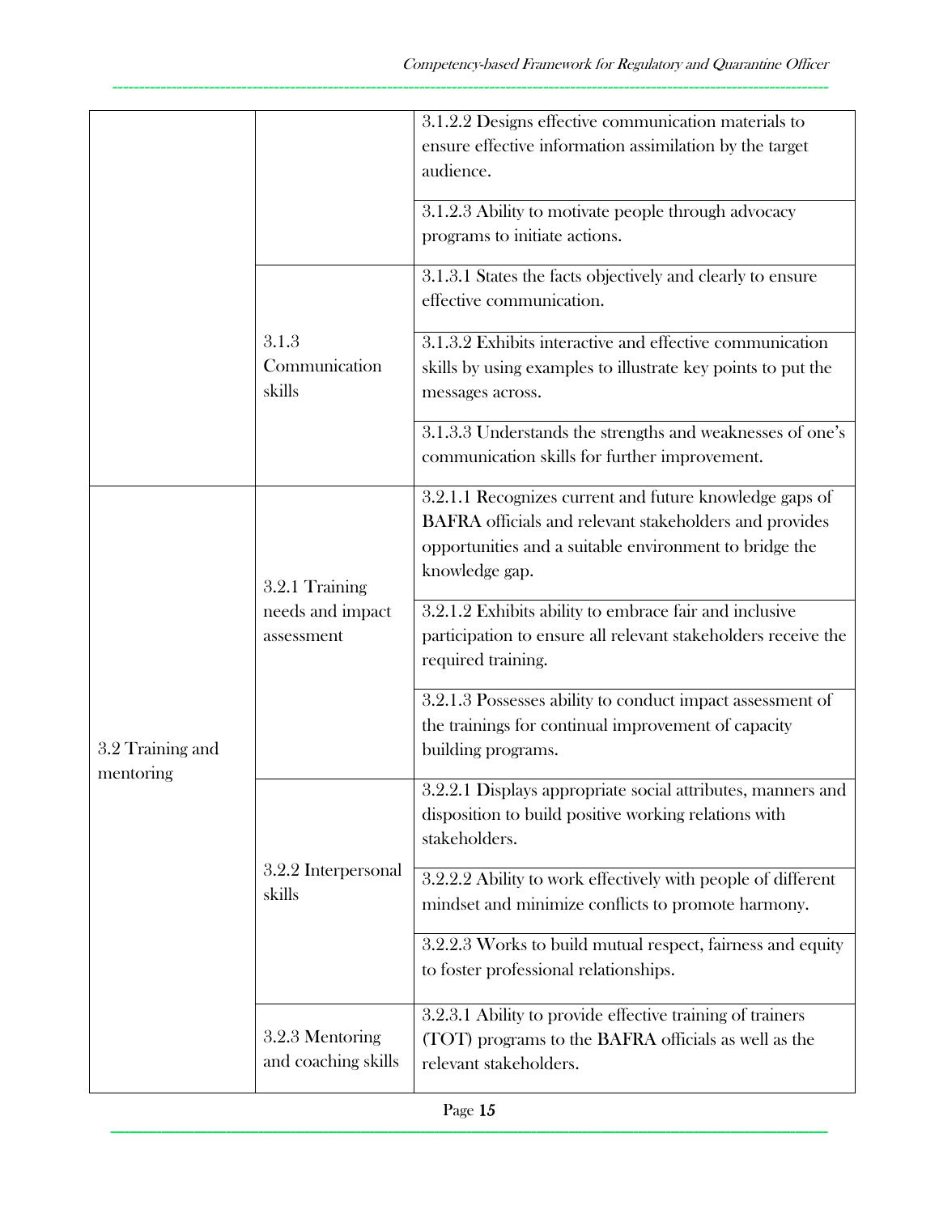| | | |
|---|---|---|
| | | 3.1.2.2 Designs effective communication materials to ensure effective information assimilation by the target audience. |
| | | 3.1.2.3 Ability to motivate people through advocacy programs to initiate actions. |
| | 3.1.3 Communication skills | 3.1.3.1 States the facts objectively and clearly to ensure effective communication. |
| | | 3.1.3.2 Exhibits interactive and effective communication skills by using examples to illustrate key points to put the messages across. |
| | | 3.1.3.3 Understands the strengths and weaknesses of one's communication skills for further improvement. |
| 3.2 Training and mentoring | 3.2.1 Training needs and impact assessment | 3.2.1.1 Recognizes current and future knowledge gaps of BAFRA officials and relevant stakeholders and provides opportunities and a suitable environment to bridge the knowledge gap. |
| | | 3.2.1.2 Exhibits ability to embrace fair and inclusive participation to ensure all relevant stakeholders receive the required training. |
| | | 3.2.1.3 Possesses ability to conduct impact assessment of the trainings for continual improvement of capacity building programs. |
| | 3.2.2 Interpersonal skills | 3.2.2.1 Displays appropriate social attributes, manners and disposition to build positive working relations with stakeholders. |
| | | 3.2.2.2 Ability to work effectively with people of different mindset and minimize conflicts to promote harmony. |
| | | 3.2.2.3 Works to build mutual respect, fairness and equity to foster professional relationships. |
| | 3.2.3 Mentoring and coaching skills | 3.2.3.1 Ability to provide effective training of trainers (TOT) programs to the BAFRA officials as well as the relevant stakeholders. |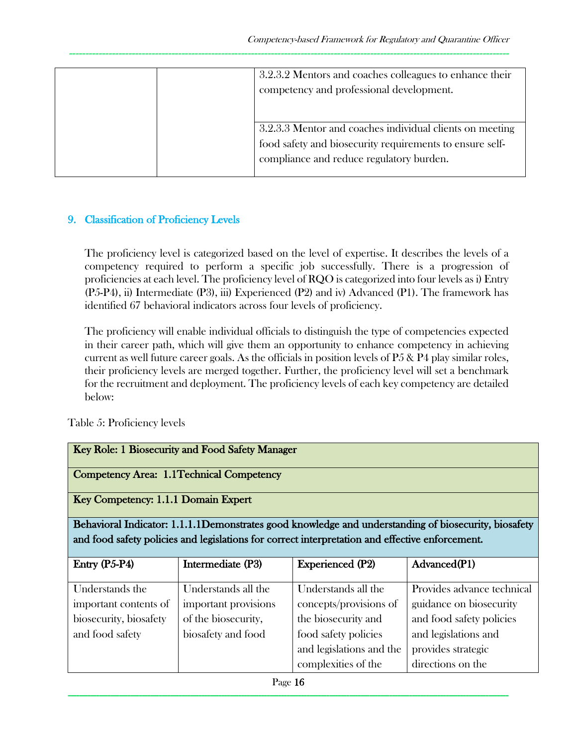| | | 3.2.3.2 Mentors and coaches colleagues to enhance their competency and professional development. |
|---|---|---|
| | | 3.2.3.3 Mentor and coaches individual clients on meeting food safety and biosecurity requirements to ensure self-compliance and reduce regulatory burden. |

## 9. Classification of Proficiency Levels

The proficiency level is categorized based on the level of expertise. It describes the levels of a competency required to perform a specific job successfully. There is a progression of proficiencies at each level. The proficiency level of RQO is categorized into four levels as i) Entry (P5-P4), ii) Intermediate (P3), iii) Experienced (P2) and iv) Advanced (P1). The framework has identified 67 behavioral indicators across four levels of proficiency.

The proficiency will enable individual officials to distinguish the type of competencies expected in their career path, which will give them an opportunity to enhance competency in achieving current as well future career goals. As the officials in position levels of P5 & P4 play similar roles, their proficiency levels are merged together. Further, the proficiency level will set a benchmark for the recruitment and deployment. The proficiency levels of each key competency are detailed below:

Table 5: Proficiency levels

| **Key Role: 1 Biosecurity and Food Safety Manager** | | | |
|---|---|---|---|
| **Competency Area: 1.1Technical Competency** | | | |
| **Key Competency: 1.1.1 Domain Expert** | | | |
| **Behavioral Indicator: 1.1.1.1Demonstrates good knowledge and understanding of biosecurity, biosafety and food safety policies and legislations for correct interpretation and effective enforcement.** | | | |
| **Entry (P5-P4)** | **Intermediate (P3)** | **Experienced (P2)** | **Advanced(P1)** |
| Understands the important contents of biosecurity, biosafety and food safety | Understands all the important provisions of the biosecurity, biosafety and food | Understands all the concepts/provisions of the biosecurity and food safety policies and legislations and the complexities of the | Provides advance technical guidance on biosecurity and food safety policies and legislations and provides strategic directions on the |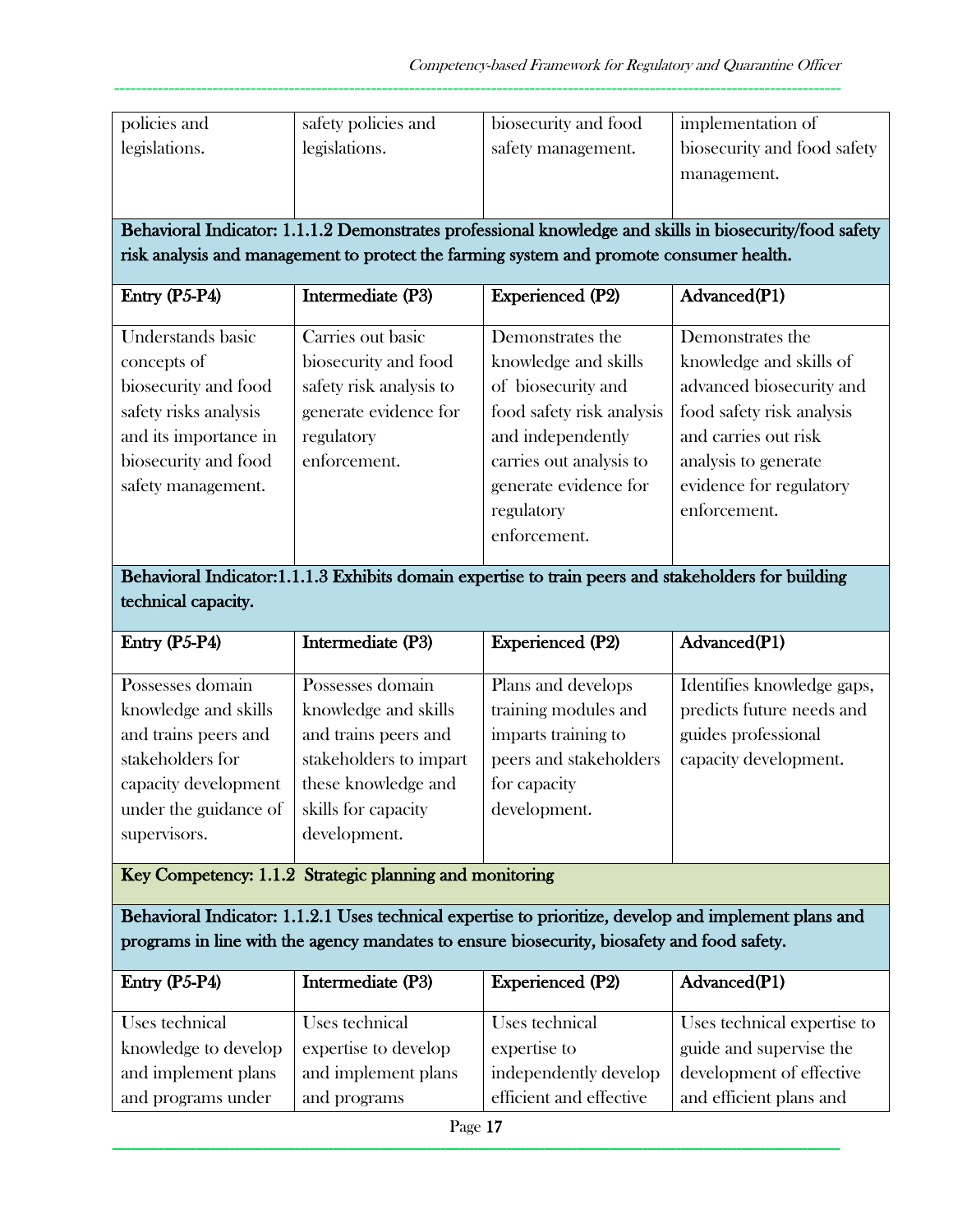| | | | |
|---|---|---|---|
| policies and legislations. | safety policies and legislations. | biosecurity and food safety management. | implementation of biosecurity and food safety management. |

**Behavioral Indicator: 1.1.1.2 Demonstrates professional knowledge and skills in biosecurity/food safety risk analysis and management to protect the farming system and promote consumer health.**

| Entry (P5-P4) | Intermediate (P3) | Experienced (P2) | Advanced(P1) |
|---|---|---|---|
| Understands basic concepts of biosecurity and food safety risks analysis and its importance in biosecurity and food safety management. | Carries out basic biosecurity and food safety risk analysis to generate evidence for regulatory enforcement. | Demonstrates the knowledge and skills of biosecurity and food safety risk analysis and independently carries out analysis to generate evidence for regulatory enforcement. | Demonstrates the knowledge and skills of advanced biosecurity and food safety risk analysis and carries out risk analysis to generate evidence for regulatory enforcement. |

**Behavioral Indicator:1.1.1.3 Exhibits domain expertise to train peers and stakeholders for building technical capacity.**

| Entry (P5-P4) | Intermediate (P3) | Experienced (P2) | Advanced(P1) |
|---|---|---|---|
| Possesses domain knowledge and skills and trains peers and stakeholders for capacity development under the guidance of supervisors. | Possesses domain knowledge and skills and trains peers and stakeholders to impart these knowledge and skills for capacity development. | Plans and develops training modules and imparts training to peers and stakeholders for capacity development. | Identifies knowledge gaps, predicts future needs and guides professional capacity development. |

**Key Competency: 1.1.2 Strategic planning and monitoring**

**Behavioral Indicator: 1.1.2.1 Uses technical expertise to prioritize, develop and implement plans and programs in line with the agency mandates to ensure biosecurity, biosafety and food safety.**

| Entry (P5-P4) | Intermediate (P3) | Experienced (P2) | Advanced(P1) |
|---|---|---|---|
| Uses technical knowledge to develop and implement plans and programs under | Uses technical expertise to develop and implement plans and programs | Uses technical expertise to independently develop efficient and effective | Uses technical expertise to guide and supervise the development of effective and efficient plans and |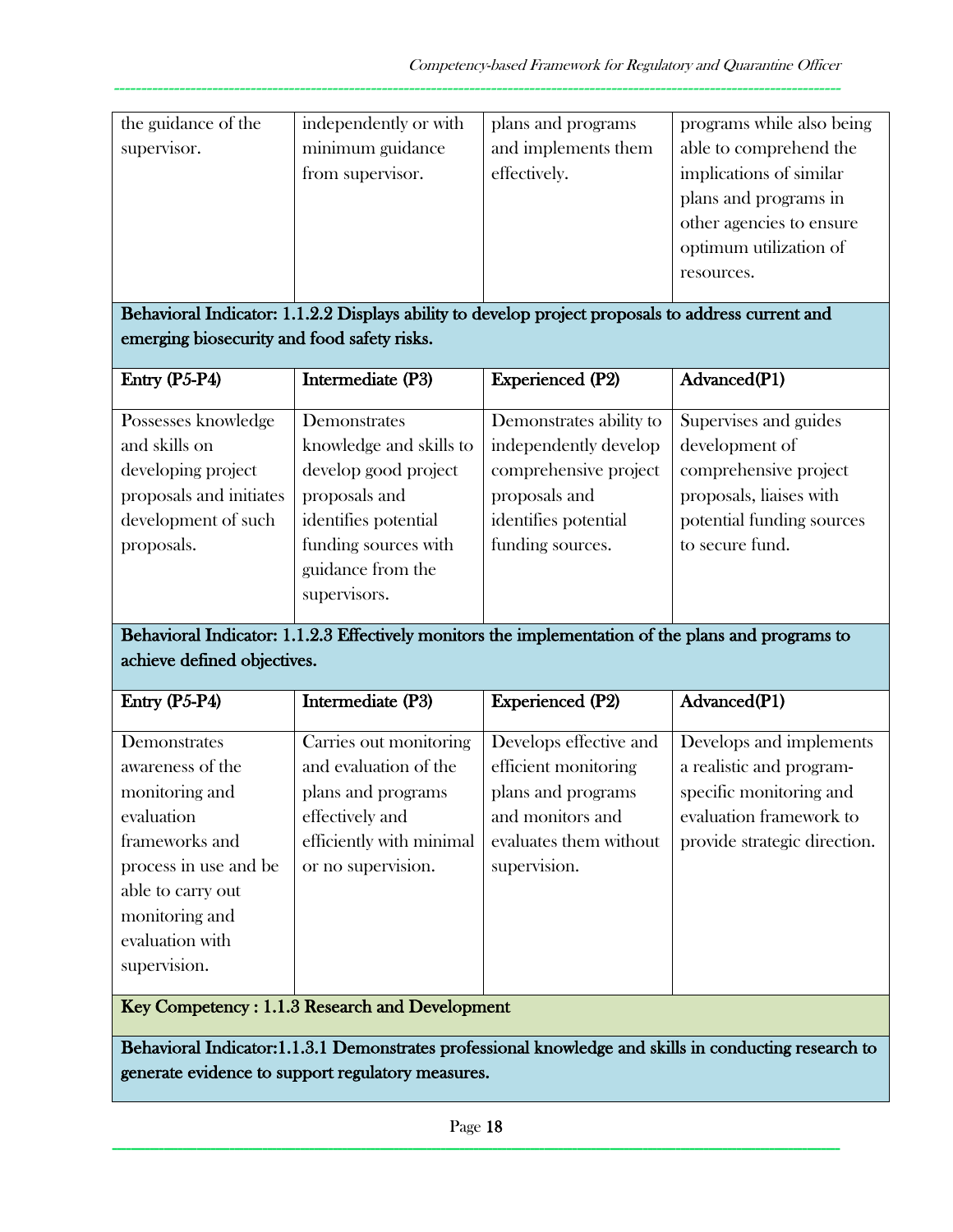| | | | |
|---|---|---|---|
| the guidance of the supervisor. | independently or with minimum guidance from supervisor. | plans and programs and implements them effectively. | programs while also being able to comprehend the implications of similar plans and programs in other agencies to ensure optimum utilization of resources. |

**Behavioral Indicator: 1.1.2.2 Displays ability to develop project proposals to address current and emerging biosecurity and food safety risks.**

| Entry (P5-P4) | Intermediate (P3) | Experienced (P2) | Advanced(P1) |
|---|---|---|---|
| Possesses knowledge and skills on developing project proposals and initiates development of such proposals. | Demonstrates knowledge and skills to develop good project proposals and identifies potential funding sources with guidance from the supervisors. | Demonstrates ability to independently develop comprehensive project proposals and identifies potential funding sources. | Supervises and guides development of comprehensive project proposals, liaises with potential funding sources to secure fund. |

**Behavioral Indicator: 1.1.2.3 Effectively monitors the implementation of the plans and programs to achieve defined objectives.**

| Entry (P5-P4) | Intermediate (P3) | Experienced (P2) | Advanced(P1) |
|---|---|---|---|
| Demonstrates awareness of the monitoring and evaluation frameworks and process in use and be able to carry out monitoring and evaluation with supervision. | Carries out monitoring and evaluation of the plans and programs effectively and efficiently with minimal or no supervision. | Develops effective and efficient monitoring plans and programs and monitors and evaluates them without supervision. | Develops and implements a realistic and program-specific monitoring and evaluation framework to provide strategic direction. |

**Key Competency : 1.1.3 Research and Development**

**Behavioral Indicator:1.1.3.1 Demonstrates professional knowledge and skills in conducting research to generate evidence to support regulatory measures.**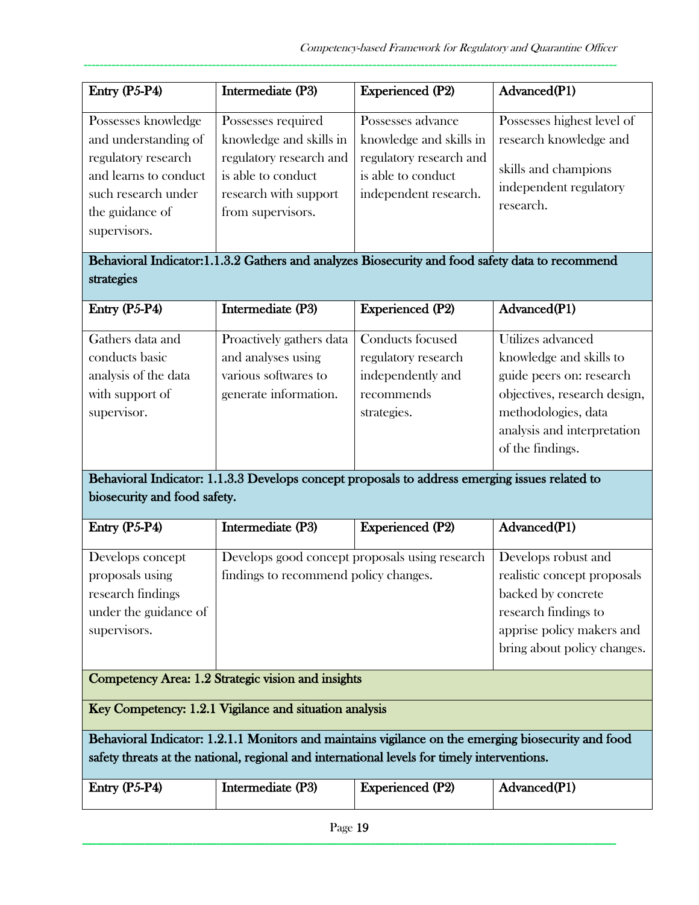| Entry (P5-P4) | Intermediate (P3) | Experienced (P2) | Advanced(P1) |
|---|---|---|---|
| Possesses knowledge and understanding of regulatory research and learns to conduct such research under the guidance of supervisors. | Possesses required knowledge and skills in regulatory research and is able to conduct research with support from supervisors. | Possesses advance knowledge and skills in regulatory research and is able to conduct independent research. | Possesses highest level of research knowledge and skills and champions independent regulatory research. |
| **Behavioral Indicator:1.1.3.2 Gathers and analyzes Biosecurity and food safety data to recommend strategies** | | | |
| **Entry (P5-P4)** | **Intermediate (P3)** | **Experienced (P2)** | **Advanced(P1)** |
| Gathers data and conducts basic analysis of the data with support of supervisor. | Proactively gathers data and analyses using various softwares to generate information. | Conducts focused regulatory research independently and recommends strategies. | Utilizes advanced knowledge and skills to guide peers on: research objectives, research design, methodologies, data analysis and interpretation of the findings. |
| **Behavioral Indicator: 1.1.3.3 Develops concept proposals to address emerging issues related to biosecurity and food safety.** | | | |
| **Entry (P5-P4)** | **Intermediate (P3)** | **Experienced (P2)** | **Advanced(P1)** |
| Develops concept proposals using research findings under the guidance of supervisors. | Develops good concept proposals using research findings to recommend policy changes. | | Develops robust and realistic concept proposals backed by concrete research findings to apprise policy makers and bring about policy changes. |
| **Competency Area: 1.2 Strategic vision and insights** | | | |
| **Key Competency: 1.2.1 Vigilance and situation analysis** | | | |
| **Behavioral Indicator: 1.2.1.1 Monitors and maintains vigilance on the emerging biosecurity and food safety threats at the national, regional and international levels for timely interventions.** | | | |
| **Entry (P5-P4)** | **Intermediate (P3)** | **Experienced (P2)** | **Advanced(P1)** |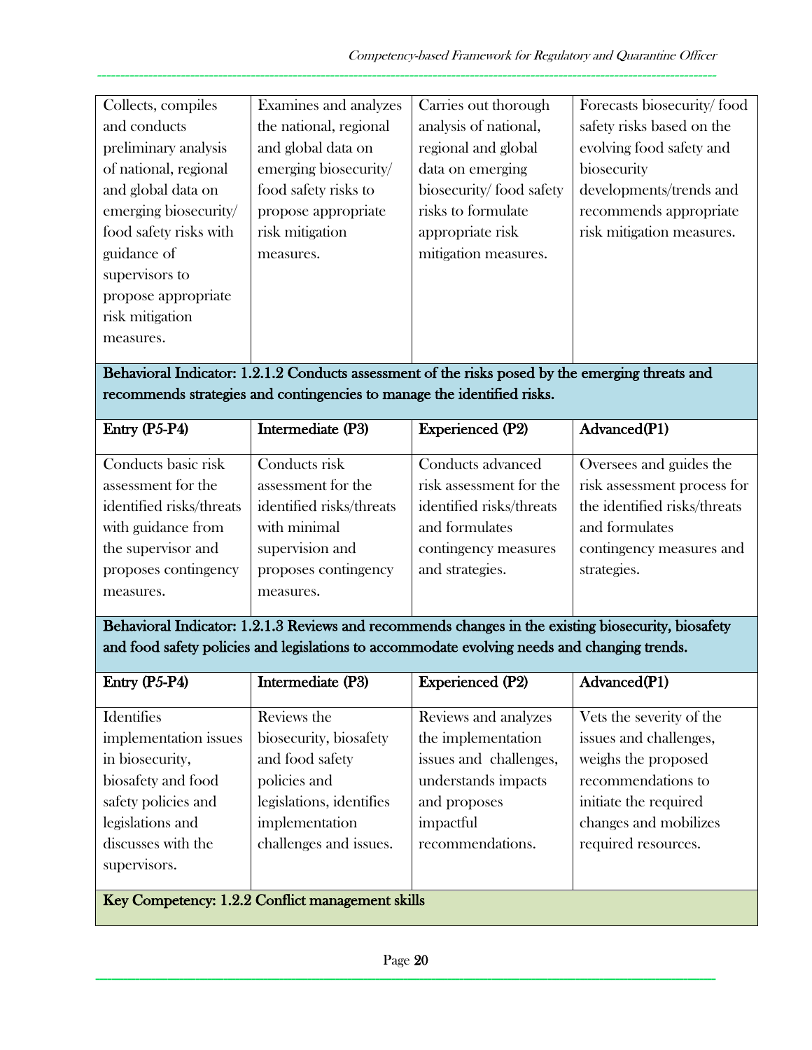| | | | |
|---|---|---|---|
| Collects, compiles and conducts preliminary analysis of national, regional and global data on emerging biosecurity/ food safety risks with guidance of supervisors to propose appropriate risk mitigation measures. | Examines and analyzes the national, regional and global data on emerging biosecurity/ food safety risks to propose appropriate risk mitigation measures. | Carries out thorough analysis of national, regional and global data on emerging biosecurity/ food safety risks to formulate appropriate risk mitigation measures. | Forecasts biosecurity/ food safety risks based on the evolving food safety and biosecurity developments/trends and recommends appropriate risk mitigation measures. |

**Behavioral Indicator: 1.2.1.2 Conducts assessment of the risks posed by the emerging threats and recommends strategies and contingencies to manage the identified risks.**

| Entry (P5-P4) | Intermediate (P3) | Experienced (P2) | Advanced(P1) |
|---|---|---|---|
| Conducts basic risk assessment for the identified risks/threats with guidance from the supervisor and proposes contingency measures. | Conducts risk assessment for the identified risks/threats with minimal supervision and proposes contingency measures. | Conducts advanced risk assessment for the identified risks/threats and formulates contingency measures and strategies. | Oversees and guides the risk assessment process for the identified risks/threats and formulates contingency measures and strategies. |

**Behavioral Indicator: 1.2.1.3 Reviews and recommends changes in the existing biosecurity, biosafety and food safety policies and legislations to accommodate evolving needs and changing trends.**

| Entry (P5-P4) | Intermediate (P3) | Experienced (P2) | Advanced(P1) |
|---|---|---|---|
| Identifies implementation issues in biosecurity, biosafety and food safety policies and legislations and discusses with the supervisors. | Reviews the biosecurity, biosafety and food safety policies and legislations, identifies implementation challenges and issues. | Reviews and analyzes the implementation issues and challenges, understands impacts and proposes impactful recommendations. | Vets the severity of the issues and challenges, weighs the proposed recommendations to initiate the required changes and mobilizes required resources. |

**Key Competency: 1.2.2 Conflict management skills**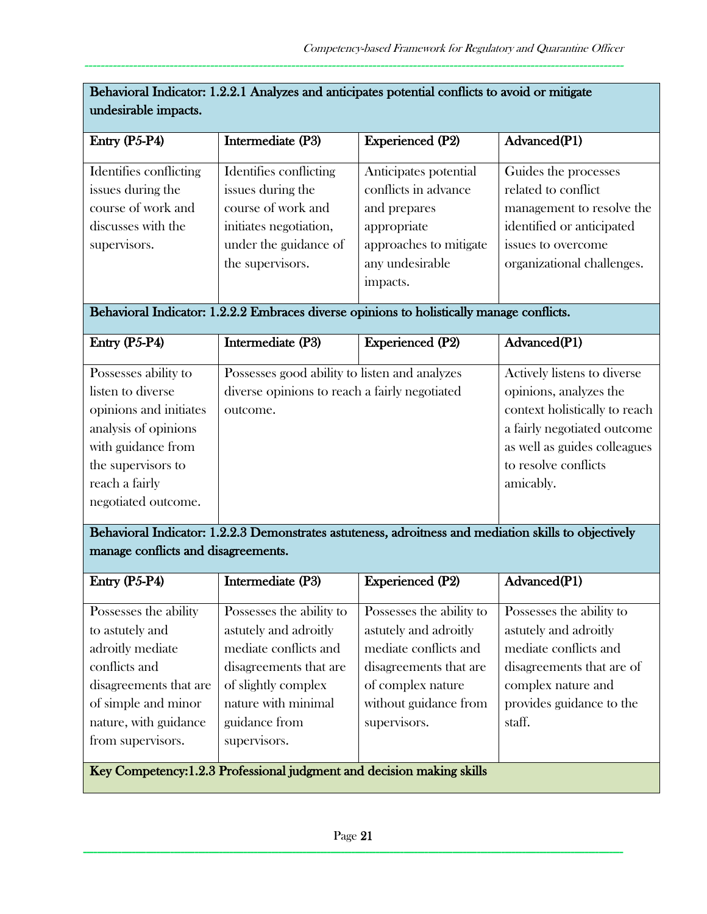**Behavioral Indicator: 1.2.2.1 Analyzes and anticipates potential conflicts to avoid or mitigate undesirable impacts.**

| Entry (P5-P4) | Intermediate (P3) | Experienced (P2) | Advanced(P1) |
|---|---|---|---|
| Identifies conflicting issues during the course of work and discusses with the supervisors. | Identifies conflicting issues during the course of work and initiates negotiation, under the guidance of the supervisors. | Anticipates potential conflicts in advance and prepares appropriate approaches to mitigate any undesirable impacts. | Guides the processes related to conflict management to resolve the identified or anticipated issues to overcome organizational challenges. |

**Behavioral Indicator: 1.2.2.2 Embraces diverse opinions to holistically manage conflicts.**

| Entry (P5-P4) | Intermediate (P3) | Experienced (P2) | Advanced(P1) |
|---|---|---|---|
| Possesses ability to listen to diverse opinions and initiates analysis of opinions with guidance from the supervisors to reach a fairly negotiated outcome. | Possesses good ability to listen and analyzes diverse opinions to reach a fairly negotiated outcome. | | Actively listens to diverse opinions, analyzes the context holistically to reach a fairly negotiated outcome as well as guides colleagues to resolve conflicts amicably. |

**Behavioral Indicator: 1.2.2.3 Demonstrates astuteness, adroitness and mediation skills to objectively manage conflicts and disagreements.**

| Entry (P5-P4) | Intermediate (P3) | Experienced (P2) | Advanced(P1) |
|---|---|---|---|
| Possesses the ability to astutely and adroitly mediate conflicts and disagreements that are of simple and minor nature, with guidance from supervisors. | Possesses the ability to astutely and adroitly mediate conflicts and disagreements that are of slightly complex nature with minimal guidance from supervisors. | Possesses the ability to astutely and adroitly mediate conflicts and disagreements that are of complex nature without guidance from supervisors. | Possesses the ability to astutely and adroitly mediate conflicts and disagreements that are of complex nature and provides guidance to the staff. |

**Key Competency:1.2.3 Professional judgment and decision making skills**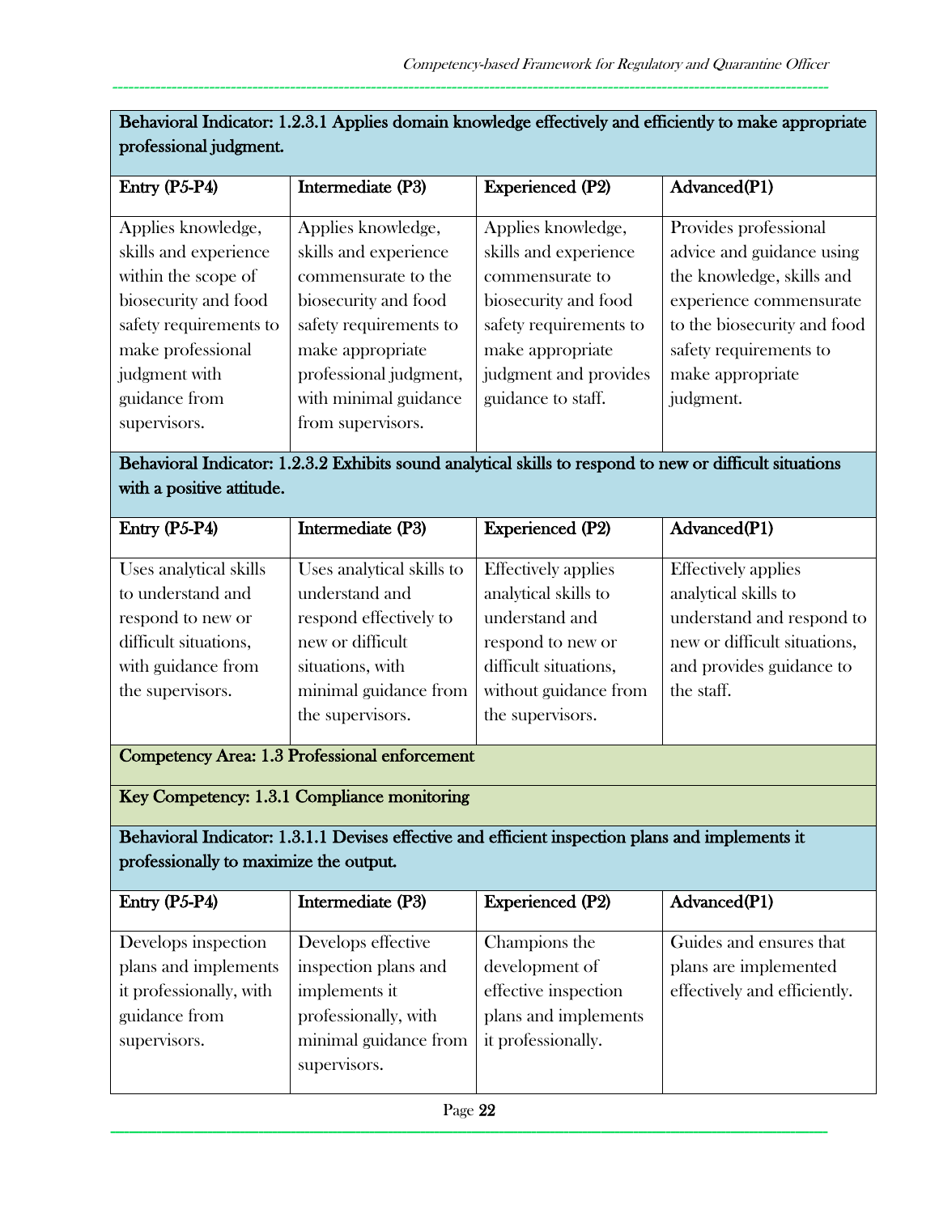**Behavioral Indicator: 1.2.3.1 Applies domain knowledge effectively and efficiently to make appropriate professional judgment.**

| Entry (P5-P4) | Intermediate (P3) | Experienced (P2) | Advanced(P1) |
|---|---|---|---|
| Applies knowledge, skills and experience within the scope of biosecurity and food safety requirements to make professional judgment with guidance from supervisors. | Applies knowledge, skills and experience commensurate to the biosecurity and food safety requirements to make appropriate professional judgment, with minimal guidance from supervisors. | Applies knowledge, skills and experience commensurate to biosecurity and food safety requirements to make appropriate judgment and provides guidance to staff. | Provides professional advice and guidance using the knowledge, skills and experience commensurate to the biosecurity and food safety requirements to make appropriate judgment. |

**Behavioral Indicator: 1.2.3.2 Exhibits sound analytical skills to respond to new or difficult situations with a positive attitude.**

| Entry (P5-P4) | Intermediate (P3) | Experienced (P2) | Advanced(P1) |
|---|---|---|---|
| Uses analytical skills to understand and respond to new or difficult situations, with guidance from the supervisors. | Uses analytical skills to understand and respond effectively to new or difficult situations, with minimal guidance from the supervisors. | Effectively applies analytical skills to understand and respond to new or difficult situations, without guidance from the supervisors. | Effectively applies analytical skills to understand and respond to new or difficult situations, and provides guidance to the staff. |

**Competency Area: 1.3 Professional enforcement**

**Key Competency: 1.3.1 Compliance monitoring**

**Behavioral Indicator: 1.3.1.1 Devises effective and efficient inspection plans and implements it professionally to maximize the output.**

| Entry (P5-P4) | Intermediate (P3) | Experienced (P2) | Advanced(P1) |
|---|---|---|---|
| Develops inspection plans and implements it professionally, with guidance from supervisors. | Develops effective inspection plans and implements it professionally, with minimal guidance from supervisors. | Champions the development of effective inspection plans and implements it professionally. | Guides and ensures that plans are implemented effectively and efficiently. |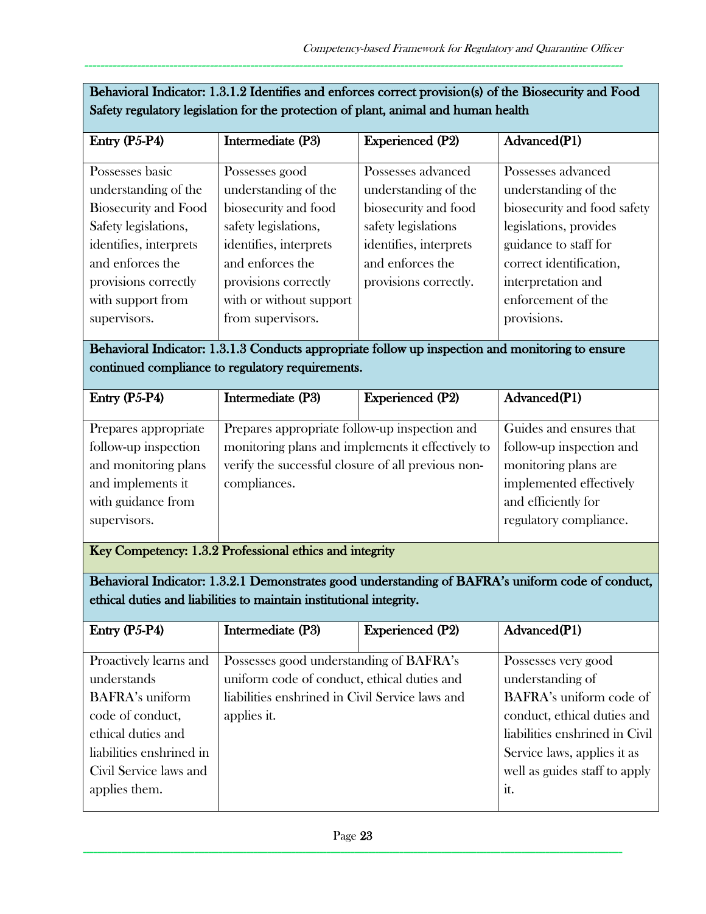| Behavioral Indicator: 1.3.1.2 Identifies and enforces correct provision(s) of the Biosecurity and Food Safety regulatory legislation for the protection of plant, animal and human health | | | |
|---|---|---|---|
| **Entry (P5-P4)** | **Intermediate (P3)** | **Experienced (P2)** | **Advanced(P1)** |
| Possesses basic understanding of the Biosecurity and Food Safety legislations, identifies, interprets and enforces the provisions correctly with support from supervisors. | Possesses good understanding of the biosecurity and food safety legislations, identifies, interprets and enforces the provisions correctly with or without support from supervisors. | Possesses advanced understanding of the biosecurity and food safety legislations identifies, interprets and enforces the provisions correctly. | Possesses advanced understanding of the biosecurity and food safety legislations, provides guidance to staff for correct identification, interpretation and enforcement of the provisions. |

| Behavioral Indicator: 1.3.1.3 Conducts appropriate follow up inspection and monitoring to ensure continued compliance to regulatory requirements. | | | |
|---|---|---|---|
| **Entry (P5-P4)** | **Intermediate (P3)** | **Experienced (P2)** | **Advanced(P1)** |
| Prepares appropriate follow-up inspection and monitoring plans and implements it with guidance from supervisors. | Prepares appropriate follow-up inspection and monitoring plans and implements it effectively to verify the successful closure of all previous non-compliances. | | Guides and ensures that follow-up inspection and monitoring plans are implemented effectively and efficiently for regulatory compliance. |

**Key Competency: 1.3.2 Professional ethics and integrity**

| Behavioral Indicator: 1.3.2.1 Demonstrates good understanding of BAFRA's uniform code of conduct, ethical duties and liabilities to maintain institutional integrity. | | | |
|---|---|---|---|
| **Entry (P5-P4)** | **Intermediate (P3)** | **Experienced (P2)** | **Advanced(P1)** |
| Proactively learns and understands BAFRA's uniform code of conduct, ethical duties and liabilities enshrined in Civil Service laws and applies them. | Possesses good understanding of BAFRA's uniform code of conduct, ethical duties and liabilities enshrined in Civil Service laws and applies it. | | Possesses very good understanding of BAFRA's uniform code of conduct, ethical duties and liabilities enshrined in Civil Service laws, applies it as well as guides staff to apply it. |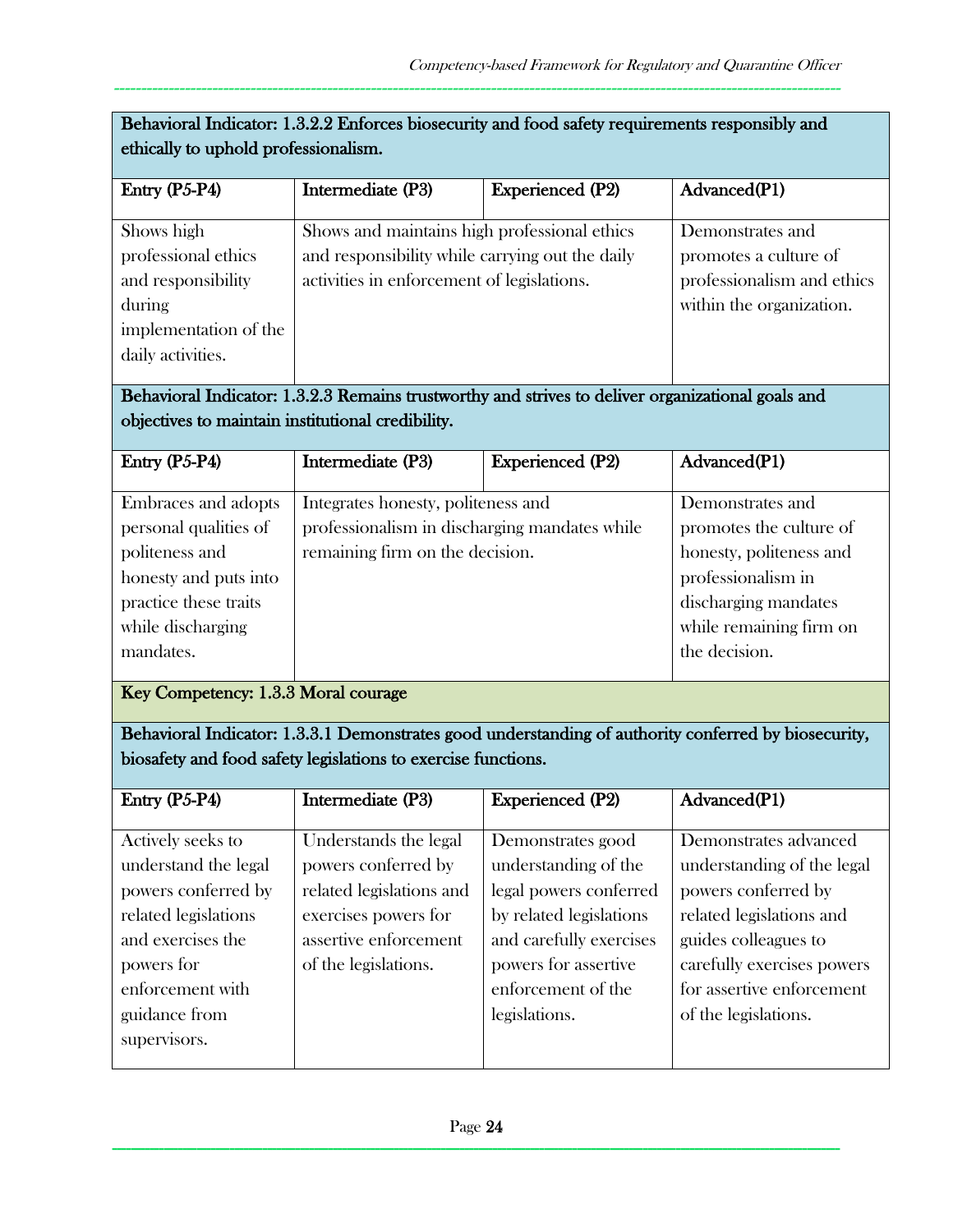| Behavioral Indicator: 1.3.2.2 Enforces biosecurity and food safety requirements responsibly and ethically to uphold professionalism. | | | |
|---|---|---|---|
| **Entry (P5-P4)** | **Intermediate (P3)** | **Experienced (P2)** | **Advanced(P1)** |
| Shows high professional ethics and responsibility during implementation of the daily activities. | Shows and maintains high professional ethics and responsibility while carrying out the daily activities in enforcement of legislations. | | Demonstrates and promotes a culture of professionalism and ethics within the organization. |

| Behavioral Indicator: 1.3.2.3 Remains trustworthy and strives to deliver organizational goals and objectives to maintain institutional credibility. | | | |
|---|---|---|---|
| **Entry (P5-P4)** | **Intermediate (P3)** | **Experienced (P2)** | **Advanced(P1)** |
| Embraces and adopts personal qualities of politeness and honesty and puts into practice these traits while discharging mandates. | Integrates honesty, politeness and professionalism in discharging mandates while remaining firm on the decision. | | Demonstrates and promotes the culture of honesty, politeness and professionalism in discharging mandates while remaining firm on the decision. |

**Key Competency: 1.3.3 Moral courage**

| Behavioral Indicator: 1.3.3.1 Demonstrates good understanding of authority conferred by biosecurity, biosafety and food safety legislations to exercise functions. | | | |
|---|---|---|---|
| **Entry (P5-P4)** | **Intermediate (P3)** | **Experienced (P2)** | **Advanced(P1)** |
| Actively seeks to understand the legal powers conferred by related legislations and exercises the powers for enforcement with guidance from supervisors. | Understands the legal powers conferred by related legislations and exercises powers for assertive enforcement of the legislations. | Demonstrates good understanding of the legal powers conferred by related legislations and carefully exercises powers for assertive enforcement of the legislations. | Demonstrates advanced understanding of the legal powers conferred by related legislations and guides colleagues to carefully exercises powers for assertive enforcement of the legislations. |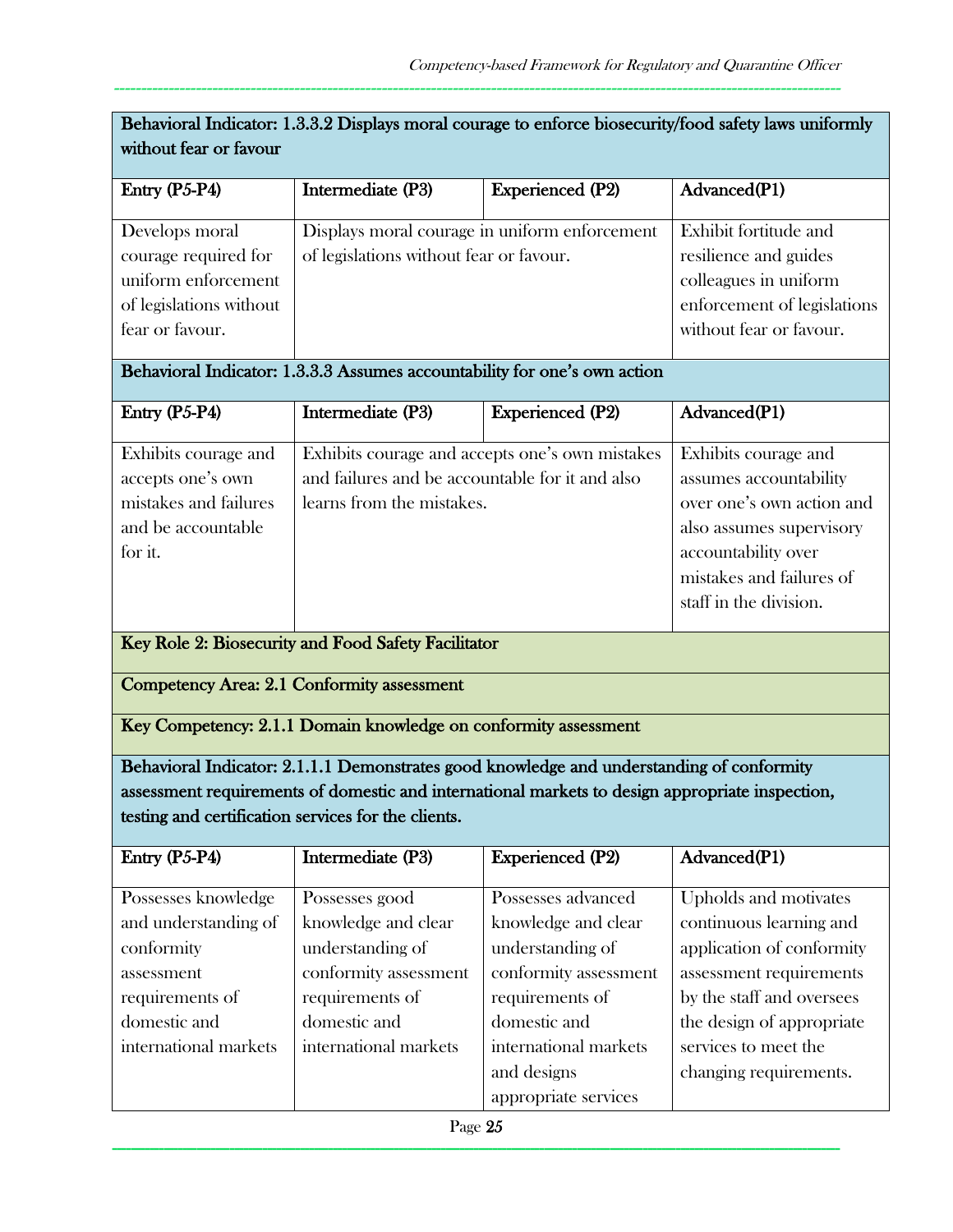**Behavioral Indicator: 1.3.3.2 Displays moral courage to enforce biosecurity/food safety laws uniformly without fear or favour**

| Entry (P5-P4) | Intermediate (P3) | Experienced (P2) | Advanced(P1) |
|---|---|---|---|
| Develops moral courage required for uniform enforcement of legislations without fear or favour. | Displays moral courage in uniform enforcement of legislations without fear or favour. | | Exhibit fortitude and resilience and guides colleagues in uniform enforcement of legislations without fear or favour. |

**Behavioral Indicator: 1.3.3.3 Assumes accountability for one's own action**

| Entry (P5-P4) | Intermediate (P3) | Experienced (P2) | Advanced(P1) |
|---|---|---|---|
| Exhibits courage and accepts one's own mistakes and failures and be accountable for it. | Exhibits courage and accepts one's own mistakes and failures and be accountable for it and also learns from the mistakes. | | Exhibits courage and assumes accountability over one's own action and also assumes supervisory accountability over mistakes and failures of staff in the division. |

**Key Role 2: Biosecurity and Food Safety Facilitator**

**Competency Area: 2.1 Conformity assessment**

**Key Competency: 2.1.1 Domain knowledge on conformity assessment**

**Behavioral Indicator: 2.1.1.1 Demonstrates good knowledge and understanding of conformity assessment requirements of domestic and international markets to design appropriate inspection, testing and certification services for the clients.**

| Entry (P5-P4) | Intermediate (P3) | Experienced (P2) | Advanced(P1) |
|---|---|---|---|
| Possesses knowledge and understanding of conformity assessment requirements of domestic and international markets | Possesses good knowledge and clear understanding of conformity assessment requirements of domestic and international markets | Possesses advanced knowledge and clear understanding of conformity assessment requirements of domestic and international markets and designs appropriate services | Upholds and motivates continuous learning and application of conformity assessment requirements by the staff and oversees the design of appropriate services to meet the changing requirements. |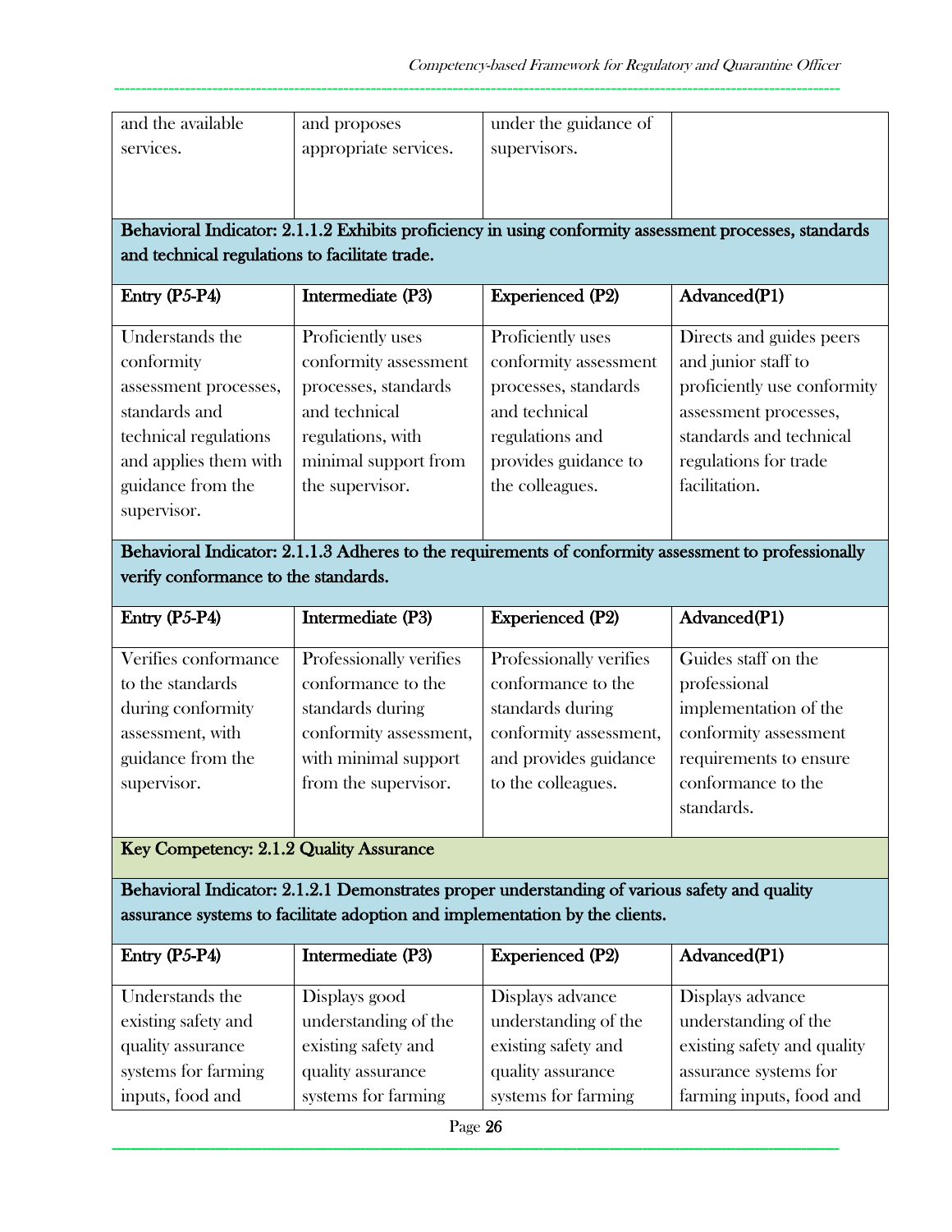| | | | |
|---|---|---|---|
| and the available services. | and proposes appropriate services. | under the guidance of supervisors. | |

**Behavioral Indicator: 2.1.1.2 Exhibits proficiency in using conformity assessment processes, standards and technical regulations to facilitate trade.**

| Entry (P5-P4) | Intermediate (P3) | Experienced (P2) | Advanced(P1) |
|---|---|---|---|
| Understands the conformity assessment processes, standards and technical regulations and applies them with guidance from the supervisor. | Proficiently uses conformity assessment processes, standards and technical regulations, with minimal support from the supervisor. | Proficiently uses conformity assessment processes, standards and technical regulations and provides guidance to the colleagues. | Directs and guides peers and junior staff to proficiently use conformity assessment processes, standards and technical regulations for trade facilitation. |

**Behavioral Indicator: 2.1.1.3 Adheres to the requirements of conformity assessment to professionally verify conformance to the standards.**

| Entry (P5-P4) | Intermediate (P3) | Experienced (P2) | Advanced(P1) |
|---|---|---|---|
| Verifies conformance to the standards during conformity assessment, with guidance from the supervisor. | Professionally verifies conformance to the standards during conformity assessment, with minimal support from the supervisor. | Professionally verifies conformance to the standards during conformity assessment, and provides guidance to the colleagues. | Guides staff on the professional implementation of the conformity assessment requirements to ensure conformance to the standards. |

**Key Competency: 2.1.2 Quality Assurance**

**Behavioral Indicator: 2.1.2.1 Demonstrates proper understanding of various safety and quality assurance systems to facilitate adoption and implementation by the clients.**

| Entry (P5-P4) | Intermediate (P3) | Experienced (P2) | Advanced(P1) |
|---|---|---|---|
| Understands the existing safety and quality assurance systems for farming inputs, food and | Displays good understanding of the existing safety and quality assurance systems for farming | Displays advance understanding of the existing safety and quality assurance systems for farming | Displays advance understanding of the existing safety and quality assurance systems for farming inputs, food and |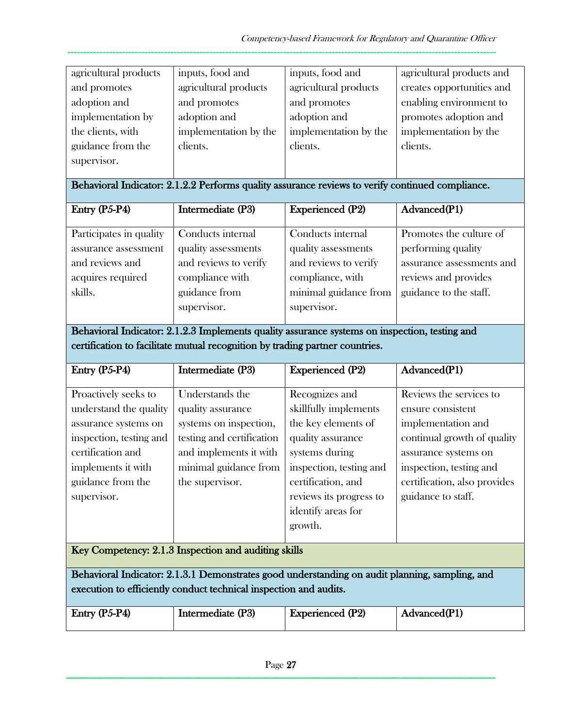| agricultural products and promotes adoption and implementation by the clients, with guidance from the supervisor. | inputs, food and agricultural products and promotes adoption and implementation by the clients. | inputs, food and agricultural products and promotes adoption and implementation by the clients. | agricultural products and creates opportunities and enabling environment to promotes adoption and implementation by the clients. |
|---|---|---|---|

**Behavioral Indicator: 2.1.2.2 Performs quality assurance reviews to verify continued compliance.**

| Entry (P5-P4) | Intermediate (P3) | Experienced (P2) | Advanced(P1) |
|---|---|---|---|
| Participates in quality assurance assessment and reviews and acquires required skills. | Conducts internal quality assessments and reviews to verify compliance with guidance from supervisor. | Conducts internal quality assessments and reviews to verify compliance, with minimal guidance from supervisor. | Promotes the culture of performing quality assurance assessments and reviews and provides guidance to the staff. |

**Behavioral Indicator: 2.1.2.3 Implements quality assurance systems on inspection, testing and certification to facilitate mutual recognition by trading partner countries.**

| Entry (P5-P4) | Intermediate (P3) | Experienced (P2) | Advanced(P1) |
|---|---|---|---|
| Proactively seeks to understand the quality assurance systems on inspection, testing and certification and implements it with guidance from the supervisor. | Understands the quality assurance systems on inspection, testing and certification and implements it with minimal guidance from the supervisor. | Recognizes and skillfully implements the key elements of quality assurance systems during inspection, testing and certification, and reviews its progress to identify areas for growth. | Reviews the services to ensure consistent implementation and continual growth of quality assurance systems on inspection, testing and certification, also provides guidance to staff. |

**Key Competency: 2.1.3 Inspection and auditing skills**

**Behavioral Indicator: 2.1.3.1 Demonstrates good understanding on audit planning, sampling, and execution to efficiently conduct technical inspection and audits.**

| Entry (P5-P4) | Intermediate (P3) | Experienced (P2) | Advanced(P1) |
|---|---|---|---|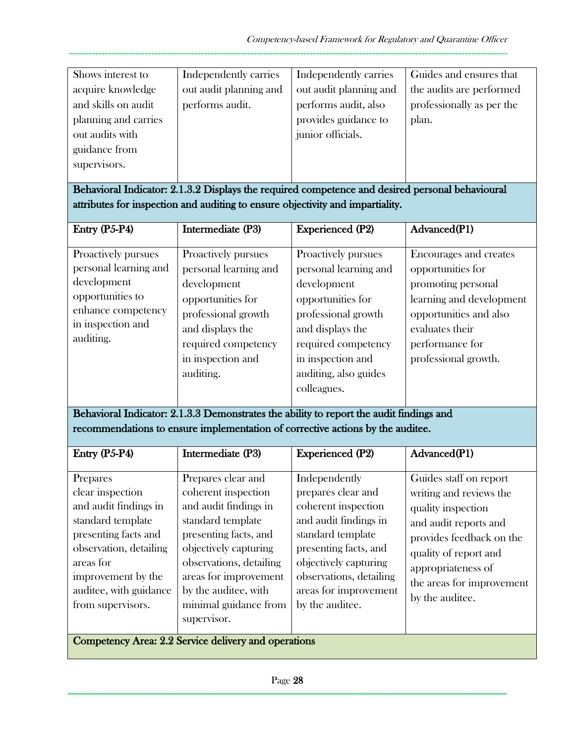| | | | |
|---|---|---|---|
| Shows interest to acquire knowledge and skills on audit planning and carries out audits with guidance from supervisors. | Independently carries out audit planning and performs audit. | Independently carries out audit planning and performs audit, also provides guidance to junior officials. | Guides and ensures that the audits are performed professionally as per the plan. |

**Behavioral Indicator: 2.1.3.2 Displays the required competence and desired personal behavioural attributes for inspection and auditing to ensure objectivity and impartiality.**

| Entry (P5-P4) | Intermediate (P3) | Experienced (P2) | Advanced(P1) |
|---|---|---|---|
| Proactively pursues personal learning and development opportunities to enhance competency in inspection and auditing. | Proactively pursues personal learning and development opportunities for professional growth and displays the required competency in inspection and auditing. | Proactively pursues personal learning and development opportunities for professional growth and displays the required competency in inspection and auditing, also guides colleagues. | Encourages and creates opportunities for promoting personal learning and development opportunities and also evaluates their performance for professional growth. |

**Behavioral Indicator: 2.1.3.3 Demonstrates the ability to report the audit findings and recommendations to ensure implementation of corrective actions by the auditee.**

| Entry (P5-P4) | Intermediate (P3) | Experienced (P2) | Advanced(P1) |
|---|---|---|---|
| Prepares clear inspection and audit findings in standard template presenting facts and observation, detailing areas for improvement by the auditee, with guidance from supervisors. | Prepares clear and coherent inspection and audit findings in standard template presenting facts, and objectively capturing observations, detailing areas for improvement by the auditee, with minimal guidance from supervisor. | Independently prepares clear and coherent inspection and audit findings in standard template presenting facts, and objectively capturing observations, detailing areas for improvement by the auditee. | Guides staff on report writing and reviews the quality inspection and audit reports and provides feedback on the quality of report and appropriateness of the areas for improvement by the auditee. |

**Competency Area: 2.2 Service delivery and operations**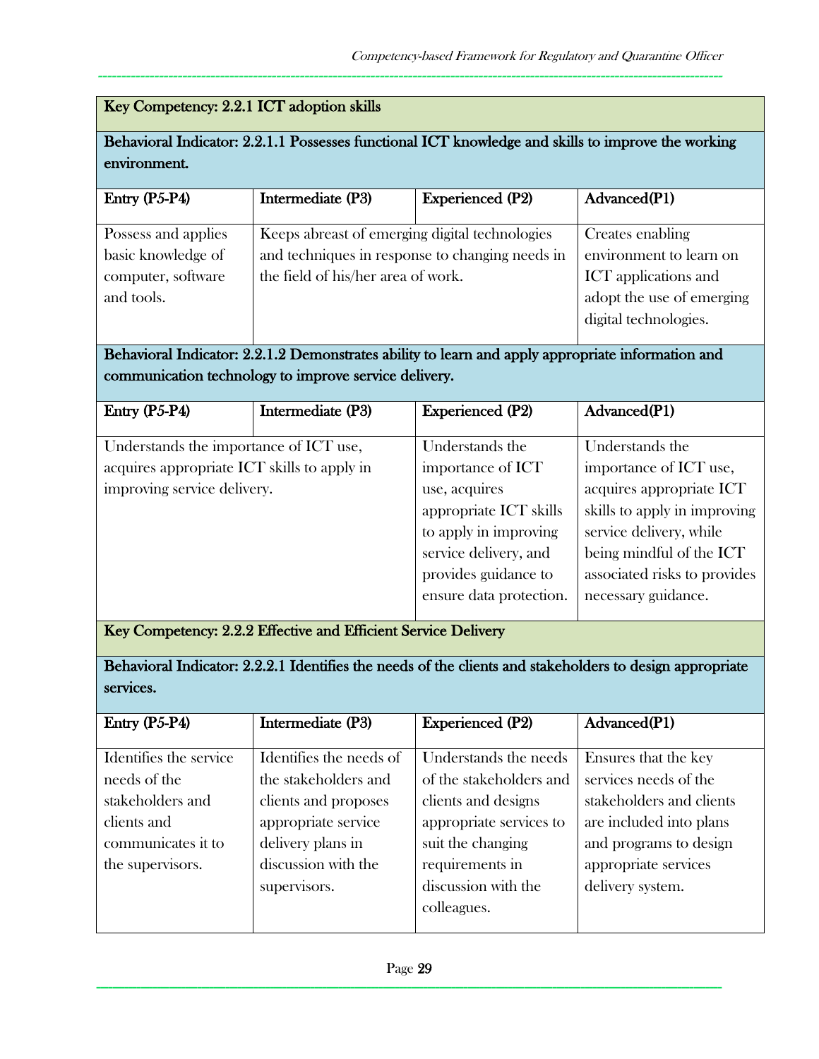| Key Competency: 2.2.1 ICT adoption skills | | | |
|---|---|---|---|
| **Behavioral Indicator: 2.2.1.1 Possesses functional ICT knowledge and skills to improve the working environment.** | | | |
| **Entry (P5-P4)** | **Intermediate (P3)** | **Experienced (P2)** | **Advanced(P1)** |
| Possess and applies basic knowledge of computer, software and tools. | Keeps abreast of emerging digital technologies and techniques in response to changing needs in the field of his/her area of work. | | Creates enabling environment to learn on ICT applications and adopt the use of emerging digital technologies. |
| **Behavioral Indicator: 2.2.1.2 Demonstrates ability to learn and apply appropriate information and communication technology to improve service delivery.** | | | |
| **Entry (P5-P4)** | **Intermediate (P3)** | **Experienced (P2)** | **Advanced(P1)** |
| Understands the importance of ICT use, acquires appropriate ICT skills to apply in improving service delivery. | | Understands the importance of ICT use, acquires appropriate ICT skills to apply in improving service delivery, and provides guidance to ensure data protection. | Understands the importance of ICT use, acquires appropriate ICT skills to apply in improving service delivery, while being mindful of the ICT associated risks to provides necessary guidance. |
| **Key Competency: 2.2.2 Effective and Efficient Service Delivery** | | | |
| **Behavioral Indicator: 2.2.2.1 Identifies the needs of the clients and stakeholders to design appropriate services.** | | | |
| **Entry (P5-P4)** | **Intermediate (P3)** | **Experienced (P2)** | **Advanced(P1)** |
| Identifies the service needs of the stakeholders and clients and communicates it to the supervisors. | Identifies the needs of the stakeholders and clients and proposes appropriate service delivery plans in discussion with the supervisors. | Understands the needs of the stakeholders and clients and designs appropriate services to suit the changing requirements in discussion with the colleagues. | Ensures that the key services needs of the stakeholders and clients are included into plans and programs to design appropriate services delivery system. |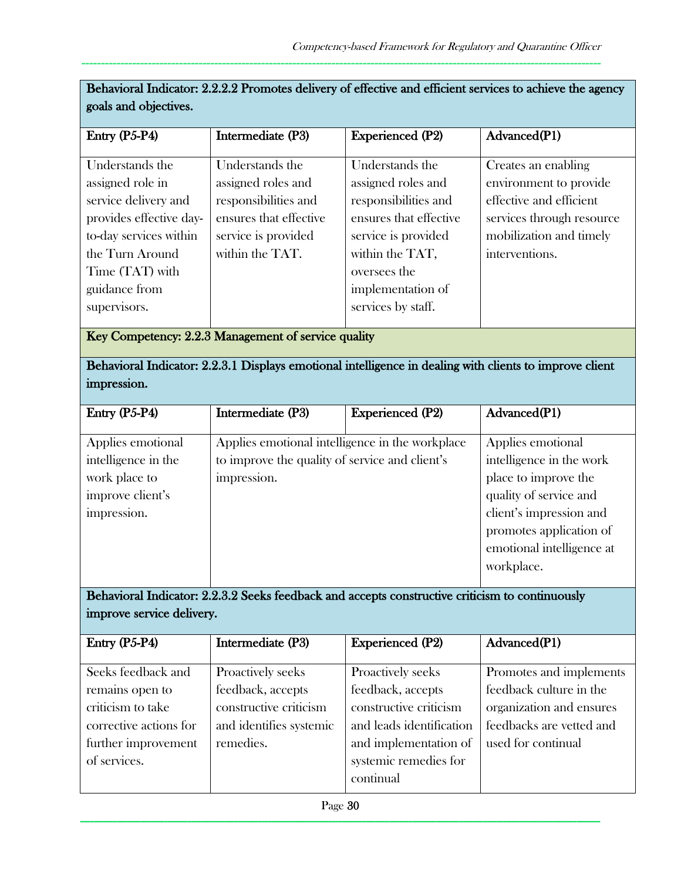| Behavioral Indicator: 2.2.2.2 Promotes delivery of effective and efficient services to achieve the agency goals and objectives. | | | |
|---|---|---|---|
| **Entry (P5-P4)** | **Intermediate (P3)** | **Experienced (P2)** | **Advanced(P1)** |
| Understands the assigned role in service delivery and provides effective day-to-day services within the Turn Around Time (TAT) with guidance from supervisors. | Understands the assigned roles and responsibilities and ensures that effective service is provided within the TAT. | Understands the assigned roles and responsibilities and ensures that effective service is provided within the TAT, oversees the implementation of services by staff. | Creates an enabling environment to provide effective and efficient services through resource mobilization and timely interventions. |

**Key Competency: 2.2.3 Management of service quality**

| Behavioral Indicator: 2.2.3.1 Displays emotional intelligence in dealing with clients to improve client impression. | | | |
|---|---|---|---|
| **Entry (P5-P4)** | **Intermediate (P3)** | **Experienced (P2)** | **Advanced(P1)** |
| Applies emotional intelligence in the work place to improve client's impression. | Applies emotional intelligence in the workplace to improve the quality of service and client's impression. | | Applies emotional intelligence in the work place to improve the quality of service and client's impression and promotes application of emotional intelligence at workplace. |

| Behavioral Indicator: 2.2.3.2 Seeks feedback and accepts constructive criticism to continuously improve service delivery. | | | |
|---|---|---|---|
| **Entry (P5-P4)** | **Intermediate (P3)** | **Experienced (P2)** | **Advanced(P1)** |
| Seeks feedback and remains open to criticism to take corrective actions for further improvement of services. | Proactively seeks feedback, accepts constructive criticism and identifies systemic remedies. | Proactively seeks feedback, accepts constructive criticism and leads identification and implementation of systemic remedies for continual | Promotes and implements feedback culture in the organization and ensures feedbacks are vetted and used for continual |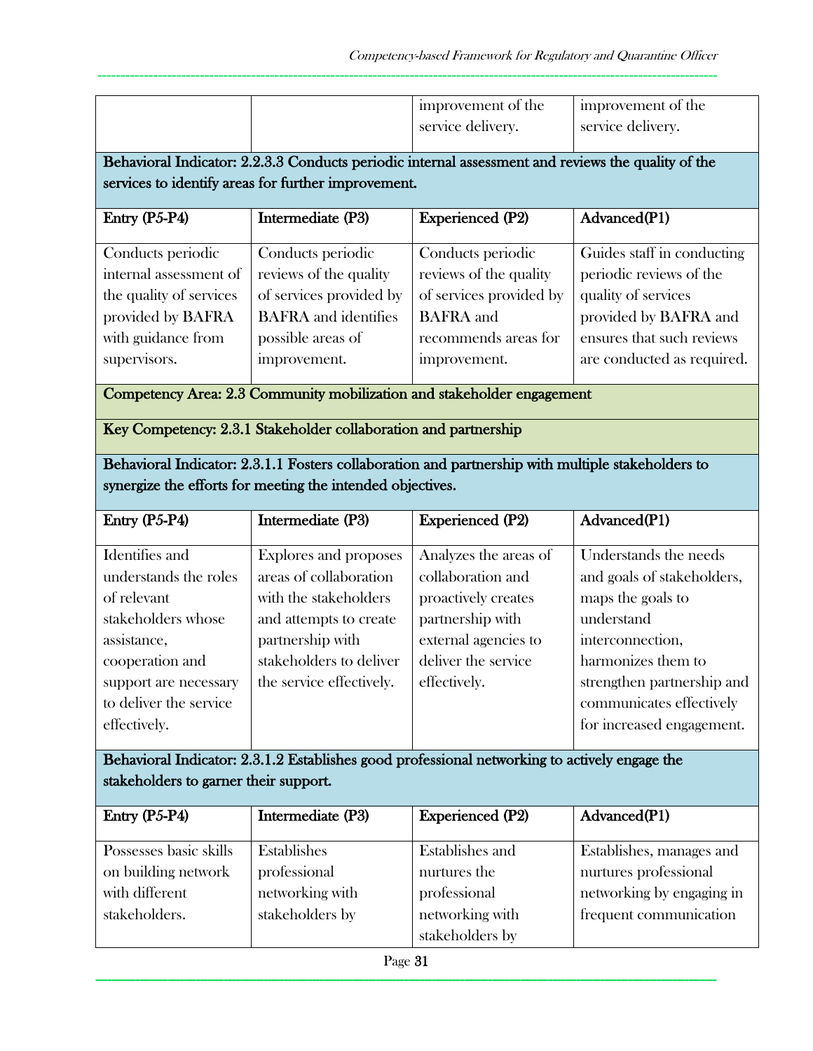| | | improvement of the service delivery. | improvement of the service delivery. |
|---|---|---|---|

**Behavioral Indicator: 2.2.3.3 Conducts periodic internal assessment and reviews the quality of the services to identify areas for further improvement.**

| Entry (P5-P4) | Intermediate (P3) | Experienced (P2) | Advanced(P1) |
|---|---|---|---|
| Conducts periodic internal assessment of the quality of services provided by BAFRA with guidance from supervisors. | Conducts periodic reviews of the quality of services provided by BAFRA and identifies possible areas of improvement. | Conducts periodic reviews of the quality of services provided by BAFRA and recommends areas for improvement. | Guides staff in conducting periodic reviews of the quality of services provided by BAFRA and ensures that such reviews are conducted as required. |

**Competency Area: 2.3 Community mobilization and stakeholder engagement**

**Key Competency: 2.3.1 Stakeholder collaboration and partnership**

**Behavioral Indicator: 2.3.1.1 Fosters collaboration and partnership with multiple stakeholders to synergize the efforts for meeting the intended objectives.**

| Entry (P5-P4) | Intermediate (P3) | Experienced (P2) | Advanced(P1) |
|---|---|---|---|
| Identifies and understands the roles of relevant stakeholders whose assistance, cooperation and support are necessary to deliver the service effectively. | Explores and proposes areas of collaboration with the stakeholders and attempts to create partnership with stakeholders to deliver the service effectively. | Analyzes the areas of collaboration and proactively creates partnership with external agencies to deliver the service effectively. | Understands the needs and goals of stakeholders, maps the goals to understand interconnection, harmonizes them to strengthen partnership and communicates effectively for increased engagement. |

**Behavioral Indicator: 2.3.1.2 Establishes good professional networking to actively engage the stakeholders to garner their support.**

| Entry (P5-P4) | Intermediate (P3) | Experienced (P2) | Advanced(P1) |
|---|---|---|---|
| Possesses basic skills on building network with different stakeholders. | Establishes professional networking with stakeholders by | Establishes and nurtures the professional networking with stakeholders by | Establishes, manages and nurtures professional networking by engaging in frequent communication |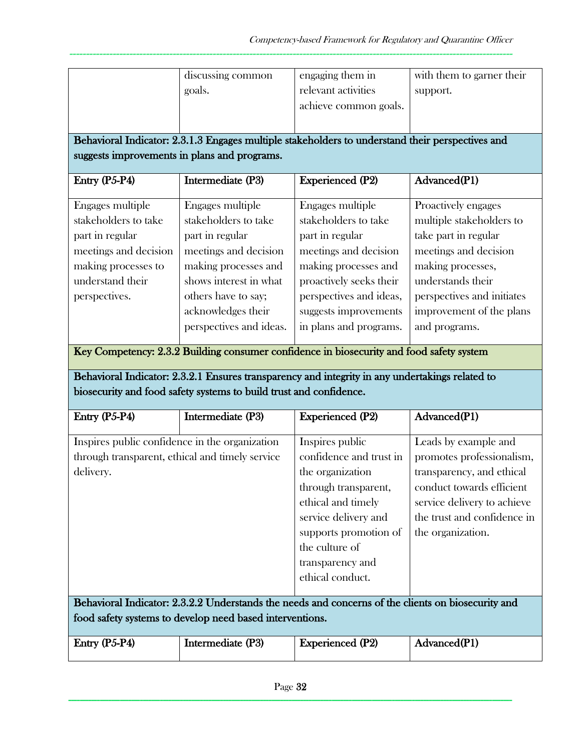| | discussing common goals. | engaging them in relevant activities achieve common goals. | with them to garner their support. |
|---|---|---|---|

**Behavioral Indicator: 2.3.1.3 Engages multiple stakeholders to understand their perspectives and suggests improvements in plans and programs.**

| Entry (P5-P4) | Intermediate (P3) | Experienced (P2) | Advanced(P1) |
|---|---|---|---|
| Engages multiple stakeholders to take part in regular meetings and decision making processes to understand their perspectives. | Engages multiple stakeholders to take part in regular meetings and decision making processes and shows interest in what others have to say; acknowledges their perspectives and ideas. | Engages multiple stakeholders to take part in regular meetings and decision making processes and proactively seeks their perspectives and ideas, suggests improvements in plans and programs. | Proactively engages multiple stakeholders to take part in regular meetings and decision making processes, understands their perspectives and initiates improvement of the plans and programs. |

**Key Competency: 2.3.2 Building consumer confidence in biosecurity and food safety system**

**Behavioral Indicator: 2.3.2.1 Ensures transparency and integrity in any undertakings related to biosecurity and food safety systems to build trust and confidence.**

| Entry (P5-P4) | Intermediate (P3) | Experienced (P2) | Advanced(P1) |
|---|---|---|---|
| Inspires public confidence in the organization through transparent, ethical and timely service delivery. | | Inspires public confidence and trust in the organization through transparent, ethical and timely service delivery and supports promotion of the culture of transparency and ethical conduct. | Leads by example and promotes professionalism, transparency, and ethical conduct towards efficient service delivery to achieve the trust and confidence in the organization. |

**Behavioral Indicator: 2.3.2.2 Understands the needs and concerns of the clients on biosecurity and food safety systems to develop need based interventions.**

| Entry (P5-P4) | Intermediate (P3) | Experienced (P2) | Advanced(P1) |
|---|---|---|---|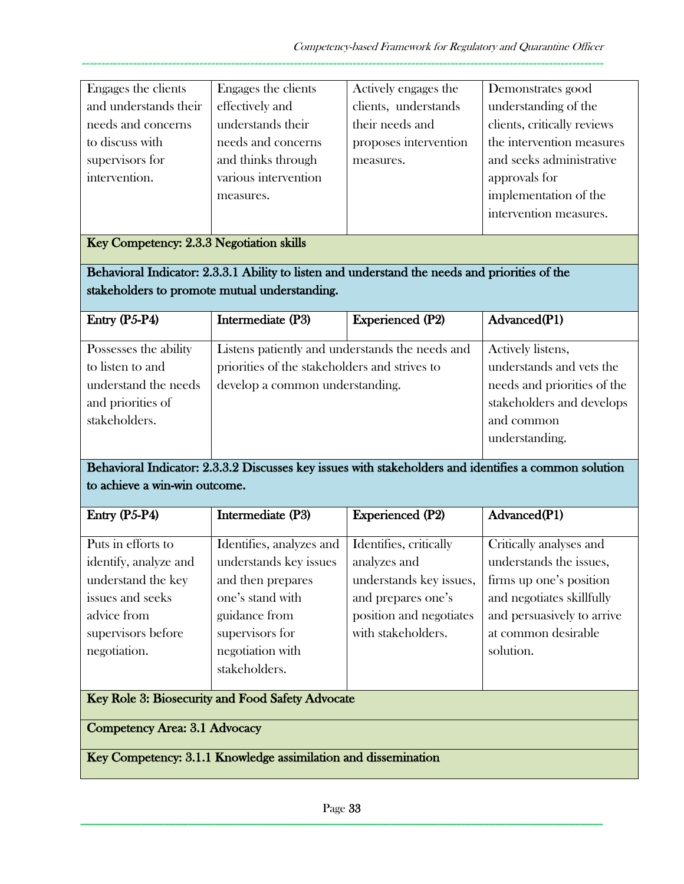| | | | |
|---|---|---|---|
| Engages the clients and understands their needs and concerns to discuss with supervisors for intervention. | Engages the clients effectively and understands their needs and concerns and thinks through various intervention measures. | Actively engages the clients, understands their needs and proposes intervention measures. | Demonstrates good understanding of the clients, critically reviews the intervention measures and seeks administrative approvals for implementation of the intervention measures. |

**Key Competency: 2.3.3 Negotiation skills**

**Behavioral Indicator: 2.3.3.1 Ability to listen and understand the needs and priorities of the stakeholders to promote mutual understanding.**

| Entry (P5-P4) | Intermediate (P3) | Experienced (P2) | Advanced(P1) |
|---|---|---|---|
| Possesses the ability to listen to and understand the needs and priorities of stakeholders. | Listens patiently and understands the needs and priorities of the stakeholders and strives to develop a common understanding. | | Actively listens, understands and vets the needs and priorities of the stakeholders and develops and common understanding. |

**Behavioral Indicator: 2.3.3.2 Discusses key issues with stakeholders and identifies a common solution to achieve a win-win outcome.**

| Entry (P5-P4) | Intermediate (P3) | Experienced (P2) | Advanced(P1) |
|---|---|---|---|
| Puts in efforts to identify, analyze and understand the key issues and seeks advice from supervisors before negotiation. | Identifies, analyzes and understands key issues and then prepares one's stand with guidance from supervisors for negotiation with stakeholders. | Identifies, critically analyzes and understands key issues, and prepares one's position and negotiates with stakeholders. | Critically analyses and understands the issues, firms up one's position and negotiates skillfully and persuasively to arrive at common desirable solution. |

**Key Role 3: Biosecurity and Food Safety Advocate**

**Competency Area: 3.1 Advocacy**

**Key Competency: 3.1.1 Knowledge assimilation and dissemination**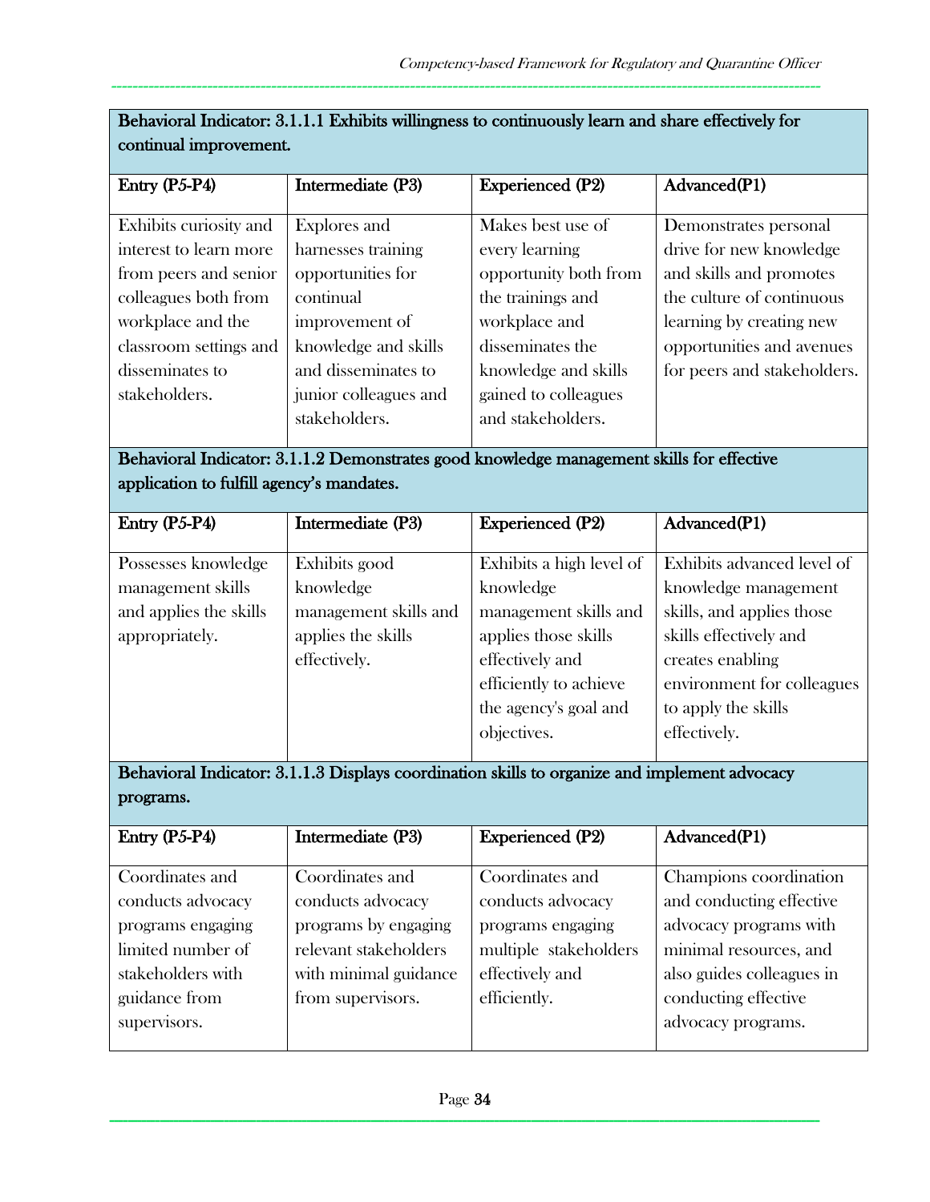**Behavioral Indicator: 3.1.1.1 Exhibits willingness to continuously learn and share effectively for continual improvement.**

| Entry (P5-P4) | Intermediate (P3) | Experienced (P2) | Advanced(P1) |
|---|---|---|---|
| Exhibits curiosity and interest to learn more from peers and senior colleagues both from workplace and the classroom settings and disseminates to stakeholders. | Explores and harnesses training opportunities for continual improvement of knowledge and skills and disseminates to junior colleagues and stakeholders. | Makes best use of every learning opportunity both from the trainings and workplace and disseminates the knowledge and skills gained to colleagues and stakeholders. | Demonstrates personal drive for new knowledge and skills and promotes the culture of continuous learning by creating new opportunities and avenues for peers and stakeholders. |

**Behavioral Indicator: 3.1.1.2 Demonstrates good knowledge management skills for effective application to fulfill agency's mandates.**

| Entry (P5-P4) | Intermediate (P3) | Experienced (P2) | Advanced(P1) |
|---|---|---|---|
| Possesses knowledge management skills and applies the skills appropriately. | Exhibits good knowledge management skills and applies the skills effectively. | Exhibits a high level of knowledge management skills and applies those skills effectively and efficiently to achieve the agency's goal and objectives. | Exhibits advanced level of knowledge management skills, and applies those skills effectively and creates enabling environment for colleagues to apply the skills effectively. |

**Behavioral Indicator: 3.1.1.3 Displays coordination skills to organize and implement advocacy programs.**

| Entry (P5-P4) | Intermediate (P3) | Experienced (P2) | Advanced(P1) |
|---|---|---|---|
| Coordinates and conducts advocacy programs engaging limited number of stakeholders with guidance from supervisors. | Coordinates and conducts advocacy programs by engaging relevant stakeholders with minimal guidance from supervisors. | Coordinates and conducts advocacy programs engaging multiple stakeholders effectively and efficiently. | Champions coordination and conducting effective advocacy programs with minimal resources, and also guides colleagues in conducting effective advocacy programs. |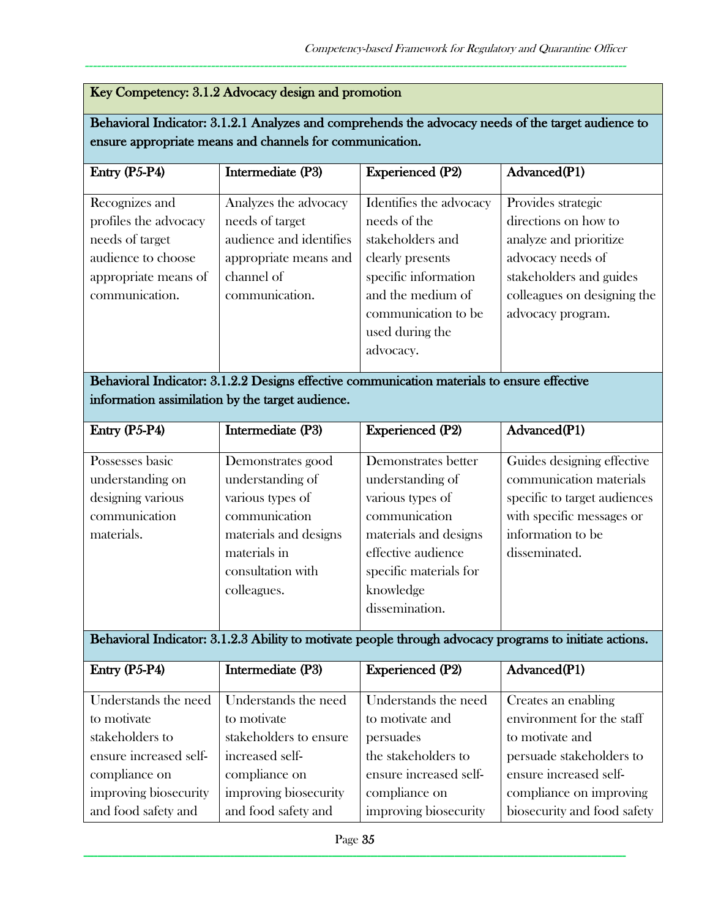| Key Competency: 3.1.2 Advocacy design and promotion | | | |
|---|---|---|---|
| **Behavioral Indicator: 3.1.2.1 Analyzes and comprehends the advocacy needs of the target audience to ensure appropriate means and channels for communication.** | | | |
| **Entry (P5-P4)** | **Intermediate (P3)** | **Experienced (P2)** | **Advanced(P1)** |
| Recognizes and profiles the advocacy needs of target audience to choose appropriate means of communication. | Analyzes the advocacy needs of target audience and identifies appropriate means and channel of communication. | Identifies the advocacy needs of the stakeholders and clearly presents specific information and the medium of communication to be used during the advocacy. | Provides strategic directions on how to analyze and prioritize advocacy needs of stakeholders and guides colleagues on designing the advocacy program. |
| **Behavioral Indicator: 3.1.2.2 Designs effective communication materials to ensure effective information assimilation by the target audience.** | | | |
| **Entry (P5-P4)** | **Intermediate (P3)** | **Experienced (P2)** | **Advanced(P1)** |
| Possesses basic understanding on designing various communication materials. | Demonstrates good understanding of various types of communication materials and designs materials in consultation with colleagues. | Demonstrates better understanding of various types of communication materials and designs effective audience specific materials for knowledge dissemination. | Guides designing effective communication materials specific to target audiences with specific messages or information to be disseminated. |
| **Behavioral Indicator: 3.1.2.3 Ability to motivate people through advocacy programs to initiate actions.** | | | |
| **Entry (P5-P4)** | **Intermediate (P3)** | **Experienced (P2)** | **Advanced(P1)** |
| Understands the need to motivate stakeholders to ensure increased self-compliance on improving biosecurity and food safety and | Understands the need to motivate stakeholders to ensure increased self-compliance on improving biosecurity and food safety and | Understands the need to motivate and persuades the stakeholders to ensure increased self-compliance on improving biosecurity | Creates an enabling environment for the staff to motivate and persuade stakeholders to ensure increased self-compliance on improving biosecurity and food safety |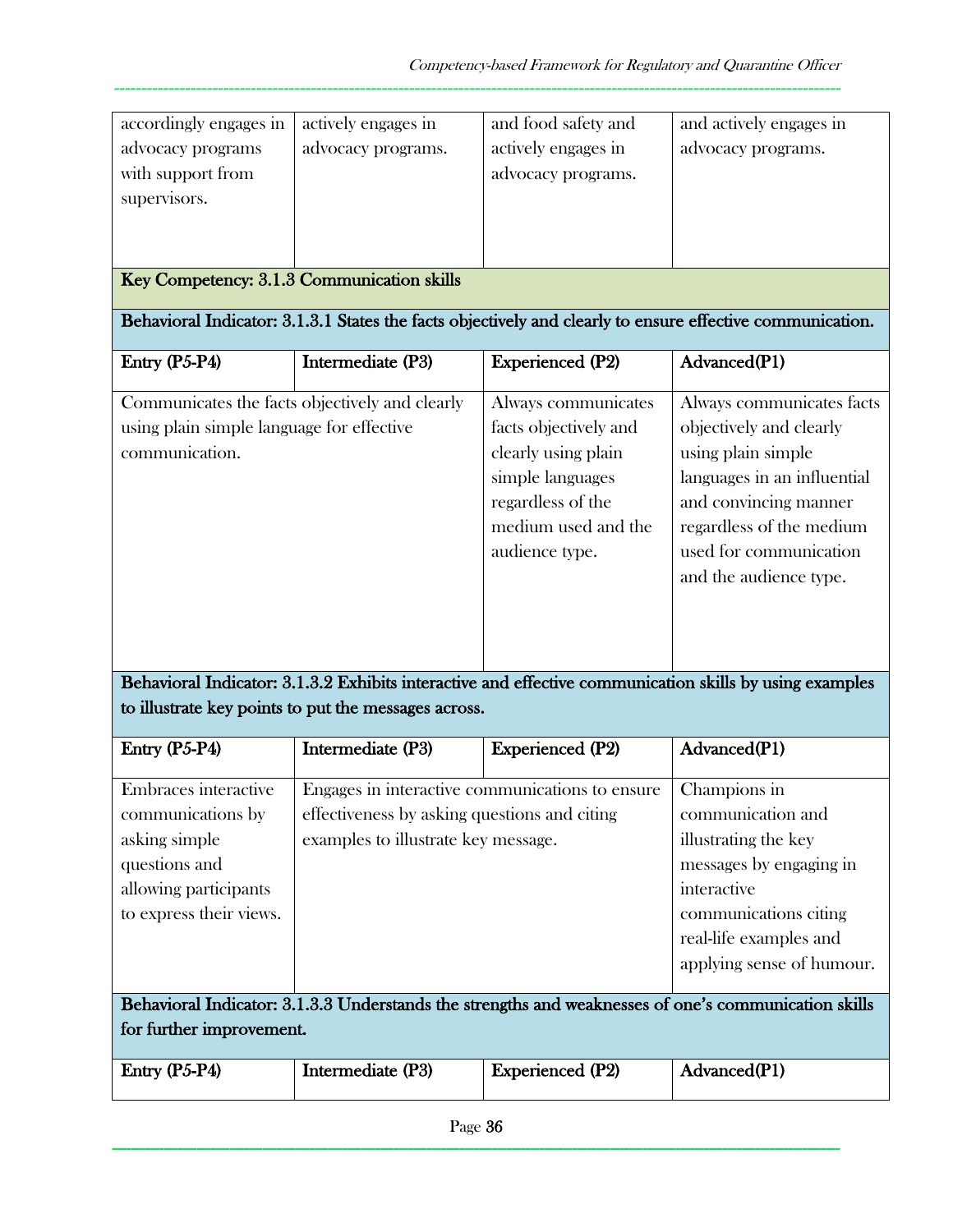| | | | |
|---|---|---|---|
| accordingly engages in advocacy programs with support from supervisors. | actively engages in advocacy programs. | and food safety and actively engages in advocacy programs. | and actively engages in advocacy programs. |

**Key Competency: 3.1.3 Communication skills**

**Behavioral Indicator: 3.1.3.1 States the facts objectively and clearly to ensure effective communication.**

| Entry (P5-P4) | Intermediate (P3) | Experienced (P2) | Advanced(P1) |
|---|---|---|---|
| Communicates the facts objectively and clearly using plain simple language for effective communication. | | Always communicates facts objectively and clearly using plain simple languages regardless of the medium used and the audience type. | Always communicates facts objectively and clearly using plain simple languages in an influential and convincing manner regardless of the medium used for communication and the audience type. |

**Behavioral Indicator: 3.1.3.2 Exhibits interactive and effective communication skills by using examples to illustrate key points to put the messages across.**

| Entry (P5-P4) | Intermediate (P3) | Experienced (P2) | Advanced(P1) |
|---|---|---|---|
| Embraces interactive communications by asking simple questions and allowing participants to express their views. | Engages in interactive communications to ensure effectiveness by asking questions and citing examples to illustrate key message. | | Champions in communication and illustrating the key messages by engaging in interactive communications citing real-life examples and applying sense of humour. |

**Behavioral Indicator: 3.1.3.3 Understands the strengths and weaknesses of one's communication skills for further improvement.**

| Entry (P5-P4) | Intermediate (P3) | Experienced (P2) | Advanced(P1) |
|---|---|---|---|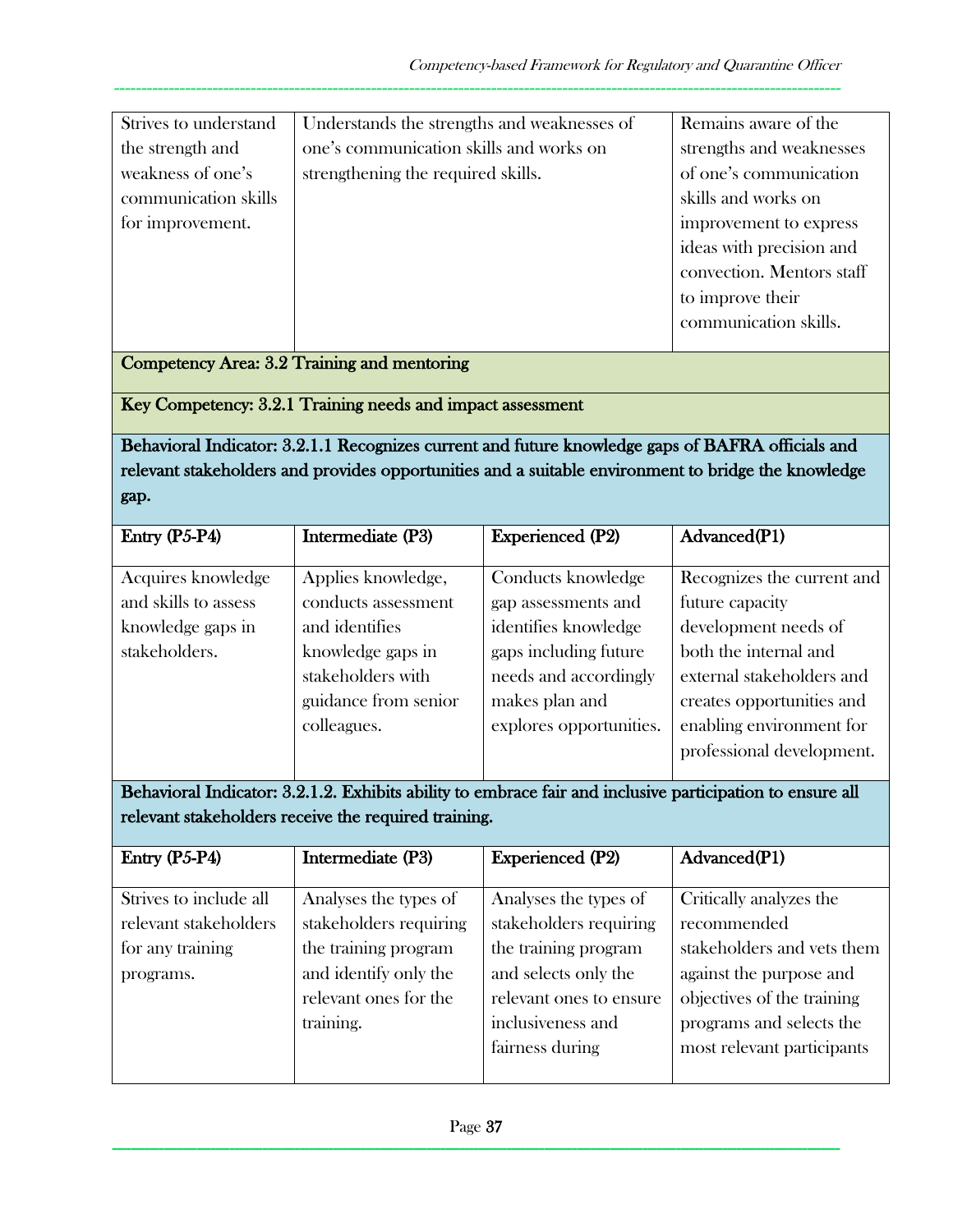| | | | |
|---|---|---|---|
| Strives to understand the strength and weakness of one's communication skills for improvement. | Understands the strengths and weaknesses of one's communication skills and works on strengthening the required skills. | | Remains aware of the strengths and weaknesses of one's communication skills and works on improvement to express ideas with precision and convection. Mentors staff to improve their communication skills. |

**Competency Area: 3.2 Training and mentoring**

**Key Competency: 3.2.1 Training needs and impact assessment**

**Behavioral Indicator: 3.2.1.1 Recognizes current and future knowledge gaps of BAFRA officials and relevant stakeholders and provides opportunities and a suitable environment to bridge the knowledge gap.**

| Entry (P5-P4) | Intermediate (P3) | Experienced (P2) | Advanced(P1) |
|---|---|---|---|
| Acquires knowledge and skills to assess knowledge gaps in stakeholders. | Applies knowledge, conducts assessment and identifies knowledge gaps in stakeholders with guidance from senior colleagues. | Conducts knowledge gap assessments and identifies knowledge gaps including future needs and accordingly makes plan and explores opportunities. | Recognizes the current and future capacity development needs of both the internal and external stakeholders and creates opportunities and enabling environment for professional development. |

**Behavioral Indicator: 3.2.1.2. Exhibits ability to embrace fair and inclusive participation to ensure all relevant stakeholders receive the required training.**

| Entry (P5-P4) | Intermediate (P3) | Experienced (P2) | Advanced(P1) |
|---|---|---|---|
| Strives to include all relevant stakeholders for any training programs. | Analyses the types of stakeholders requiring the training program and identify only the relevant ones for the training. | Analyses the types of stakeholders requiring the training program and selects only the relevant ones to ensure inclusiveness and fairness during | Critically analyzes the recommended stakeholders and vets them against the purpose and objectives of the training programs and selects the most relevant participants |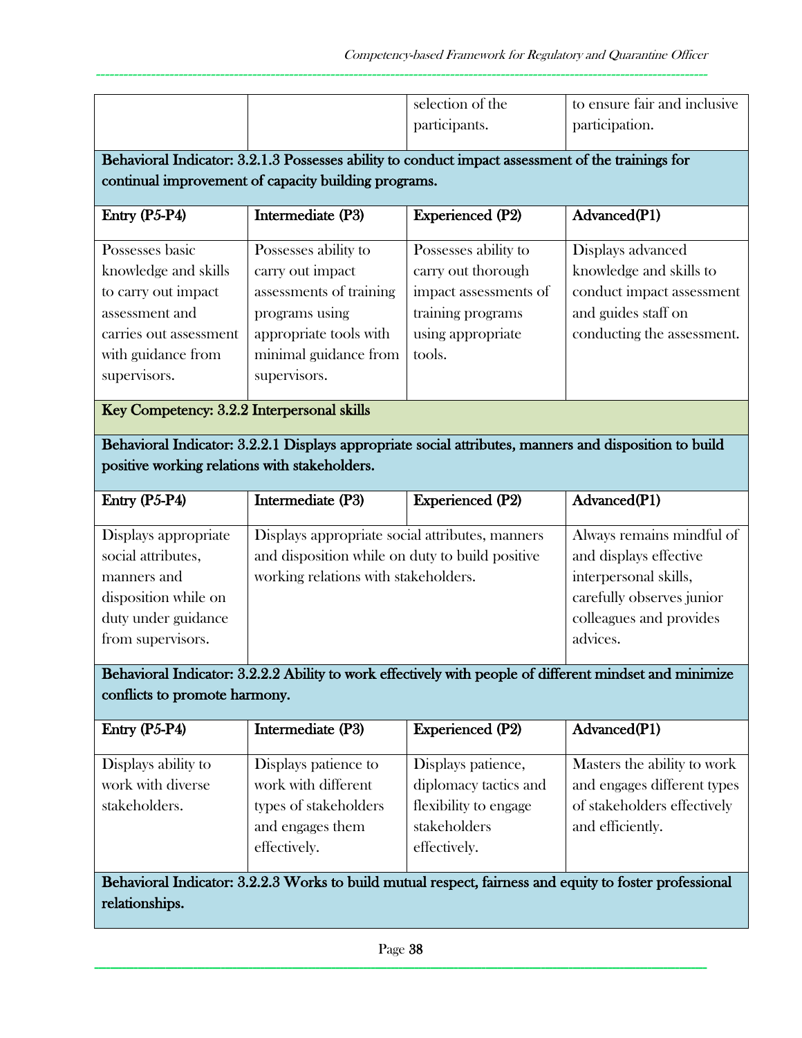| | | selection of the participants. | to ensure fair and inclusive participation. |
|---|---|---|---|

**Behavioral Indicator: 3.2.1.3 Possesses ability to conduct impact assessment of the trainings for continual improvement of capacity building programs.**

| Entry (P5-P4) | Intermediate (P3) | Experienced (P2) | Advanced(P1) |
|---|---|---|---|
| Possesses basic knowledge and skills to carry out impact assessment and carries out assessment with guidance from supervisors. | Possesses ability to carry out impact assessments of training programs using appropriate tools with minimal guidance from supervisors. | Possesses ability to carry out thorough impact assessments of training programs using appropriate tools. | Displays advanced knowledge and skills to conduct impact assessment and guides staff on conducting the assessment. |

**Key Competency: 3.2.2 Interpersonal skills**

**Behavioral Indicator: 3.2.2.1 Displays appropriate social attributes, manners and disposition to build positive working relations with stakeholders.**

| Entry (P5-P4) | Intermediate (P3) | Experienced (P2) | Advanced(P1) |
|---|---|---|---|
| Displays appropriate social attributes, manners and disposition while on duty under guidance from supervisors. | Displays appropriate social attributes, manners and disposition while on duty to build positive working relations with stakeholders. | | Always remains mindful of and displays effective interpersonal skills, carefully observes junior colleagues and provides advices. |

**Behavioral Indicator: 3.2.2.2 Ability to work effectively with people of different mindset and minimize conflicts to promote harmony.**

| Entry (P5-P4) | Intermediate (P3) | Experienced (P2) | Advanced(P1) |
|---|---|---|---|
| Displays ability to work with diverse stakeholders. | Displays patience to work with different types of stakeholders and engages them effectively. | Displays patience, diplomacy tactics and flexibility to engage stakeholders effectively. | Masters the ability to work and engages different types of stakeholders effectively and efficiently. |

**Behavioral Indicator: 3.2.2.3 Works to build mutual respect, fairness and equity to foster professional relationships.**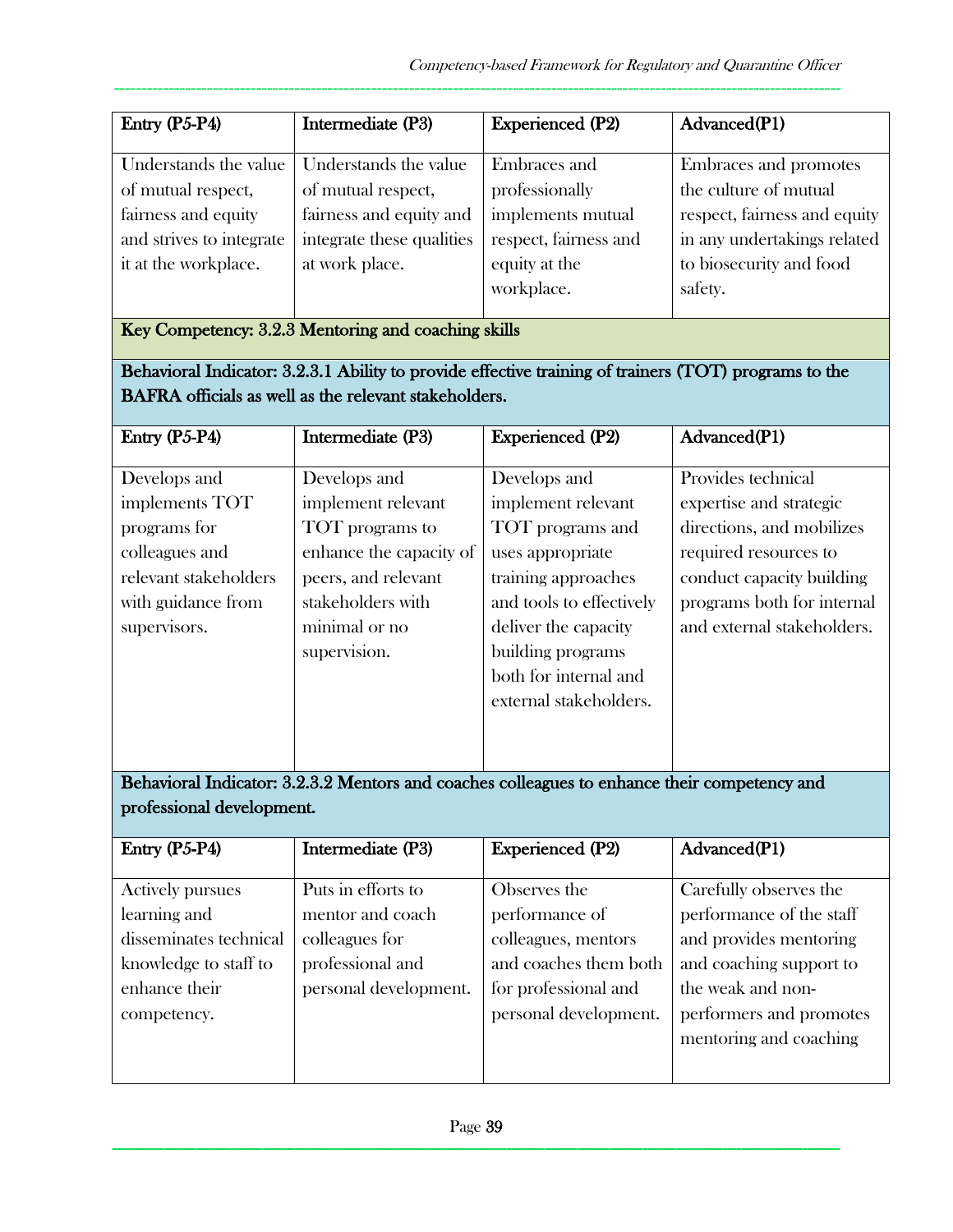| Entry (P5-P4) | Intermediate (P3) | Experienced (P2) | Advanced(P1) |
|---|---|---|---|
| Understands the value of mutual respect, fairness and equity and strives to integrate it at the workplace. | Understands the value of mutual respect, fairness and equity and integrate these qualities at work place. | Embraces and professionally implements mutual respect, fairness and equity at the workplace. | Embraces and promotes the culture of mutual respect, fairness and equity in any undertakings related to biosecurity and food safety. |

**Key Competency: 3.2.3 Mentoring and coaching skills**

**Behavioral Indicator: 3.2.3.1 Ability to provide effective training of trainers (TOT) programs to the BAFRA officials as well as the relevant stakeholders.**

| Entry (P5-P4) | Intermediate (P3) | Experienced (P2) | Advanced(P1) |
|---|---|---|---|
| Develops and implements TOT programs for colleagues and relevant stakeholders with guidance from supervisors. | Develops and implement relevant TOT programs to enhance the capacity of peers, and relevant stakeholders with minimal or no supervision. | Develops and implement relevant TOT programs and uses appropriate training approaches and tools to effectively deliver the capacity building programs both for internal and external stakeholders. | Provides technical expertise and strategic directions, and mobilizes required resources to conduct capacity building programs both for internal and external stakeholders. |

**Behavioral Indicator: 3.2.3.2 Mentors and coaches colleagues to enhance their competency and professional development.**

| Entry (P5-P4) | Intermediate (P3) | Experienced (P2) | Advanced(P1) |
|---|---|---|---|
| Actively pursues learning and disseminates technical knowledge to staff to enhance their competency. | Puts in efforts to mentor and coach colleagues for professional and personal development. | Observes the performance of colleagues, mentors and coaches them both for professional and personal development. | Carefully observes the performance of the staff and provides mentoring and coaching support to the weak and non-performers and promotes mentoring and coaching |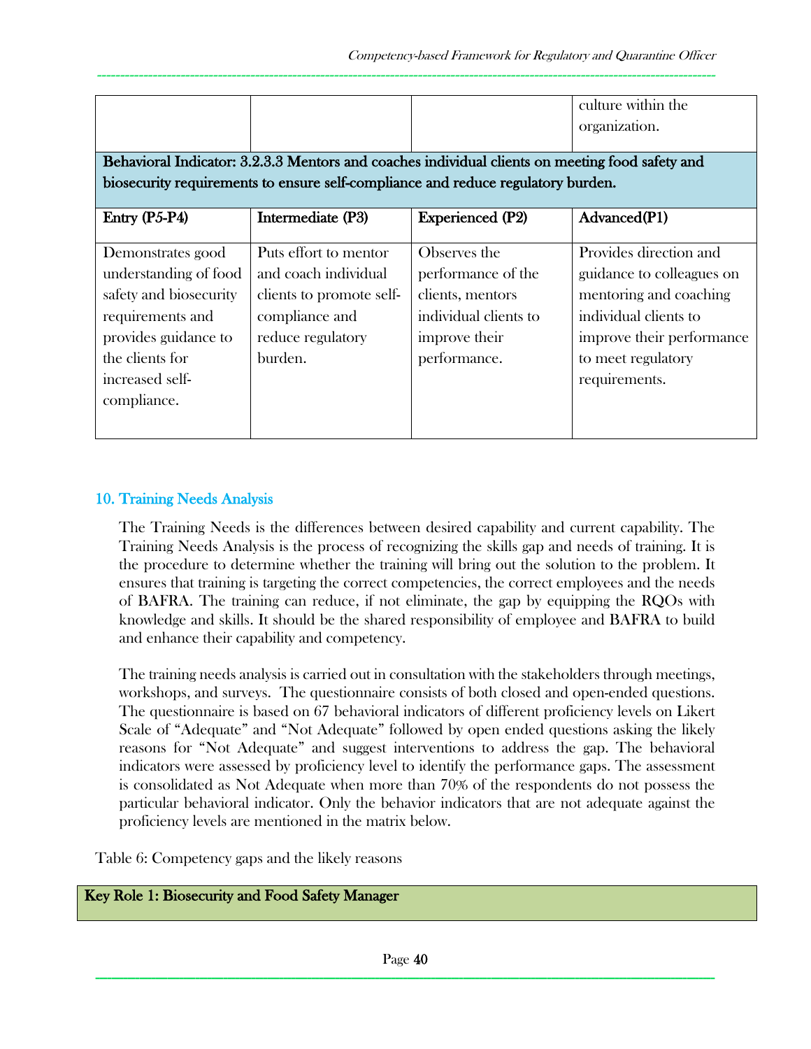|  |  |  | culture within the organization. |
|---|---|---|---|

| **Behavioral Indicator: 3.2.3.3 Mentors and coaches individual clients on meeting food safety and biosecurity requirements to ensure self-compliance and reduce regulatory burden.** | | | |
|---|---|---|---|
| **Entry (P5-P4)** | **Intermediate (P3)** | **Experienced (P2)** | **Advanced(P1)** |
| Demonstrates good understanding of food safety and biosecurity requirements and provides guidance to the clients for increased self-compliance. | Puts effort to mentor and coach individual clients to promote self-compliance and reduce regulatory burden. | Observes the performance of the clients, mentors individual clients to improve their performance. | Provides direction and guidance to colleagues on mentoring and coaching individual clients to improve their performance to meet regulatory requirements. |

## 10. Training Needs Analysis

The Training Needs is the differences between desired capability and current capability. The Training Needs Analysis is the process of recognizing the skills gap and needs of training. It is the procedure to determine whether the training will bring out the solution to the problem. It ensures that training is targeting the correct competencies, the correct employees and the needs of BAFRA. The training can reduce, if not eliminate, the gap by equipping the RQOs with knowledge and skills. It should be the shared responsibility of employee and BAFRA to build and enhance their capability and competency.

The training needs analysis is carried out in consultation with the stakeholders through meetings, workshops, and surveys. The questionnaire consists of both closed and open-ended questions. The questionnaire is based on 67 behavioral indicators of different proficiency levels on Likert Scale of "Adequate" and "Not Adequate" followed by open ended questions asking the likely reasons for "Not Adequate" and suggest interventions to address the gap. The behavioral indicators were assessed by proficiency level to identify the performance gaps. The assessment is consolidated as Not Adequate when more than 70% of the respondents do not possess the particular behavioral indicator. Only the behavior indicators that are not adequate against the proficiency levels are mentioned in the matrix below.

Table 6: Competency gaps and the likely reasons

| **Key Role 1: Biosecurity and Food Safety Manager** |
|---|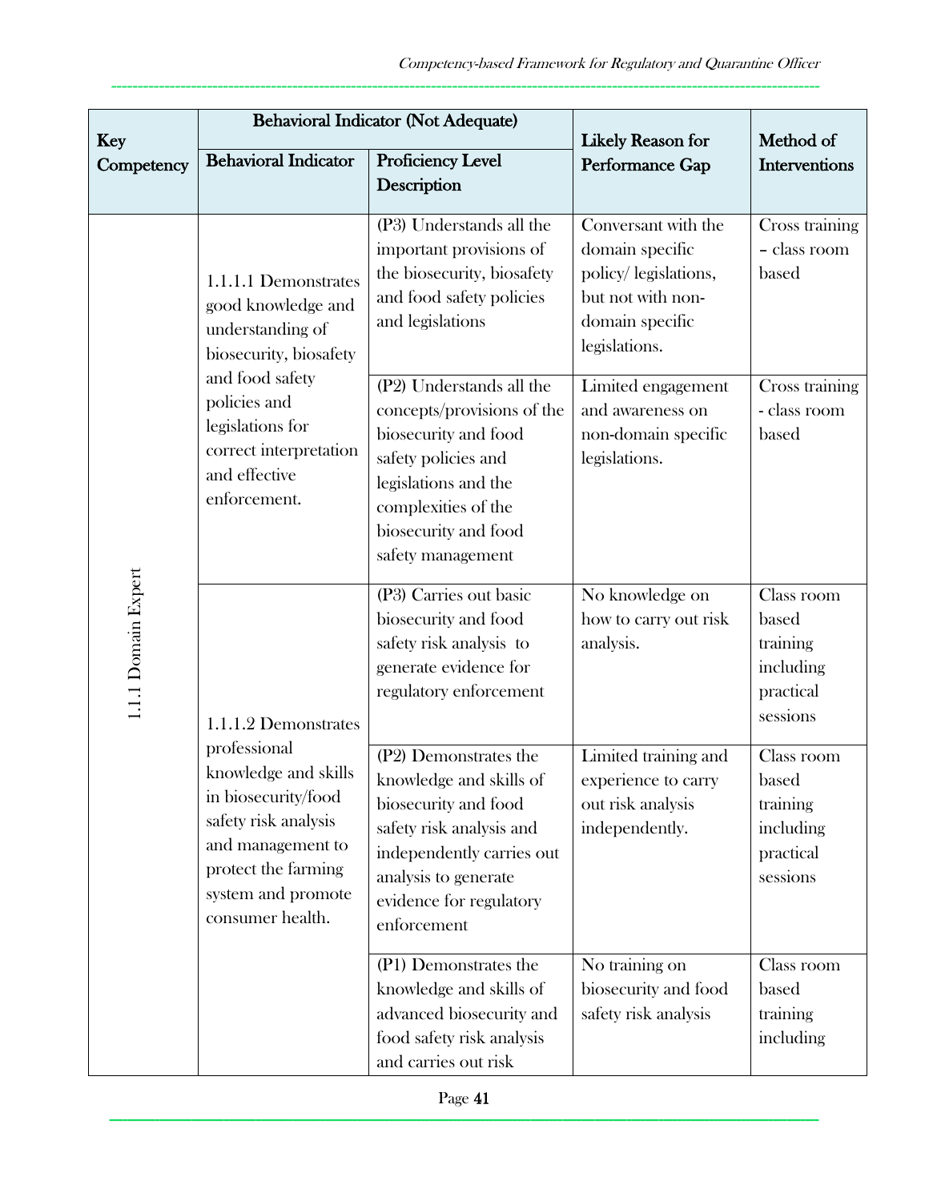| Key Competency | Behavioral Indicator (Not Adequate) | | Likely Reason for Performance Gap | Method of Interventions |
|---|---|---|---|---|
| | Behavioral Indicator | Proficiency Level Description | | |
| 1.1.1 Domain Expert | 1.1.1.1 Demonstrates good knowledge and understanding of biosecurity, biosafety and food safety policies and legislations for correct interpretation and effective enforcement. | (P3) Understands all the important provisions of the biosecurity, biosafety and food safety policies and legislations | Conversant with the domain specific policy/ legislations, but not with non-domain specific legislations. | Cross training – class room based |
| | | (P2) Understands all the concepts/provisions of the biosecurity and food safety policies and legislations and the complexities of the biosecurity and food safety management | Limited engagement and awareness on non-domain specific legislations. | Cross training - class room based |
| | 1.1.1.2 Demonstrates professional knowledge and skills in biosecurity/food safety risk analysis and management to protect the farming system and promote consumer health. | (P3) Carries out basic biosecurity and food safety risk analysis to generate evidence for regulatory enforcement | No knowledge on how to carry out risk analysis. | Class room based training including practical sessions |
| | | (P2) Demonstrates the knowledge and skills of biosecurity and food safety risk analysis and independently carries out analysis to generate evidence for regulatory enforcement | Limited training and experience to carry out risk analysis independently. | Class room based training including practical sessions |
| | | (P1) Demonstrates the knowledge and skills of advanced biosecurity and food safety risk analysis and carries out risk | No training on biosecurity and food safety risk analysis | Class room based training including |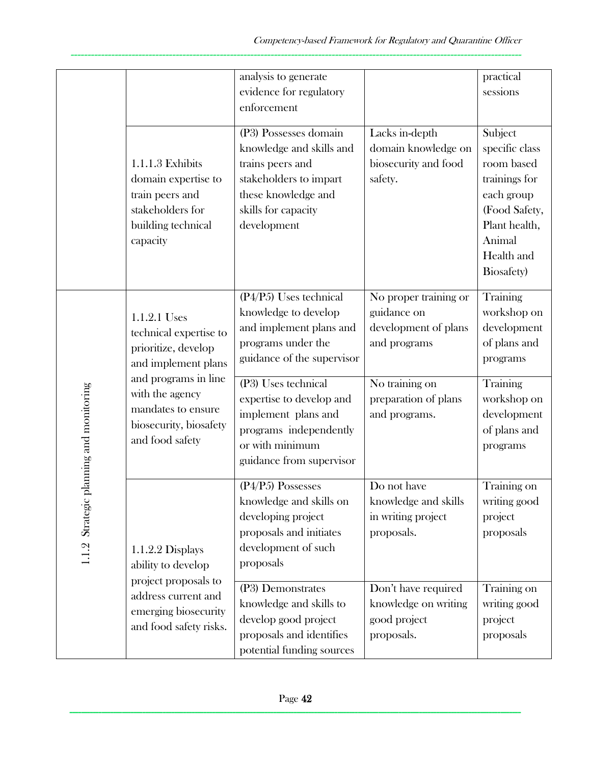| | | analysis to generate evidence for regulatory enforcement | | practical sessions |
|---|---|---|---|---|
| | 1.1.1.3 Exhibits domain expertise to train peers and stakeholders for building technical capacity | (P3) Possesses domain knowledge and skills and trains peers and stakeholders to impart these knowledge and skills for capacity development | Lacks in-depth domain knowledge on biosecurity and food safety. | Subject specific class room based trainings for each group (Food Safety, Plant health, Animal Health and Biosafety) |
| 1.1.2 Strategic planning and monitoring | 1.1.2.1 Uses technical expertise to prioritize, develop and implement plans and programs in line with the agency mandates to ensure biosecurity, biosafety and food safety | (P4/P5) Uses technical knowledge to develop and implement plans and programs under the guidance of the supervisor | No proper training or guidance on development of plans and programs | Training workshop on development of plans and programs |
| | | (P3) Uses technical expertise to develop and implement plans and programs independently or with minimum guidance from supervisor | No training on preparation of plans and programs. | Training workshop on development of plans and programs |
| | 1.1.2.2 Displays ability to develop project proposals to address current and emerging biosecurity and food safety risks. | (P4/P5) Possesses knowledge and skills on developing project proposals and initiates development of such proposals | Do not have knowledge and skills in writing project proposals. | Training on writing good project proposals |
| | | (P3) Demonstrates knowledge and skills to develop good project proposals and identifies potential funding sources | Don't have required knowledge on writing good project proposals. | Training on writing good project proposals |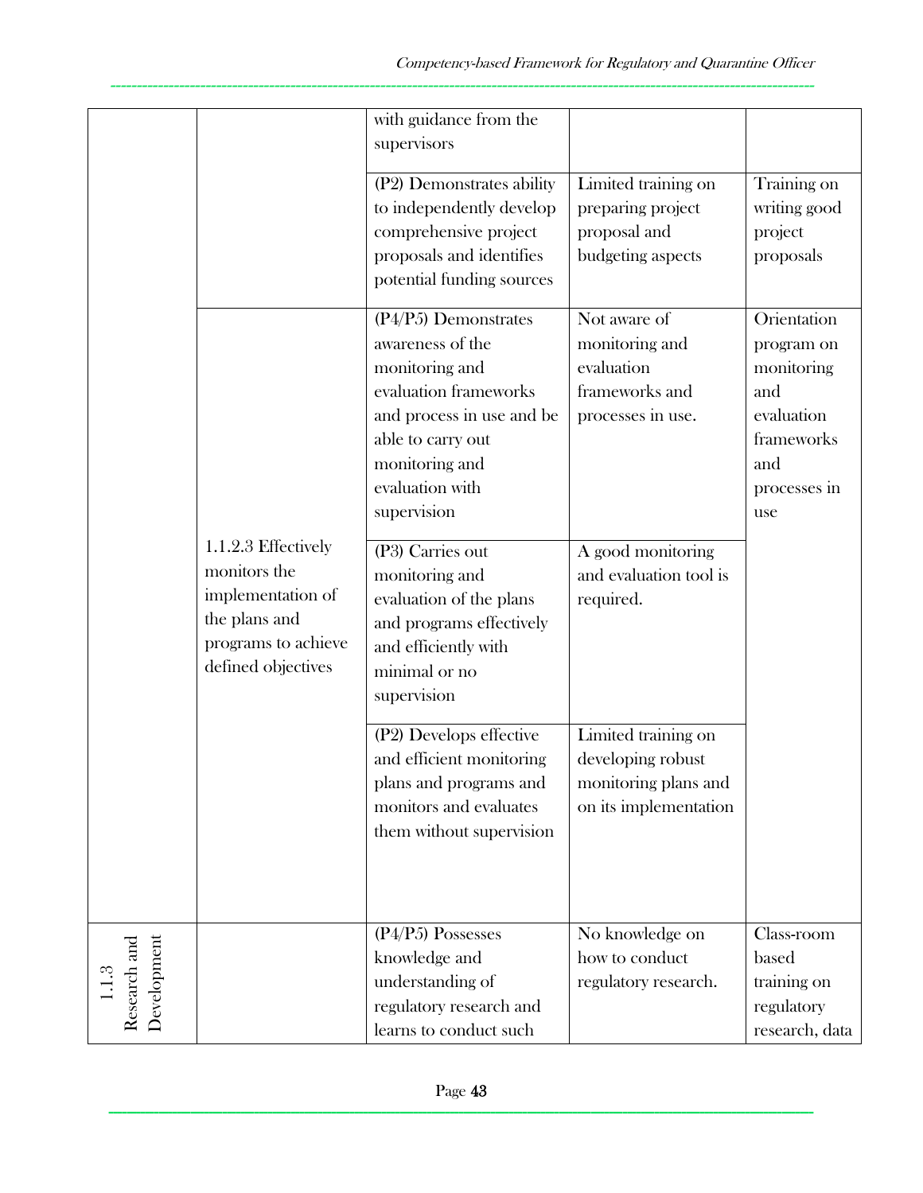| | | with guidance from the supervisors | | |
|---|---|---|---|---|
| | | (P2) Demonstrates ability to independently develop comprehensive project proposals and identifies potential funding sources | Limited training on preparing project proposal and budgeting aspects | Training on writing good project proposals |
| | 1.1.2.3 Effectively monitors the implementation of the plans and programs to achieve defined objectives | (P4/P5) Demonstrates awareness of the monitoring and evaluation frameworks and process in use and be able to carry out monitoring and evaluation with supervision | Not aware of monitoring and evaluation frameworks and processes in use. | Orientation program on monitoring and evaluation frameworks and processes in use |
| | | (P3) Carries out monitoring and evaluation of the plans and programs effectively and efficiently with minimal or no supervision | A good monitoring and evaluation tool is required. | |
| | | (P2) Develops effective and efficient monitoring plans and programs and monitors and evaluates them without supervision | Limited training on developing robust monitoring plans and on its implementation | |
| 1.1.3 Research and Development | | (P4/P5) Possesses knowledge and understanding of regulatory research and learns to conduct such | No knowledge on how to conduct regulatory research. | Class-room based training on regulatory research, data |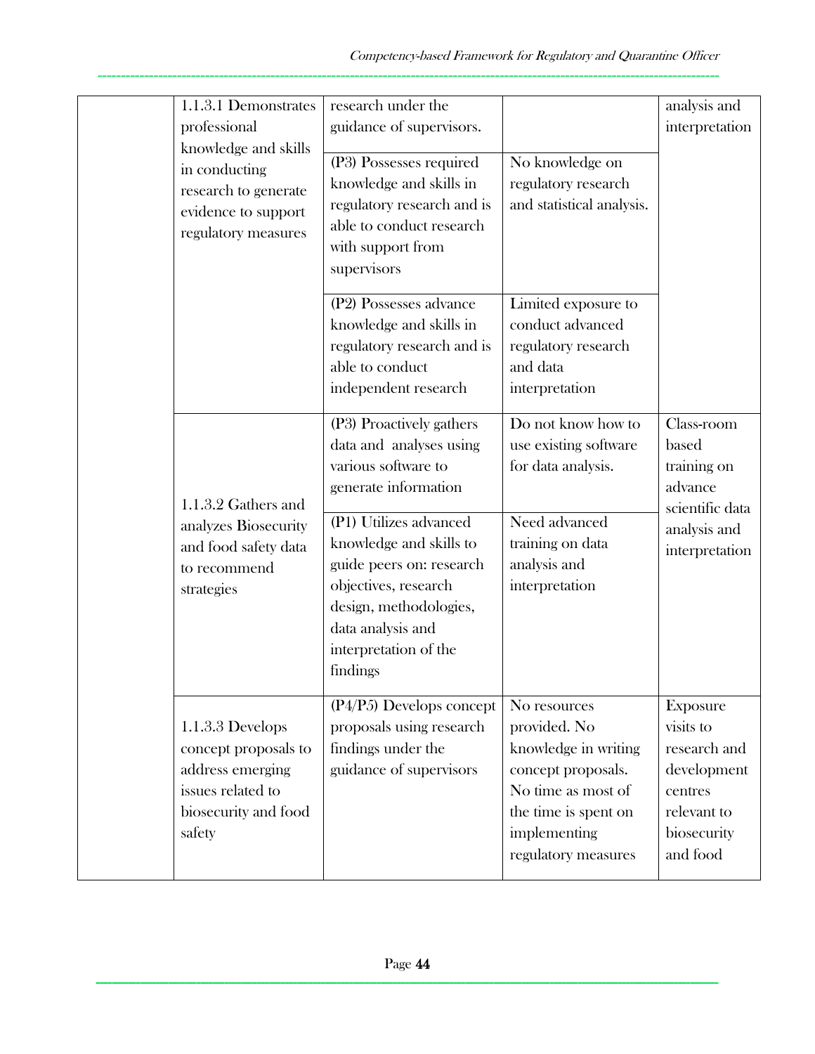| | | | | |
|---|---|---|---|---|
| | 1.1.3.1 Demonstrates professional knowledge and skills in conducting research to generate evidence to support regulatory measures | research under the guidance of supervisors. | | analysis and interpretation |
| | | (P3) Possesses required knowledge and skills in regulatory research and is able to conduct research with support from supervisors | No knowledge on regulatory research and statistical analysis. | |
| | | (P2) Possesses advance knowledge and skills in regulatory research and is able to conduct independent research | Limited exposure to conduct advanced regulatory research and data interpretation | |
| | 1.1.3.2 Gathers and analyzes Biosecurity and food safety data to recommend strategies | (P3) Proactively gathers data and analyses using various software to generate information | Do not know how to use existing software for data analysis. | Class-room based training on advance scientific data analysis and interpretation |
| | | (P1) Utilizes advanced knowledge and skills to guide peers on: research objectives, research design, methodologies, data analysis and interpretation of the findings | Need advanced training on data analysis and interpretation | |
| | 1.1.3.3 Develops concept proposals to address emerging issues related to biosecurity and food safety | (P4/P5) Develops concept proposals using research findings under the guidance of supervisors | No resources provided. No knowledge in writing concept proposals. No time as most of the time is spent on implementing regulatory measures | Exposure visits to research and development centres relevant to biosecurity and food |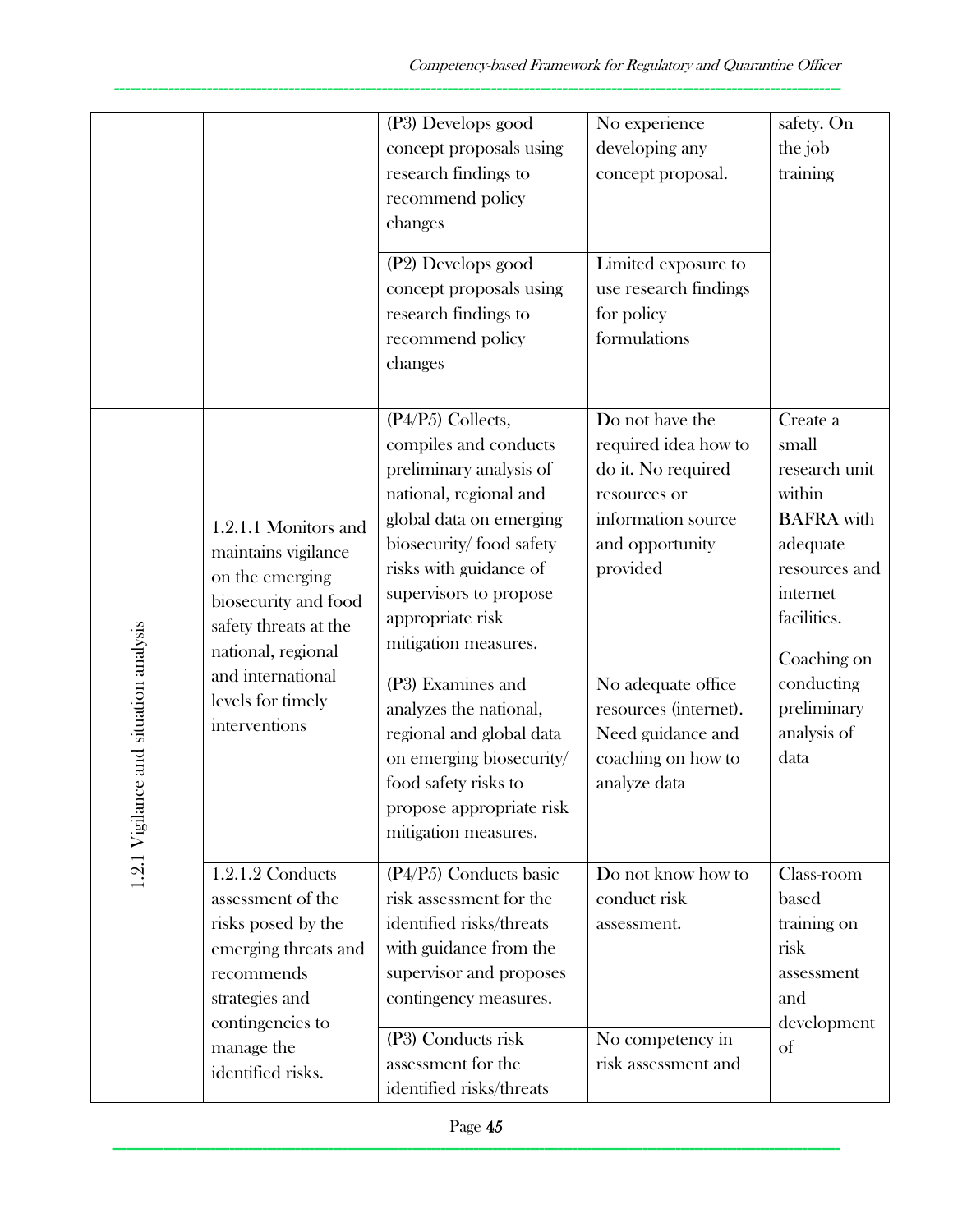| | | (P3) Develops good concept proposals using research findings to recommend policy changes | No experience developing any concept proposal. | safety. On the job training |
|---|---|---|---|---|
| | | (P2) Develops good concept proposals using research findings to recommend policy changes | Limited exposure to use research findings for policy formulations | |
| 1.2.1 Vigilance and situation analysis | 1.2.1.1 Monitors and maintains vigilance on the emerging biosecurity and food safety threats at the national, regional and international levels for timely interventions | (P4/P5) Collects, compiles and conducts preliminary analysis of national, regional and global data on emerging biosecurity/ food safety risks with guidance of supervisors to propose appropriate risk mitigation measures. | Do not have the required idea how to do it. No required resources or information source and opportunity provided | Create a small research unit within BAFRA with adequate resources and internet facilities. Coaching on conducting preliminary analysis of data |
| | | (P3) Examines and analyzes the national, regional and global data on emerging biosecurity/ food safety risks to propose appropriate risk mitigation measures. | No adequate office resources (internet). Need guidance and coaching on how to analyze data | |
| | 1.2.1.2 Conducts assessment of the risks posed by the emerging threats and recommends strategies and contingencies to manage the identified risks. | (P4/P5) Conducts basic risk assessment for the identified risks/threats with guidance from the supervisor and proposes contingency measures. | Do not know how to conduct risk assessment. | Class-room based training on risk assessment and development of |
| | | (P3) Conducts risk assessment for the identified risks/threats | No competency in risk assessment and | |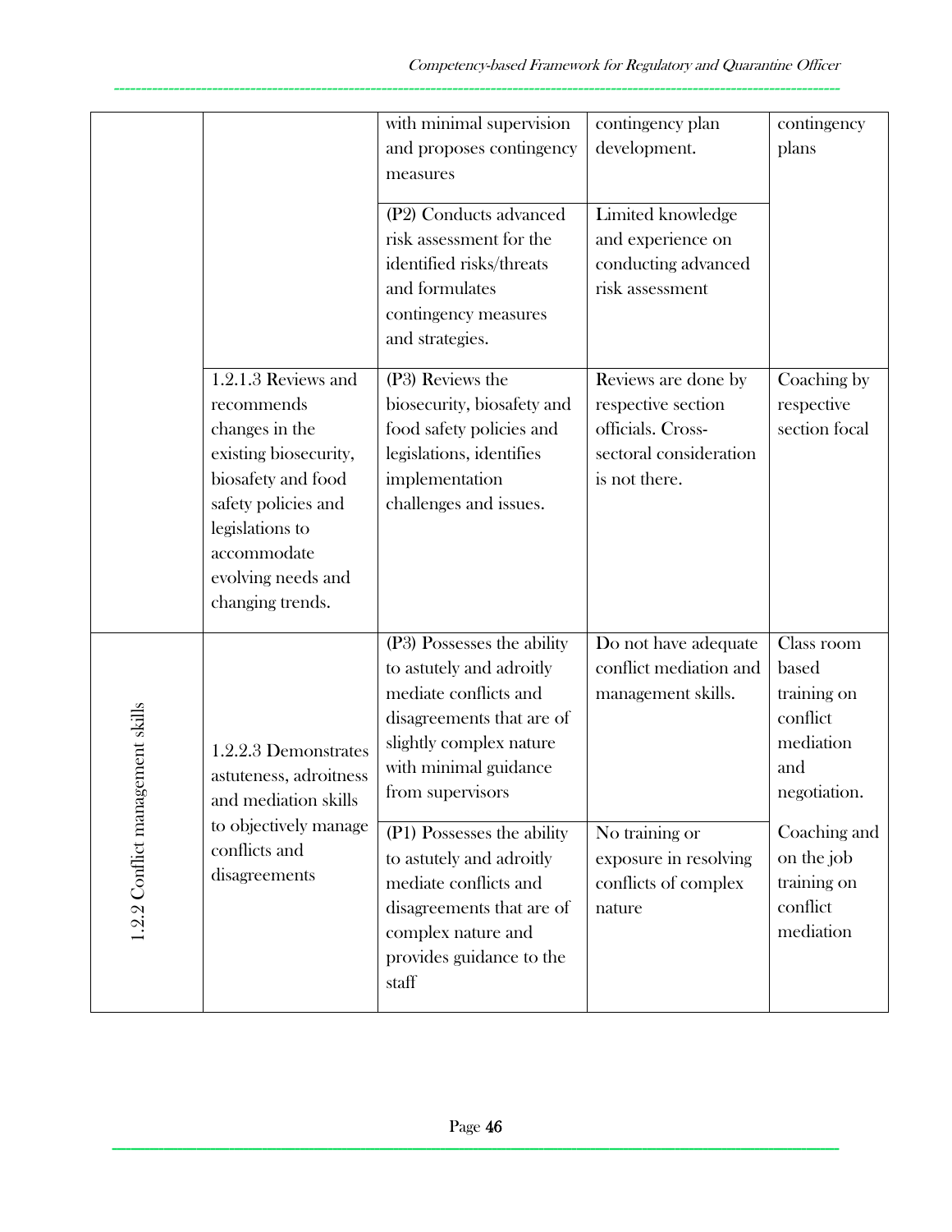|  |  | with minimal supervision and proposes contingency measures | contingency plan development. | contingency plans |
|---|---|---|---|---|
|  |  | (P2) Conducts advanced risk assessment for the identified risks/threats and formulates contingency measures and strategies. | Limited knowledge and experience on conducting advanced risk assessment |  |
|  | 1.2.1.3 Reviews and recommends changes in the existing biosecurity, biosafety and food safety policies and legislations to accommodate evolving needs and changing trends. | (P3) Reviews the biosecurity, biosafety and food safety policies and legislations, identifies implementation challenges and issues. | Reviews are done by respective section officials. Cross-sectoral consideration is not there. | Coaching by respective section focal |
| 1.2.2 Conflict management skills | 1.2.2.3 Demonstrates astuteness, adroitness and mediation skills to objectively manage conflicts and disagreements | (P3) Possesses the ability to astutely and adroitly mediate conflicts and disagreements that are of slightly complex nature with minimal guidance from supervisors | Do not have adequate conflict mediation and management skills. | Class room based training on conflict mediation and negotiation. |
|  |  | (P1) Possesses the ability to astutely and adroitly mediate conflicts and disagreements that are of complex nature and provides guidance to the staff | No training or exposure in resolving conflicts of complex nature | Coaching and on the job training on conflict mediation |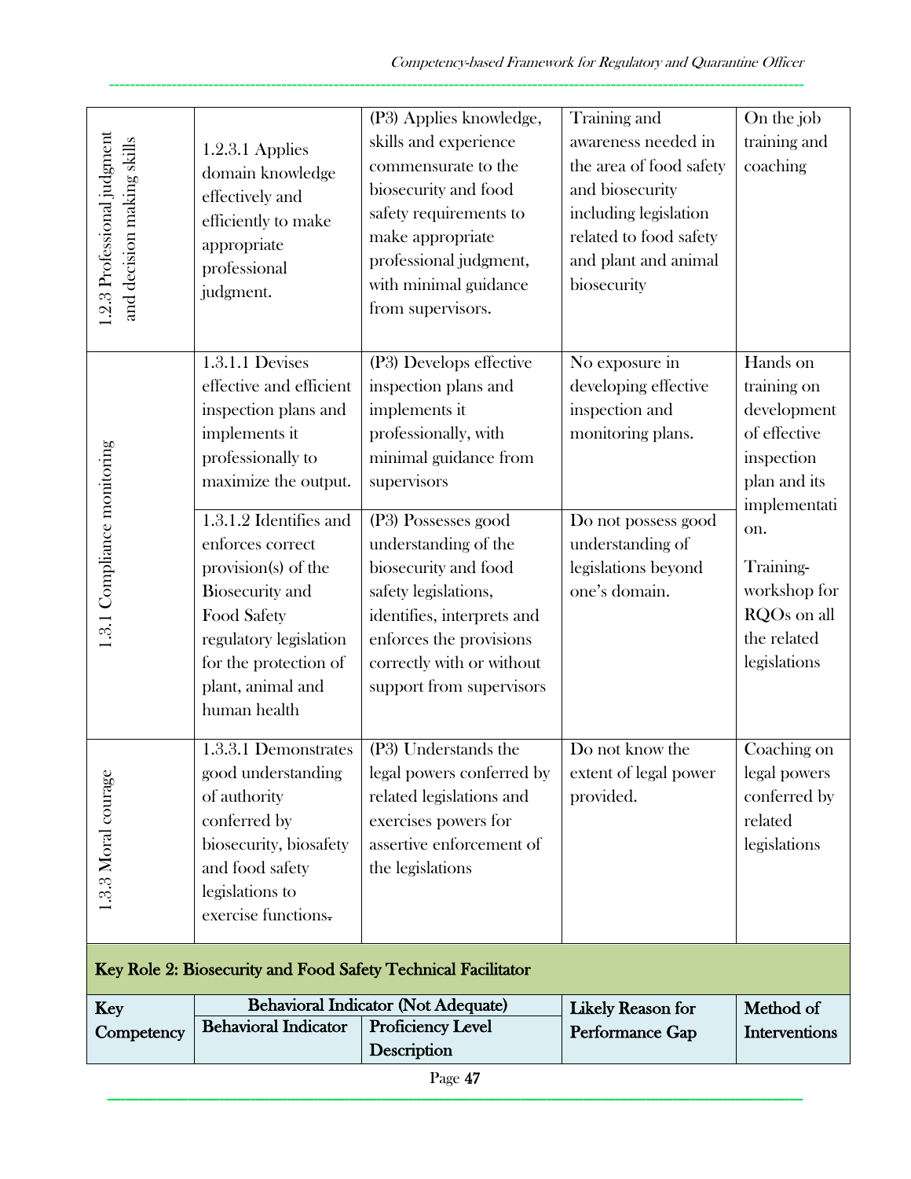| | | | | |
|---|---|---|---|---|
| 1.2.3 Professional judgment and decision making skills | 1.2.3.1 Applies domain knowledge effectively and efficiently to make appropriate professional judgment. | (P3) Applies knowledge, skills and experience commensurate to the biosecurity and food safety requirements to make appropriate professional judgment, with minimal guidance from supervisors. | Training and awareness needed in the area of food safety and biosecurity including legislation related to food safety and plant and animal biosecurity | On the job training and coaching |
| 1.3.1 Compliance monitoring | 1.3.1.1 Devises effective and efficient inspection plans and implements it professionally to maximize the output. | (P3) Develops effective inspection plans and implements it professionally, with minimal guidance from supervisors | No exposure in developing effective inspection and monitoring plans. | Hands on training on development of effective inspection plan and its implementation.<br><br>Training-workshop for RQOs on all the related legislations |
| | 1.3.1.2 Identifies and enforces correct provision(s) of the Biosecurity and Food Safety regulatory legislation for the protection of plant, animal and human health | (P3) Possesses good understanding of the biosecurity and food safety legislations, identifies, interprets and enforces the provisions correctly with or without support from supervisors | Do not possess good understanding of legislations beyond one's domain. | |
| 1.3.3 Moral courage | 1.3.3.1 Demonstrates good understanding of authority conferred by biosecurity, biosafety and food safety legislations to exercise functions. | (P3) Understands the legal powers conferred by related legislations and exercises powers for assertive enforcement of the legislations | Do not know the extent of legal power provided. | Coaching on legal powers conferred by related legislations |

**Key Role 2: Biosecurity and Food Safety Technical Facilitator**

| **Key Competency** | **Behavioral Indicator (Not Adequate)** | | **Likely Reason for Performance Gap** | **Method of Interventions** |
|---|---|---|---|---|
| | **Behavioral Indicator** | **Proficiency Level Description** | | |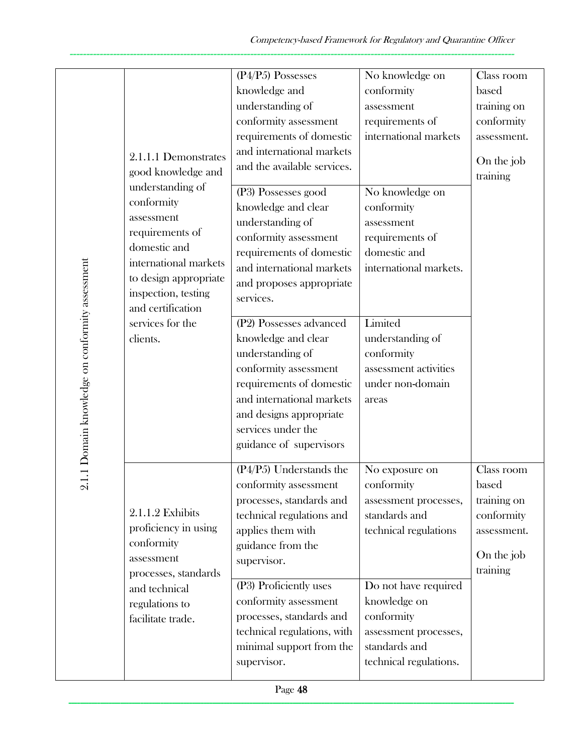| 2.1.1 Domain knowledge on conformity assessment | 2.1.1.1 Demonstrates good knowledge and understanding of conformity assessment requirements of domestic and international markets to design appropriate inspection, testing and certification services for the clients. | (P4/P5) Possesses knowledge and understanding of conformity assessment requirements of domestic and international markets and the available services. | No knowledge on conformity assessment requirements of international markets | Class room based training on conformity assessment. On the job training |
|---|---|---|---|---|
| | | (P3) Possesses good knowledge and clear understanding of conformity assessment requirements of domestic and international markets and proposes appropriate services. | No knowledge on conformity assessment requirements of domestic and international markets. | |
| | | (P2) Possesses advanced knowledge and clear understanding of conformity assessment requirements of domestic and international markets and designs appropriate services under the guidance of supervisors | Limited understanding of conformity assessment activities under non-domain areas | |
| | 2.1.1.2 Exhibits proficiency in using conformity assessment processes, standards and technical regulations to facilitate trade. | (P4/P5) Understands the conformity assessment processes, standards and technical regulations and applies them with guidance from the supervisor. | No exposure on conformity assessment processes, standards and technical regulations | Class room based training on conformity assessment. On the job training |
| | | (P3) Proficiently uses conformity assessment processes, standards and technical regulations, with minimal support from the supervisor. | Do not have required knowledge on conformity assessment processes, standards and technical regulations. | |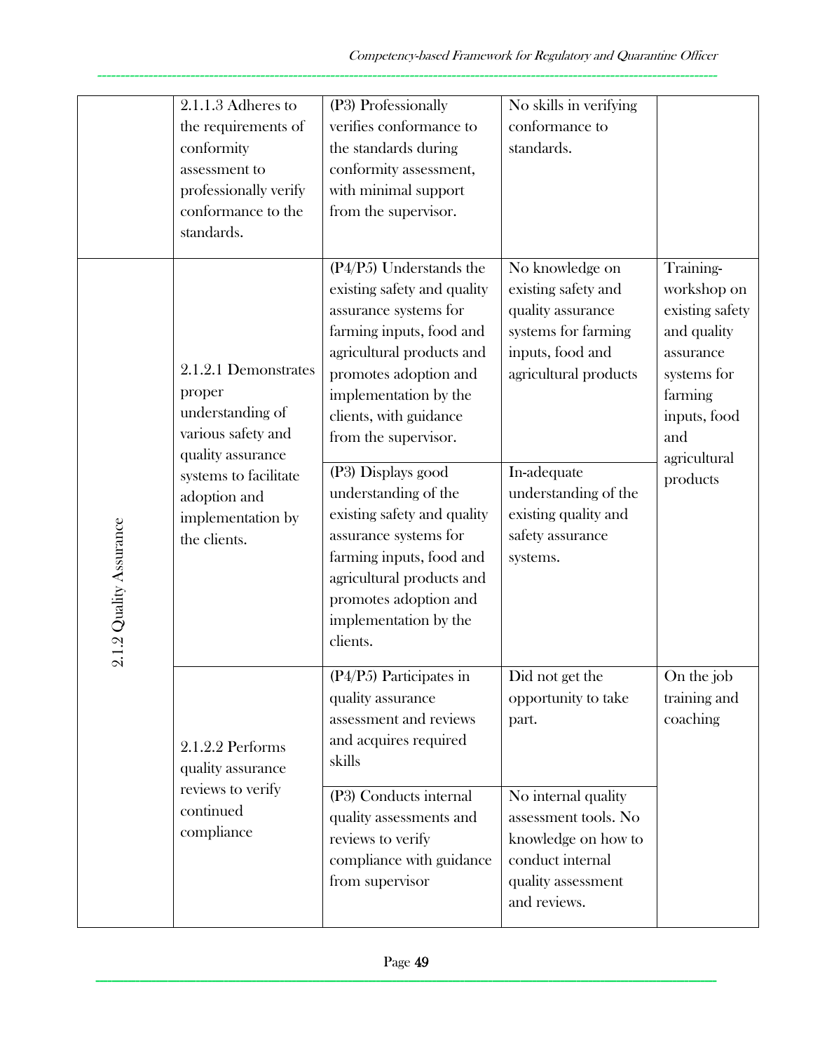| | | | | |
|---|---|---|---|---|
| | 2.1.1.3 Adheres to the requirements of conformity assessment to professionally verify conformance to the standards. | (P3) Professionally verifies conformance to the standards during conformity assessment, with minimal support from the supervisor. | No skills in verifying conformance to standards. | |
| 2.1.2 Quality Assurance | 2.1.2.1 Demonstrates proper understanding of various safety and quality assurance systems to facilitate adoption and implementation by the clients. | (P4/P5) Understands the existing safety and quality assurance systems for farming inputs, food and agricultural products and promotes adoption and implementation by the clients, with guidance from the supervisor. | No knowledge on existing safety and quality assurance systems for farming inputs, food and agricultural products | Training-workshop on existing safety and quality assurance systems for farming inputs, food and agricultural products |
| | | (P3) Displays good understanding of the existing safety and quality assurance systems for farming inputs, food and agricultural products and promotes adoption and implementation by the clients. | In-adequate understanding of the existing quality and safety assurance systems. | |
| | 2.1.2.2 Performs quality assurance reviews to verify continued compliance | (P4/P5) Participates in quality assurance assessment and reviews and acquires required skills | Did not get the opportunity to take part. | On the job training and coaching |
| | | (P3) Conducts internal quality assessments and reviews to verify compliance with guidance from supervisor | No internal quality assessment tools. No knowledge on how to conduct internal quality assessment and reviews. | |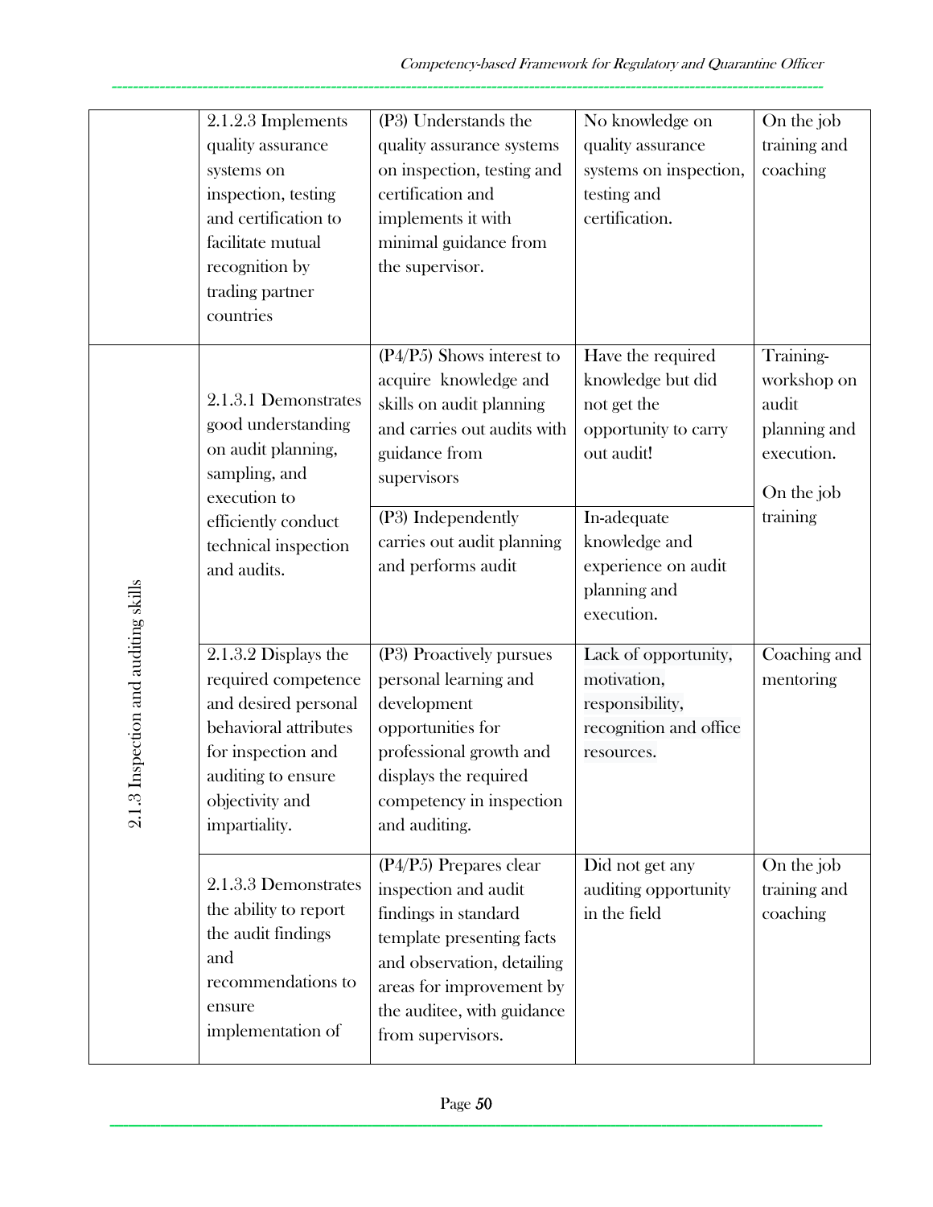| | | | | |
|---|---|---|---|---|
| | 2.1.2.3 Implements quality assurance systems on inspection, testing and certification to facilitate mutual recognition by trading partner countries | (P3) Understands the quality assurance systems on inspection, testing and certification and implements it with minimal guidance from the supervisor. | No knowledge on quality assurance systems on inspection, testing and certification. | On the job training and coaching |
| 2.1.3 Inspection and auditing skills | 2.1.3.1 Demonstrates good understanding on audit planning, sampling, and execution to efficiently conduct technical inspection and audits. | (P4/P5) Shows interest to acquire knowledge and skills on audit planning and carries out audits with guidance from supervisors | Have the required knowledge but did not get the opportunity to carry out audit! | Training-workshop on audit planning and execution. On the job training |
| | | (P3) Independently carries out audit planning and performs audit | In-adequate knowledge and experience on audit planning and execution. | |
| | 2.1.3.2 Displays the required competence and desired personal behavioral attributes for inspection and auditing to ensure objectivity and impartiality. | (P3) Proactively pursues personal learning and development opportunities for professional growth and displays the required competency in inspection and auditing. | Lack of opportunity, motivation, responsibility, recognition and office resources. | Coaching and mentoring |
| | 2.1.3.3 Demonstrates the ability to report the audit findings and recommendations to ensure implementation of | (P4/P5) Prepares clear inspection and audit findings in standard template presenting facts and observation, detailing areas for improvement by the auditee, with guidance from supervisors. | Did not get any auditing opportunity in the field | On the job training and coaching |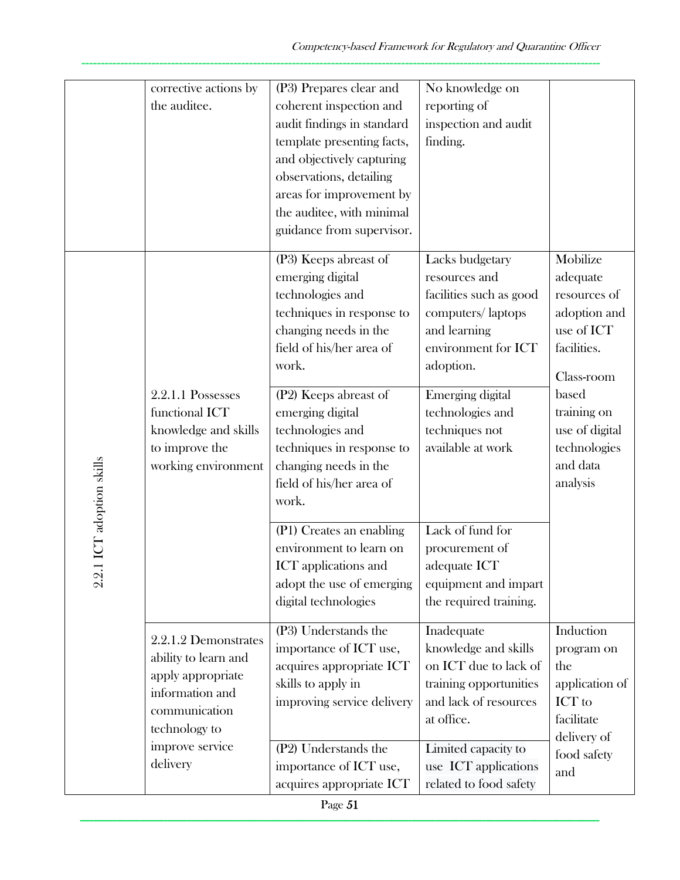| | | | | |
|---|---|---|---|---|
| | corrective actions by the auditee. | (P3) Prepares clear and coherent inspection and audit findings in standard template presenting facts, and objectively capturing observations, detailing areas for improvement by the auditee, with minimal guidance from supervisor. | No knowledge on reporting of inspection and audit finding. | |
| 2.2.1 ICT adoption skills | 2.2.1.1 Possesses functional ICT knowledge and skills to improve the working environment | (P3) Keeps abreast of emerging digital technologies and techniques in response to changing needs in the field of his/her area of work. | Lacks budgetary resources and facilities such as good computers/ laptops and learning environment for ICT adoption. | Mobilize adequate resources of adoption and use of ICT facilities. Class-room based training on use of digital technologies and data analysis |
| | | (P2) Keeps abreast of emerging digital technologies and techniques in response to changing needs in the field of his/her area of work. | Emerging digital technologies and techniques not available at work | |
| | | (P1) Creates an enabling environment to learn on ICT applications and adopt the use of emerging digital technologies | Lack of fund for procurement of adequate ICT equipment and impart the required training. | |
| | 2.2.1.2 Demonstrates ability to learn and apply appropriate information and communication technology to improve service delivery | (P3) Understands the importance of ICT use, acquires appropriate ICT skills to apply in improving service delivery | Inadequate knowledge and skills on ICT due to lack of training opportunities and lack of resources at office. | Induction program on the application of ICT to facilitate delivery of food safety and |
| | | (P2) Understands the importance of ICT use, acquires appropriate ICT | Limited capacity to use ICT applications related to food safety | |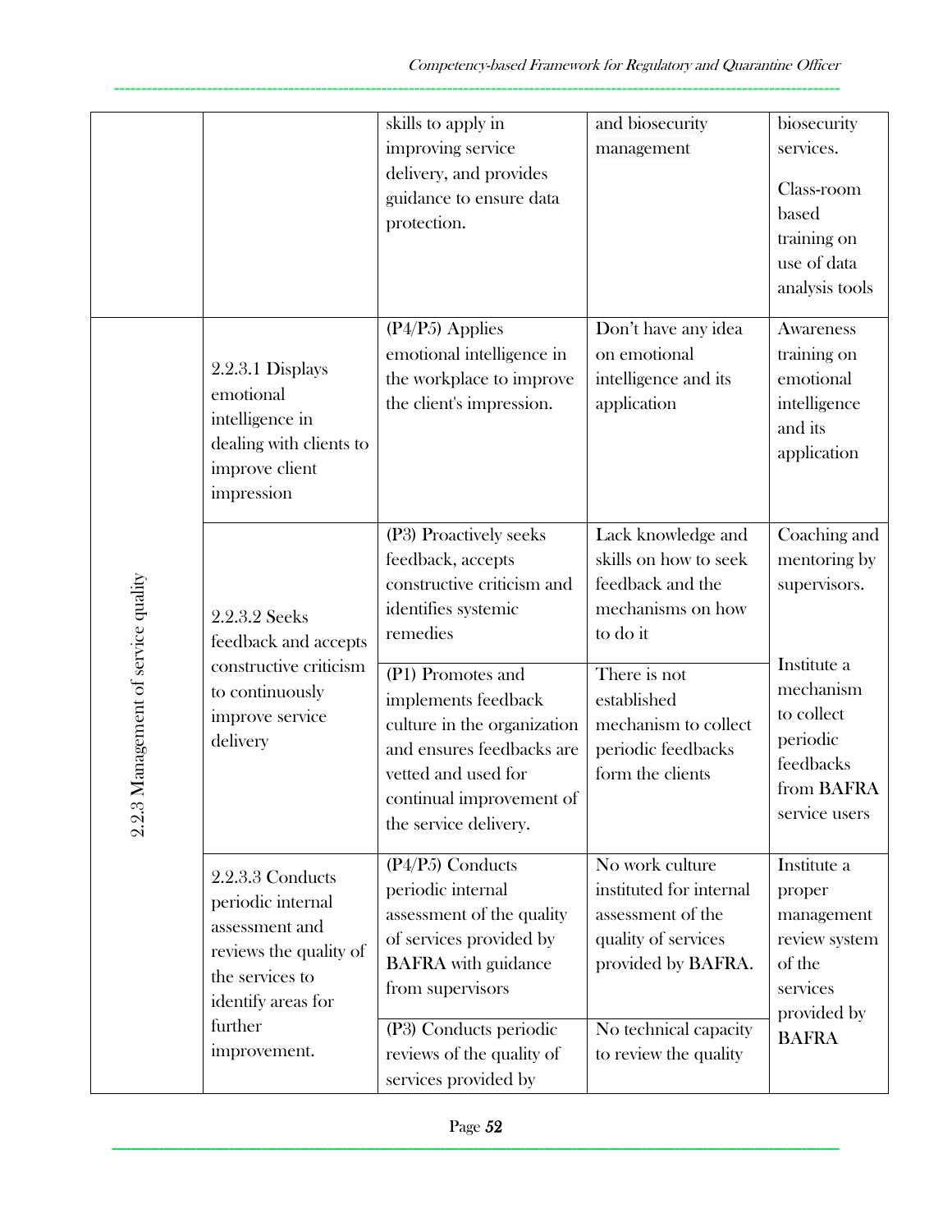| | | skills to apply in improving service delivery, and provides guidance to ensure data protection. | and biosecurity management | biosecurity services. Class-room based training on use of data analysis tools |
|---|---|---|---|---|
| 2.2.3 Management of service quality | 2.2.3.1 Displays emotional intelligence in dealing with clients to improve client impression | (P4/P5) Applies emotional intelligence in the workplace to improve the client's impression. | Don't have any idea on emotional intelligence and its application | Awareness training on emotional intelligence and its application |
| | 2.2.3.2 Seeks feedback and accepts constructive criticism to continuously improve service delivery | (P3) Proactively seeks feedback, accepts constructive criticism and identifies systemic remedies | Lack knowledge and skills on how to seek feedback and the mechanisms on how to do it | Coaching and mentoring by supervisors. |
| | | (P1) Promotes and implements feedback culture in the organization and ensures feedbacks are vetted and used for continual improvement of the service delivery. | There is not established mechanism to collect periodic feedbacks form the clients | Institute a mechanism to collect periodic feedbacks from BAFRA service users |
| | 2.2.3.3 Conducts periodic internal assessment and reviews the quality of the services to identify areas for further improvement. | (P4/P5) Conducts periodic internal assessment of the quality of services provided by BAFRA with guidance from supervisors | No work culture instituted for internal assessment of the quality of services provided by BAFRA. | Institute a proper management review system of the services provided by BAFRA |
| | | (P3) Conducts periodic reviews of the quality of services provided by | No technical capacity to review the quality | |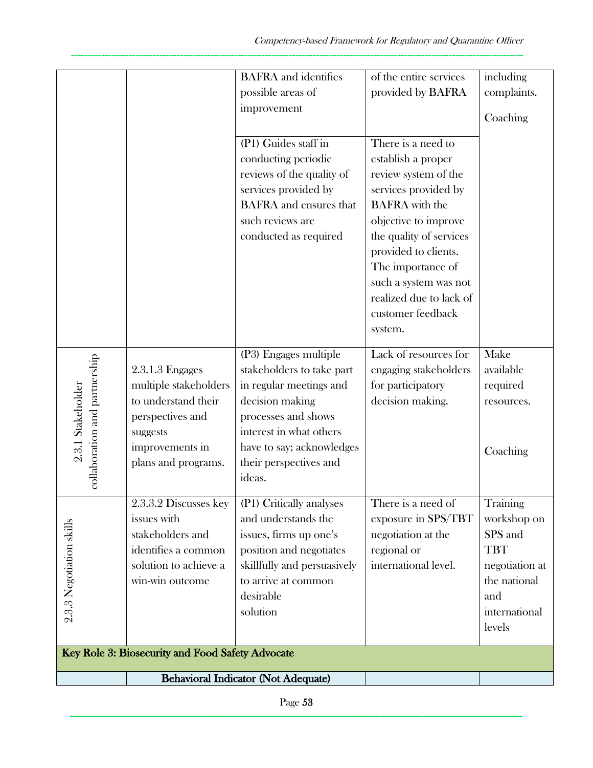| | | BAFRA and identifies possible areas of improvement | of the entire services provided by BAFRA | including complaints.<br><br>Coaching |
|---|---|---|---|---|
| | | (P1) Guides staff in conducting periodic reviews of the quality of services provided by BAFRA and ensures that such reviews are conducted as required | There is a need to establish a proper review system of the services provided by BAFRA with the objective to improve the quality of services provided to clients. The importance of such a system was not realized due to lack of customer feedback system. | |
| 2.3.1 Stakeholder collaboration and partnership | 2.3.1.3 Engages multiple stakeholders to understand their perspectives and suggests improvements in plans and programs. | (P3) Engages multiple stakeholders to take part in regular meetings and decision making processes and shows interest in what others have to say; acknowledges their perspectives and ideas. | Lack of resources for engaging stakeholders for participatory decision making. | Make available required resources.<br><br>Coaching |
| 2.3.3 Negotiation skills | 2.3.3.2 Discusses key issues with stakeholders and identifies a common solution to achieve a win-win outcome | (P1) Critically analyses and understands the issues, firms up one's position and negotiates skillfully and persuasively to arrive at common desirable solution | There is a need of exposure in SPS/TBT negotiation at the regional or international level. | Training workshop on SPS and TBT negotiation at the national and international levels |
| **Key Role 3: Biosecurity and Food Safety Advocate** | | | | |
| | **Behavioral Indicator (Not Adequate)** | | | |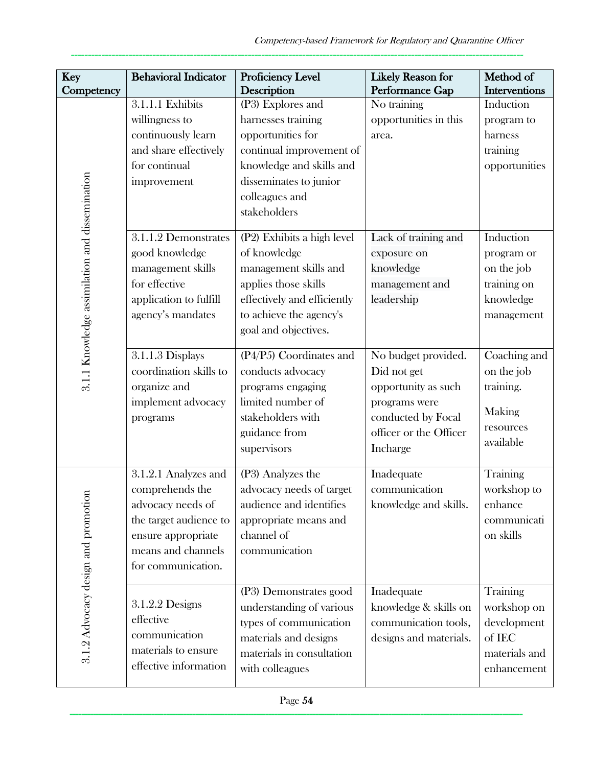| Key Competency | Behavioral Indicator | Proficiency Level Description | Likely Reason for Performance Gap | Method of Interventions |
|---|---|---|---|---|
| 3.1.1 Knowledge assimilation and dissemination | 3.1.1.1 Exhibits willingness to continuously learn and share effectively for continual improvement | (P3) Explores and harnesses training opportunities for continual improvement of knowledge and skills and disseminates to junior colleagues and stakeholders | No training opportunities in this area. | Induction program to harness training opportunities |
| | 3.1.1.2 Demonstrates good knowledge management skills for effective application to fulfill agency's mandates | (P2) Exhibits a high level of knowledge management skills and applies those skills effectively and efficiently to achieve the agency's goal and objectives. | Lack of training and exposure on knowledge management and leadership | Induction program or on the job training on knowledge management |
| | 3.1.1.3 Displays coordination skills to organize and implement advocacy programs | (P4/P5) Coordinates and conducts advocacy programs engaging limited number of stakeholders with guidance from supervisors | No budget provided. Did not get opportunity as such programs were conducted by Focal officer or the Officer Incharge | Coaching and on the job training. Making resources available |
| 3.1.2 Advocacy design and promotion | 3.1.2.1 Analyzes and comprehends the advocacy needs of the target audience to ensure appropriate means and channels for communication. | (P3) Analyzes the advocacy needs of target audience and identifies appropriate means and channel of communication | Inadequate communication knowledge and skills. | Training workshop to enhance communication skills |
| | 3.1.2.2 Designs effective communication materials to ensure effective information | (P3) Demonstrates good understanding of various types of communication materials and designs materials in consultation with colleagues | Inadequate knowledge & skills on communication tools, designs and materials. | Training workshop on development of IEC materials and enhancement |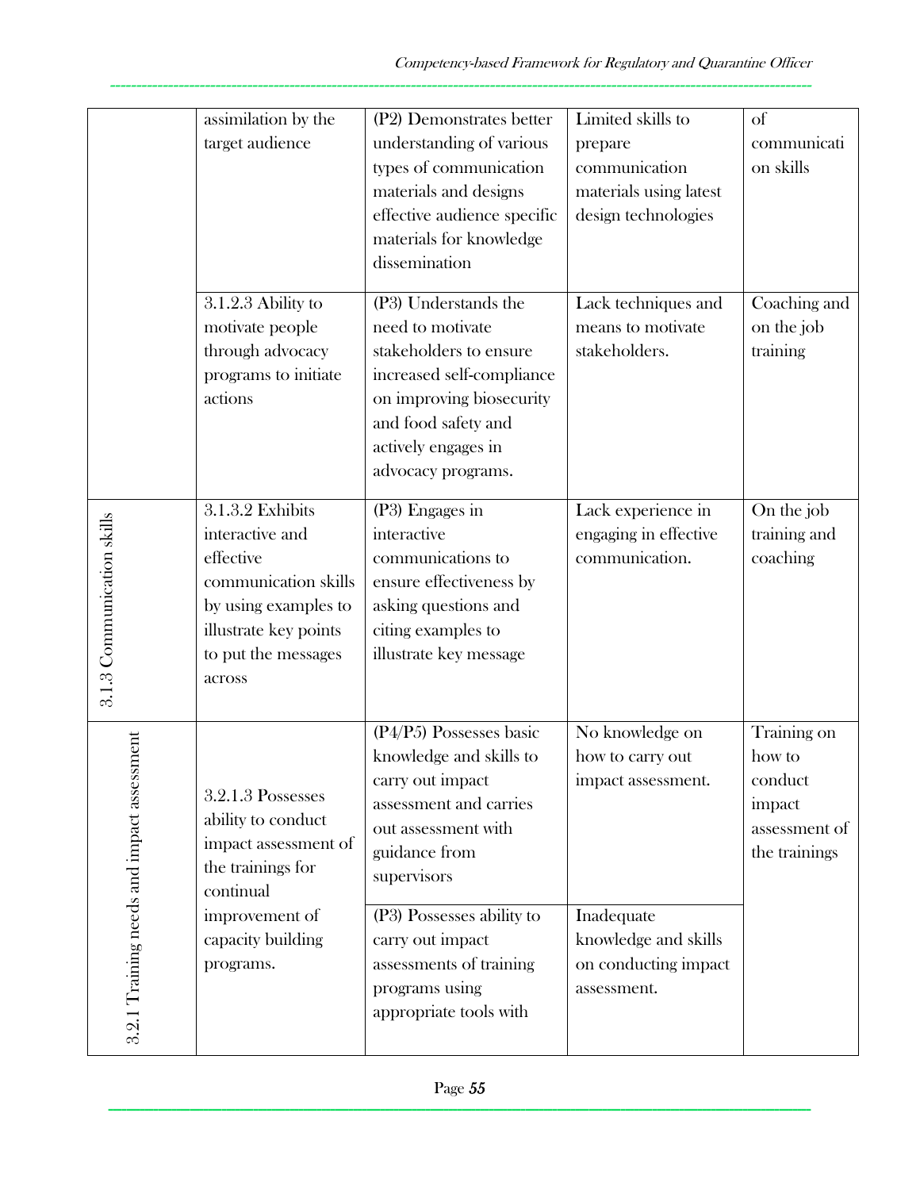| | | | | |
|---|---|---|---|---|
| | assimilation by the target audience | (P2) Demonstrates better understanding of various types of communication materials and designs effective audience specific materials for knowledge dissemination | Limited skills to prepare communication materials using latest design technologies | of communication skills |
| | 3.1.2.3 Ability to motivate people through advocacy programs to initiate actions | (P3) Understands the need to motivate stakeholders to ensure increased self-compliance on improving biosecurity and food safety and actively engages in advocacy programs. | Lack techniques and means to motivate stakeholders. | Coaching and on the job training |
| 3.1.3 Communication skills | 3.1.3.2 Exhibits interactive and effective communication skills by using examples to illustrate key points to put the messages across | (P3) Engages in interactive communications to ensure effectiveness by asking questions and citing examples to illustrate key message | Lack experience in engaging in effective communication. | On the job training and coaching |
| 3.2.1 Training needs and impact assessment | 3.2.1.3 Possesses ability to conduct impact assessment of the trainings for continual improvement of capacity building programs. | (P4/P5) Possesses basic knowledge and skills to carry out impact assessment and carries out assessment with guidance from supervisors | No knowledge on how to carry out impact assessment. | Training on how to conduct impact assessment of the trainings |
| | | (P3) Possesses ability to carry out impact assessments of training programs using appropriate tools with | Inadequate knowledge and skills on conducting impact assessment. | |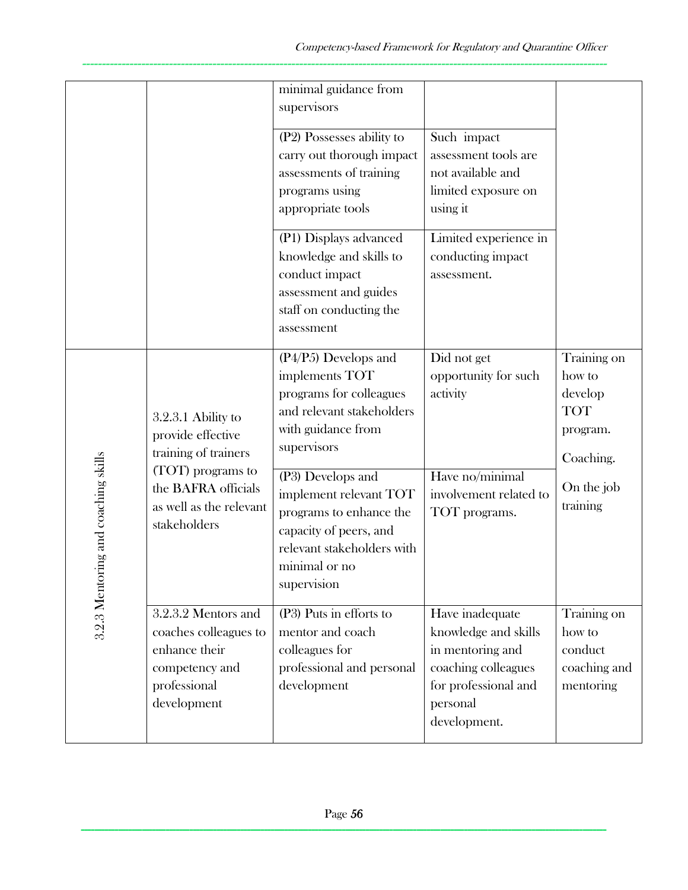| | | | | |
|---|---|---|---|---|
| | | minimal guidance from supervisors | | |
| | | (P2) Possesses ability to carry out thorough impact assessments of training programs using appropriate tools | Such impact assessment tools are not available and limited exposure on using it | |
| | | (P1) Displays advanced knowledge and skills to conduct impact assessment and guides staff on conducting the assessment | Limited experience in conducting impact assessment. | |
| 3.2.3 Mentoring and coaching skills | 3.2.3.1 Ability to provide effective training of trainers (TOT) programs to the BAFRA officials as well as the relevant stakeholders | (P4/P5) Develops and implements TOT programs for colleagues and relevant stakeholders with guidance from supervisors | Did not get opportunity for such activity | Training on how to develop TOT program. Coaching. On the job training |
| | | (P3) Develops and implement relevant TOT programs to enhance the capacity of peers, and relevant stakeholders with minimal or no supervision | Have no/minimal involvement related to TOT programs. | |
| | 3.2.3.2 Mentors and coaches colleagues to enhance their competency and professional development | (P3) Puts in efforts to mentor and coach colleagues for professional and personal development | Have inadequate knowledge and skills in mentoring and coaching colleagues for professional and personal development. | Training on how to conduct coaching and mentoring |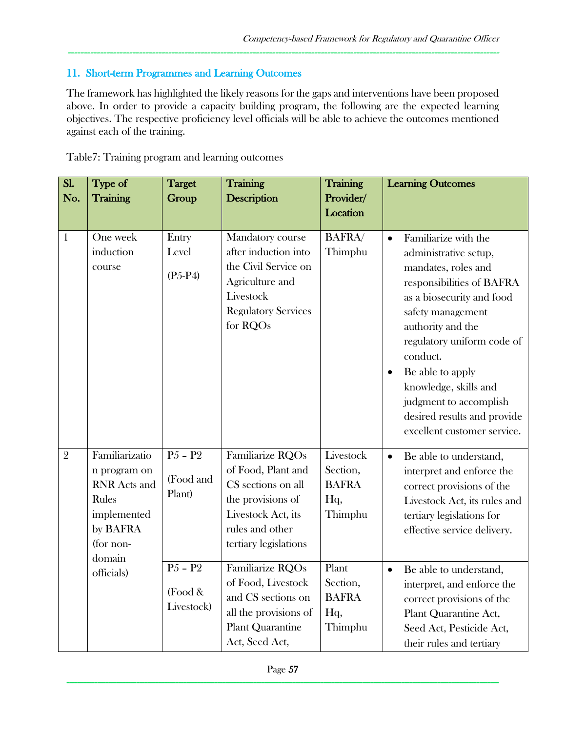## 11. Short-term Programmes and Learning Outcomes

The framework has highlighted the likely reasons for the gaps and interventions have been proposed above. In order to provide a capacity building program, the following are the expected learning objectives. The respective proficiency level officials will be able to achieve the outcomes mentioned against each of the training.

Table7: Training program and learning outcomes

| Sl. No. | Type of Training | Target Group | Training Description | Training Provider/ Location | Learning Outcomes |
|---|---|---|---|---|---|
| 1 | One week induction course | Entry Level (P5-P4) | Mandatory course after induction into the Civil Service on Agriculture and Livestock Regulatory Services for RQOs | BAFRA/ Thimphu | • Familiarize with the administrative setup, mandates, roles and responsibilities of BAFRA as a biosecurity and food safety management authority and the regulatory uniform code of conduct.<br>• Be able to apply knowledge, skills and judgment to accomplish desired results and provide excellent customer service. |
| 2 | Familiarization program on RNR Acts and Rules implemented by BAFRA (for non-domain officials) | P5 – P2 (Food and Plant) | Familiarize RQOs of Food, Plant and CS sections on all the provisions of Livestock Act, its rules and other tertiary legislations | Livestock Section, BAFRA Hq, Thimphu | • Be able to understand, interpret and enforce the correct provisions of the Livestock Act, its rules and tertiary legislations for effective service delivery. |
| | | P5 – P2 (Food & Livestock) | Familiarize RQOs of Food, Livestock and CS sections on all the provisions of Plant Quarantine Act, Seed Act, | Plant Section, BAFRA Hq, Thimphu | • Be able to understand, interpret, and enforce the correct provisions of the Plant Quarantine Act, Seed Act, Pesticide Act, their rules and tertiary |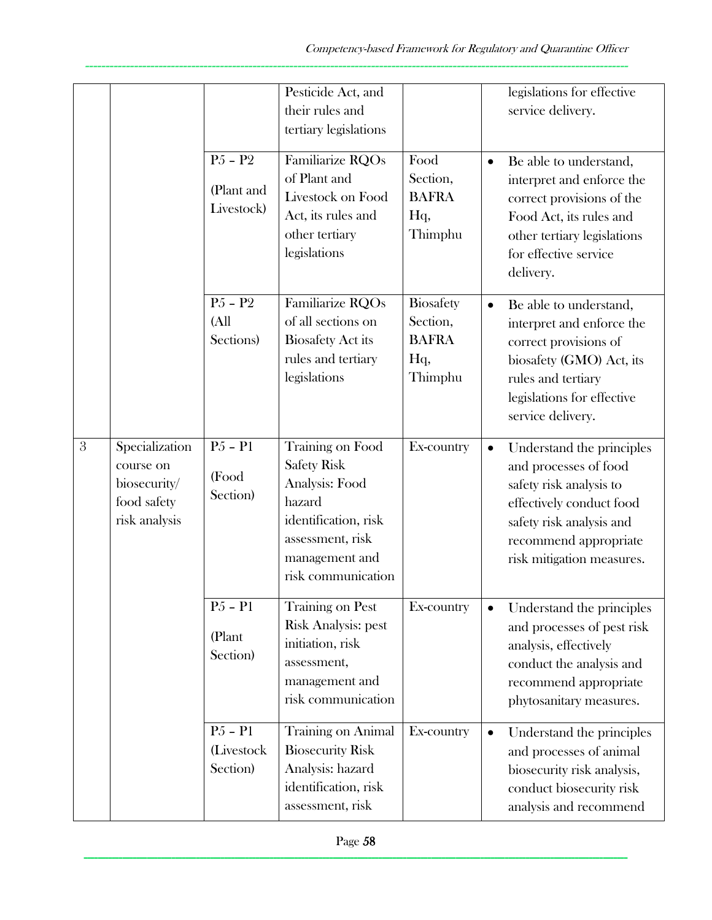| | | | Pesticide Act, and their rules and tertiary legislations | | legislations for effective service delivery. |
|---|---|---|---|---|---|
| | | P5 – P2 (Plant and Livestock) | Familiarize RQOs of Plant and Livestock on Food Act, its rules and other tertiary legislations | Food Section, BAFRA Hq, Thimphu | • Be able to understand, interpret and enforce the correct provisions of the Food Act, its rules and other tertiary legislations for effective service delivery. |
| | | P5 – P2 (All Sections) | Familiarize RQOs of all sections on Biosafety Act its rules and tertiary legislations | Biosafety Section, BAFRA Hq, Thimphu | • Be able to understand, interpret and enforce the correct provisions of biosafety (GMO) Act, its rules and tertiary legislations for effective service delivery. |
| 3 | Specialization course on biosecurity/ food safety risk analysis | P5 – P1 (Food Section) | Training on Food Safety Risk Analysis: Food hazard identification, risk assessment, risk management and risk communication | Ex-country | • Understand the principles and processes of food safety risk analysis to effectively conduct food safety risk analysis and recommend appropriate risk mitigation measures. |
| | | P5 – P1 (Plant Section) | Training on Pest Risk Analysis: pest initiation, risk assessment, management and risk communication | Ex-country | • Understand the principles and processes of pest risk analysis, effectively conduct the analysis and recommend appropriate phytosanitary measures. |
| | | P5 – P1 (Livestock Section) | Training on Animal Biosecurity Risk Analysis: hazard identification, risk assessment, risk | Ex-country | • Understand the principles and processes of animal biosecurity risk analysis, conduct biosecurity risk analysis and recommend |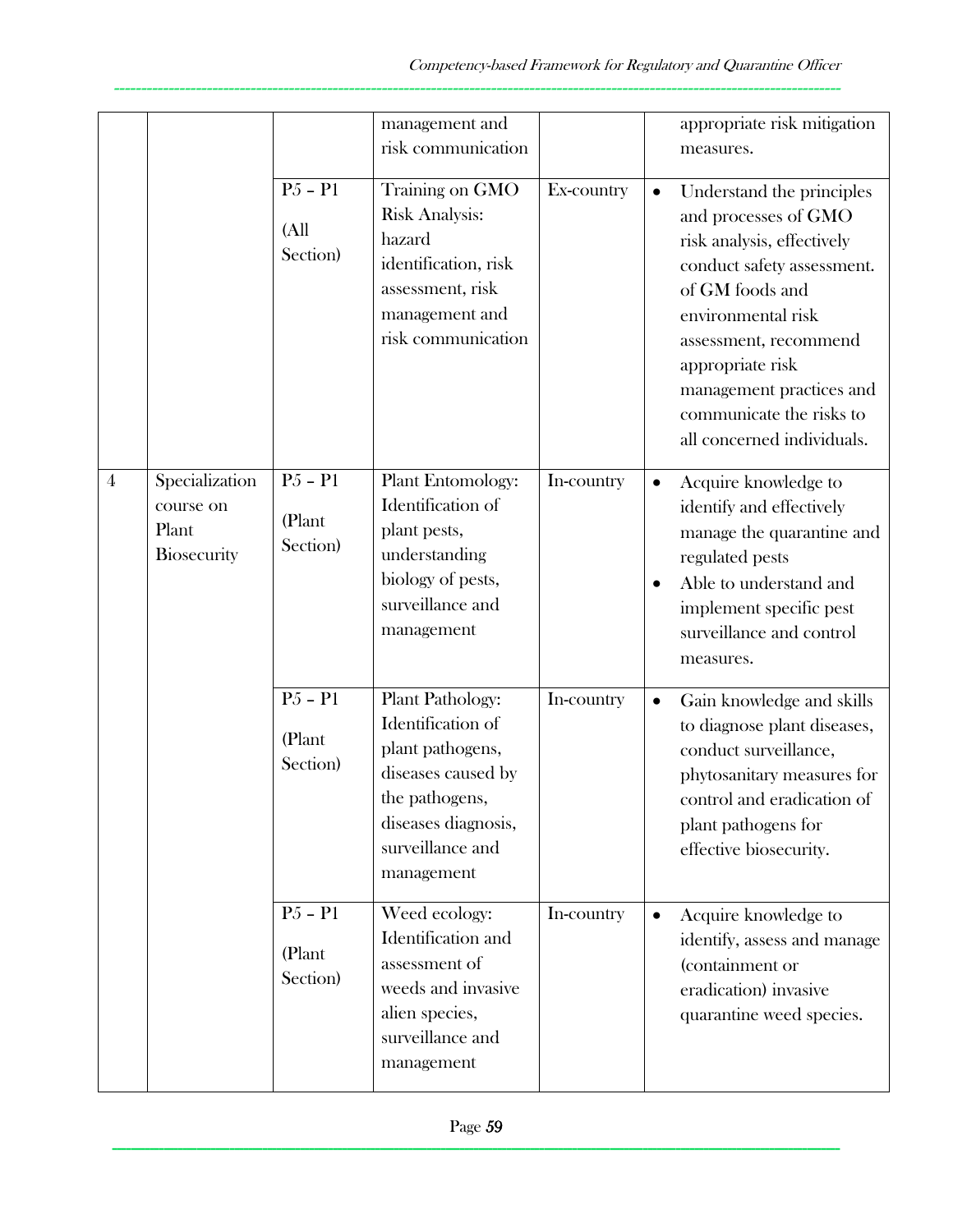| | | | management and risk communication | | appropriate risk mitigation measures. |
|---|---|---|---|---|---|
| | | P5 – P1 (All Section) | Training on GMO Risk Analysis: hazard identification, risk assessment, risk management and risk communication | Ex-country | • Understand the principles and processes of GMO risk analysis, effectively conduct safety assessment. of GM foods and environmental risk assessment, recommend appropriate risk management practices and communicate the risks to all concerned individuals. |
| 4 | Specialization course on Plant Biosecurity | P5 – P1 (Plant Section) | Plant Entomology: Identification of plant pests, understanding biology of pests, surveillance and management | In-country | • Acquire knowledge to identify and effectively manage the quarantine and regulated pests<br>• Able to understand and implement specific pest surveillance and control measures. |
| | | P5 – P1 (Plant Section) | Plant Pathology: Identification of plant pathogens, diseases caused by the pathogens, diseases diagnosis, surveillance and management | In-country | • Gain knowledge and skills to diagnose plant diseases, conduct surveillance, phytosanitary measures for control and eradication of plant pathogens for effective biosecurity. |
| | | P5 – P1 (Plant Section) | Weed ecology: Identification and assessment of weeds and invasive alien species, surveillance and management | In-country | • Acquire knowledge to identify, assess and manage (containment or eradication) invasive quarantine weed species. |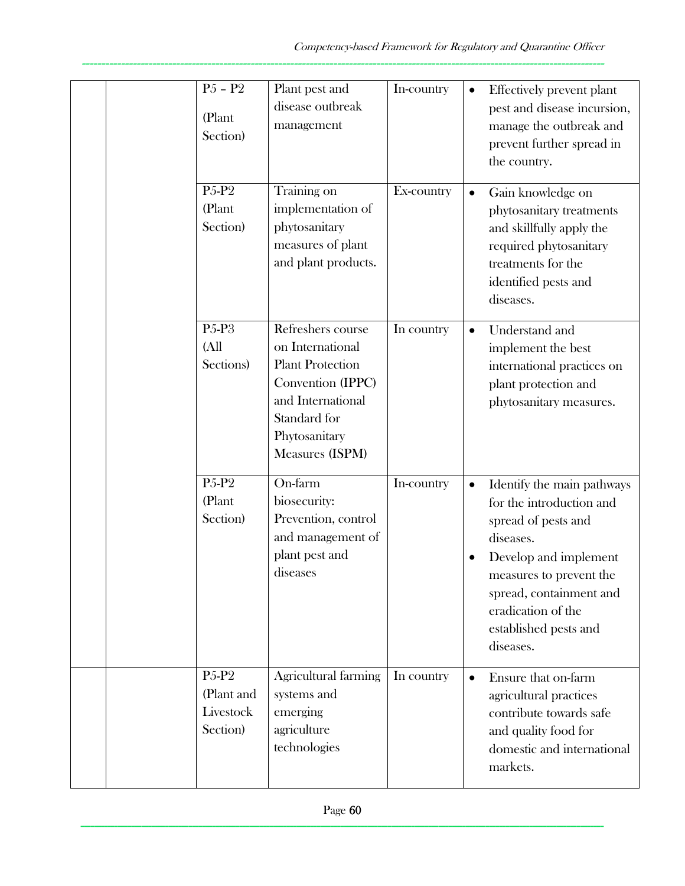|  |  | P5 – P2 (Plant Section) | Plant pest and disease outbreak management | In-country | • Effectively prevent plant pest and disease incursion, manage the outbreak and prevent further spread in the country. |
|---|---|---|---|---|---|
|  |  | P5-P2 (Plant Section) | Training on implementation of phytosanitary measures of plant and plant products. | Ex-country | • Gain knowledge on phytosanitary treatments and skillfully apply the required phytosanitary treatments for the identified pests and diseases. |
|  |  | P5-P3 (All Sections) | Refreshers course on International Plant Protection Convention (IPPC) and International Standard for Phytosanitary Measures (ISPM) | In country | • Understand and implement the best international practices on plant protection and phytosanitary measures. |
|  |  | P5-P2 (Plant Section) | On-farm biosecurity: Prevention, control and management of plant pest and diseases | In-country | • Identify the main pathways for the introduction and spread of pests and diseases.<br>• Develop and implement measures to prevent the spread, containment and eradication of the established pests and diseases. |
|  |  | P5-P2 (Plant and Livestock Section) | Agricultural farming systems and emerging agriculture technologies | In country | • Ensure that on-farm agricultural practices contribute towards safe and quality food for domestic and international markets. |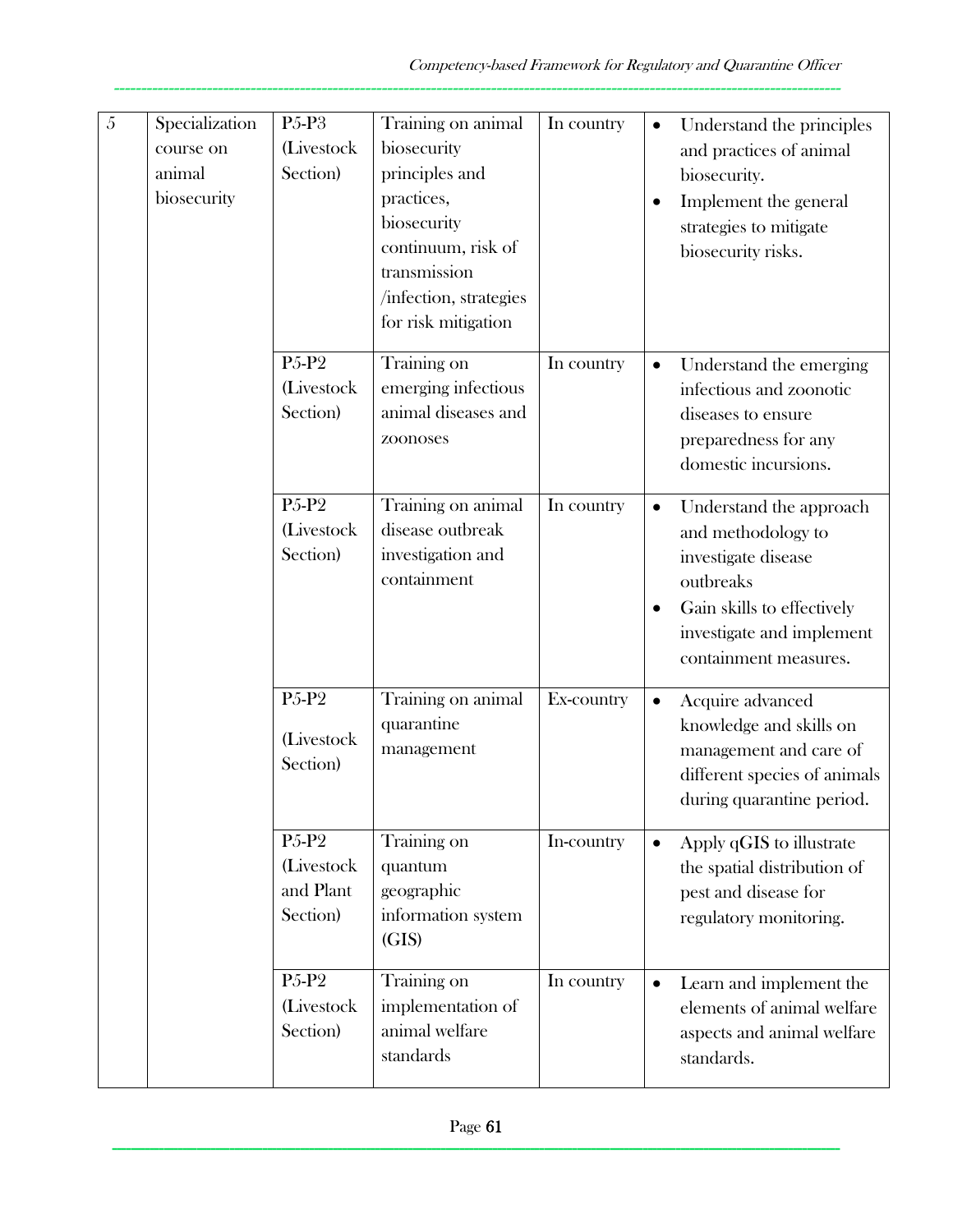| 5 | Specialization course on animal biosecurity | P5-P3 (Livestock Section) | Training on animal biosecurity principles and practices, biosecurity continuum, risk of transmission /infection, strategies for risk mitigation | In country | • Understand the principles and practices of animal biosecurity.<br>• Implement the general strategies to mitigate biosecurity risks. |
|---|---|---|---|---|---|
| | | P5-P2 (Livestock Section) | Training on emerging infectious animal diseases and zoonoses | In country | • Understand the emerging infectious and zoonotic diseases to ensure preparedness for any domestic incursions. |
| | | P5-P2 (Livestock Section) | Training on animal disease outbreak investigation and containment | In country | • Understand the approach and methodology to investigate disease outbreaks<br>• Gain skills to effectively investigate and implement containment measures. |
| | | P5-P2 (Livestock Section) | Training on animal quarantine management | Ex-country | • Acquire advanced knowledge and skills on management and care of different species of animals during quarantine period. |
| | | P5-P2 (Livestock and Plant Section) | Training on quantum geographic information system (GIS) | In-country | • Apply qGIS to illustrate the spatial distribution of pest and disease for regulatory monitoring. |
| | | P5-P2 (Livestock Section) | Training on implementation of animal welfare standards | In country | • Learn and implement the elements of animal welfare aspects and animal welfare standards. |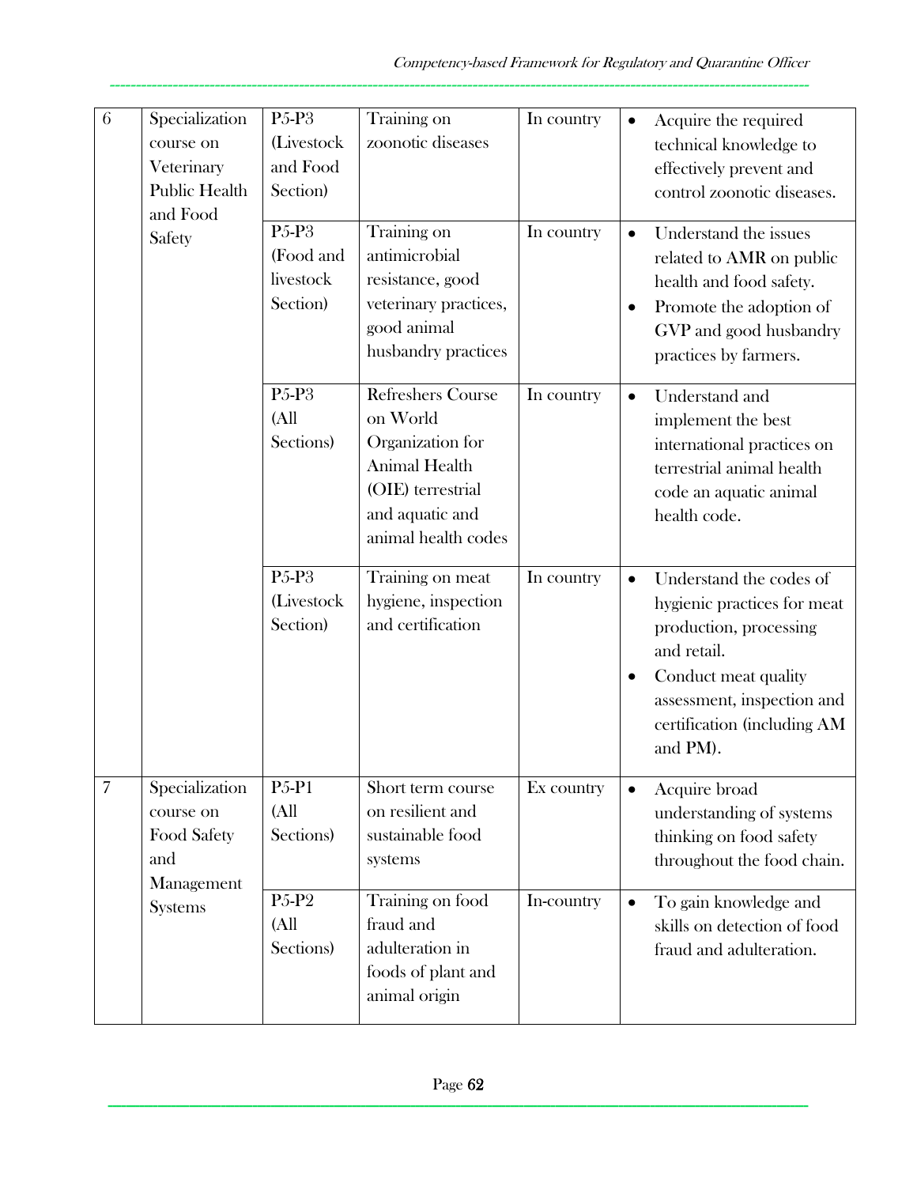| | | | | | |
|---|---|---|---|---|---|
| 6 | Specialization course on Veterinary Public Health and Food Safety | P5-P3 (Livestock and Food Section) | Training on zoonotic diseases | In country | • Acquire the required technical knowledge to effectively prevent and control zoonotic diseases. |
| | | P5-P3 (Food and livestock Section) | Training on antimicrobial resistance, good veterinary practices, good animal husbandry practices | In country | • Understand the issues related to AMR on public health and food safety.<br>• Promote the adoption of GVP and good husbandry practices by farmers. |
| | | P5-P3 (All Sections) | Refreshers Course on World Organization for Animal Health (OIE) terrestrial and aquatic and animal health codes | In country | • Understand and implement the best international practices on terrestrial animal health code an aquatic animal health code. |
| | | P5-P3 (Livestock Section) | Training on meat hygiene, inspection and certification | In country | • Understand the codes of hygienic practices for meat production, processing and retail.<br>• Conduct meat quality assessment, inspection and certification (including AM and PM). |
| 7 | Specialization course on Food Safety and Management Systems | P5-P1 (All Sections) | Short term course on resilient and sustainable food systems | Ex country | • Acquire broad understanding of systems thinking on food safety throughout the food chain. |
| | | P5-P2 (All Sections) | Training on food fraud and adulteration in foods of plant and animal origin | In-country | • To gain knowledge and skills on detection of food fraud and adulteration. |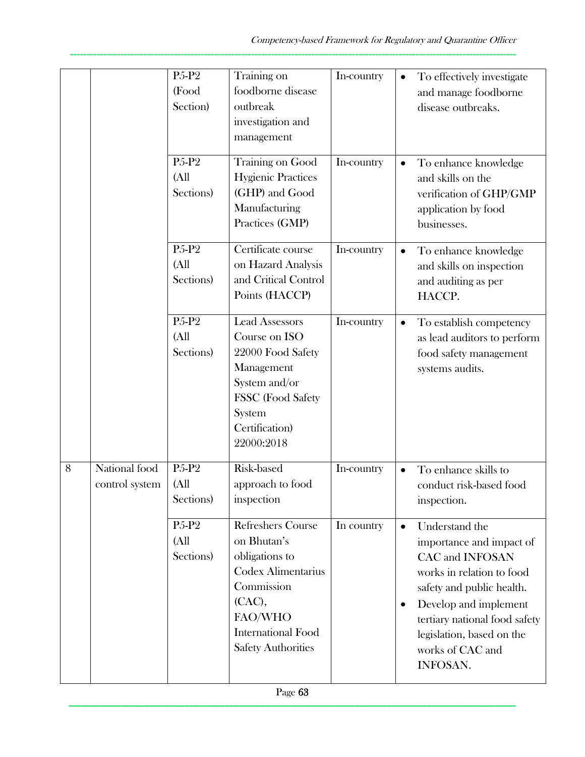| | | P5-P2 (Food Section) | Training on foodborne disease outbreak investigation and management | In-country | • To effectively investigate and manage foodborne disease outbreaks. |
|---|---|---|---|---|---|
| | | P5-P2 (All Sections) | Training on Good Hygienic Practices (GHP) and Good Manufacturing Practices (GMP) | In-country | • To enhance knowledge and skills on the verification of GHP/GMP application by food businesses. |
| | | P5-P2 (All Sections) | Certificate course on Hazard Analysis and Critical Control Points (HACCP) | In-country | • To enhance knowledge and skills on inspection and auditing as per HACCP. |
| | | P5-P2 (All Sections) | Lead Assessors Course on ISO 22000 Food Safety Management System and/or FSSC (Food Safety System Certification) 22000:2018 | In-country | • To establish competency as lead auditors to perform food safety management systems audits. |
| 8 | National food control system | P5-P2 (All Sections) | Risk-based approach to food inspection | In-country | • To enhance skills to conduct risk-based food inspection. |
| | | P5-P2 (All Sections) | Refreshers Course on Bhutan's obligations to Codex Alimentarius Commission (CAC), FAO/WHO International Food Safety Authorities | In country | • Understand the importance and impact of CAC and INFOSAN works in relation to food safety and public health.<br>• Develop and implement tertiary national food safety legislation, based on the works of CAC and INFOSAN. |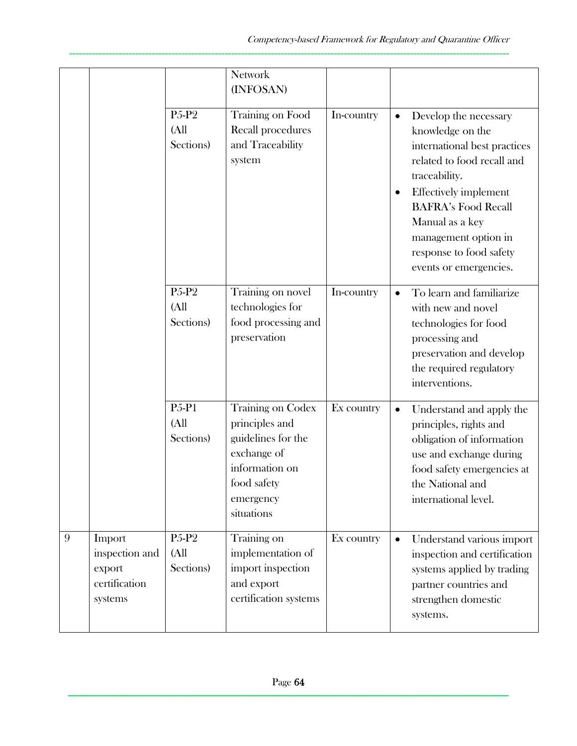| | | | Network (INFOSAN) | | |
|---|---|---|---|---|---|
| | | P5-P2 (All Sections) | Training on Food Recall procedures and Traceability system | In-country | • Develop the necessary knowledge on the international best practices related to food recall and traceability.<br>• Effectively implement BAFRA's Food Recall Manual as a key management option in response to food safety events or emergencies. |
| | | P5-P2 (All Sections) | Training on novel technologies for food processing and preservation | In-country | • To learn and familiarize with new and novel technologies for food processing and preservation and develop the required regulatory interventions. |
| | | P5-P1 (All Sections) | Training on Codex principles and guidelines for the exchange of information on food safety emergency situations | Ex country | • Understand and apply the principles, rights and obligation of information use and exchange during food safety emergencies at the National and international level. |
| 9 | Import inspection and export certification systems | P5-P2 (All Sections) | Training on implementation of import inspection and export certification systems | Ex country | • Understand various import inspection and certification systems applied by trading partner countries and strengthen domestic systems. |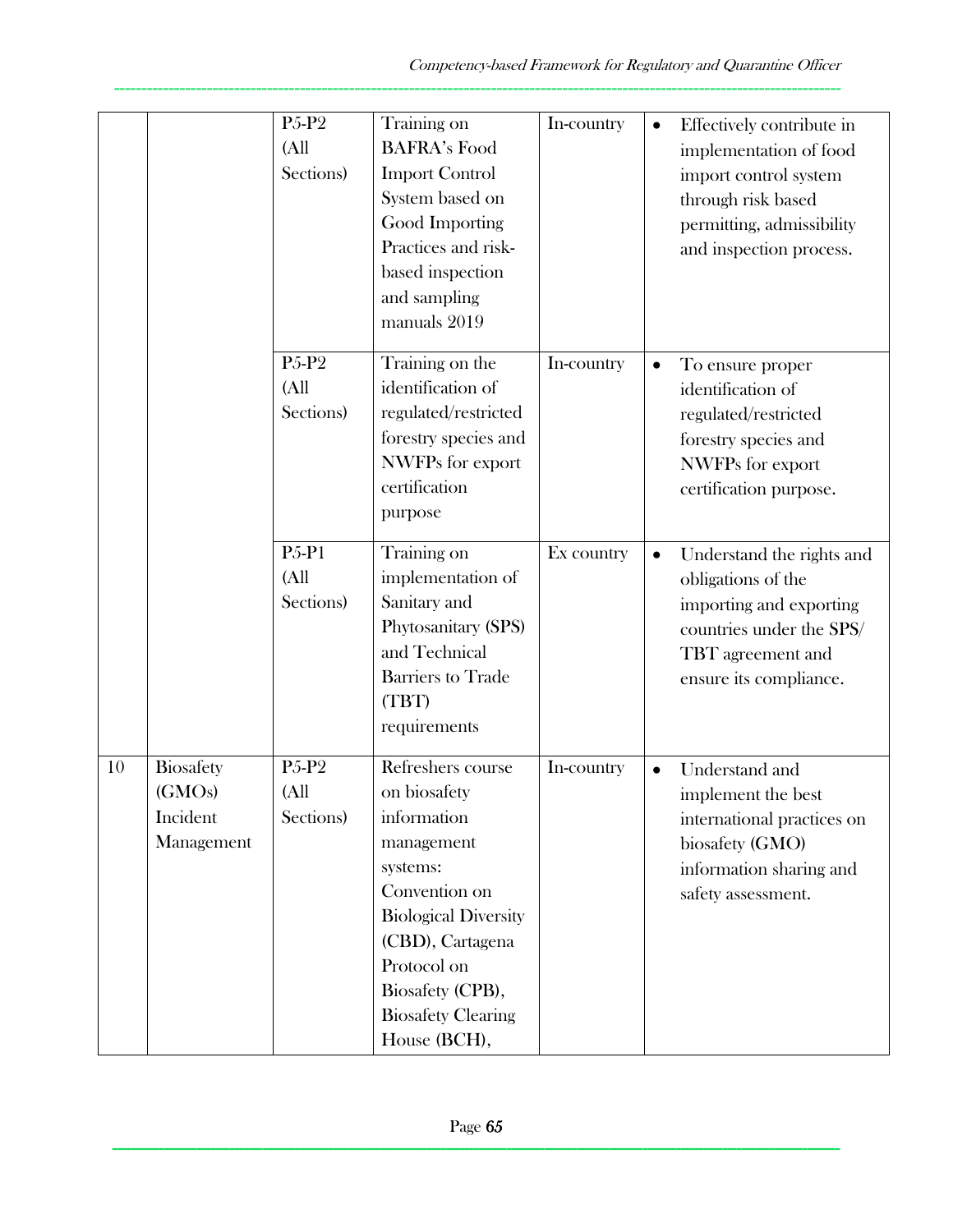| | | P5-P2 (All Sections) | Training on BAFRA's Food Import Control System based on Good Importing Practices and risk-based inspection and sampling manuals 2019 | In-country | • Effectively contribute in implementation of food import control system through risk based permitting, admissibility and inspection process. |
|---|---|---|---|---|---|
| | | P5-P2 (All Sections) | Training on the identification of regulated/restricted forestry species and NWFPs for export certification purpose | In-country | • To ensure proper identification of regulated/restricted forestry species and NWFPs for export certification purpose. |
| | | P5-P1 (All Sections) | Training on implementation of Sanitary and Phytosanitary (SPS) and Technical Barriers to Trade (TBT) requirements | Ex country | • Understand the rights and obligations of the importing and exporting countries under the SPS/ TBT agreement and ensure its compliance. |
| 10 | Biosafety (GMOs) Incident Management | P5-P2 (All Sections) | Refreshers course on biosafety information management systems: Convention on Biological Diversity (CBD), Cartagena Protocol on Biosafety (CPB), Biosafety Clearing House (BCH), | In-country | • Understand and implement the best international practices on biosafety (GMO) information sharing and safety assessment. |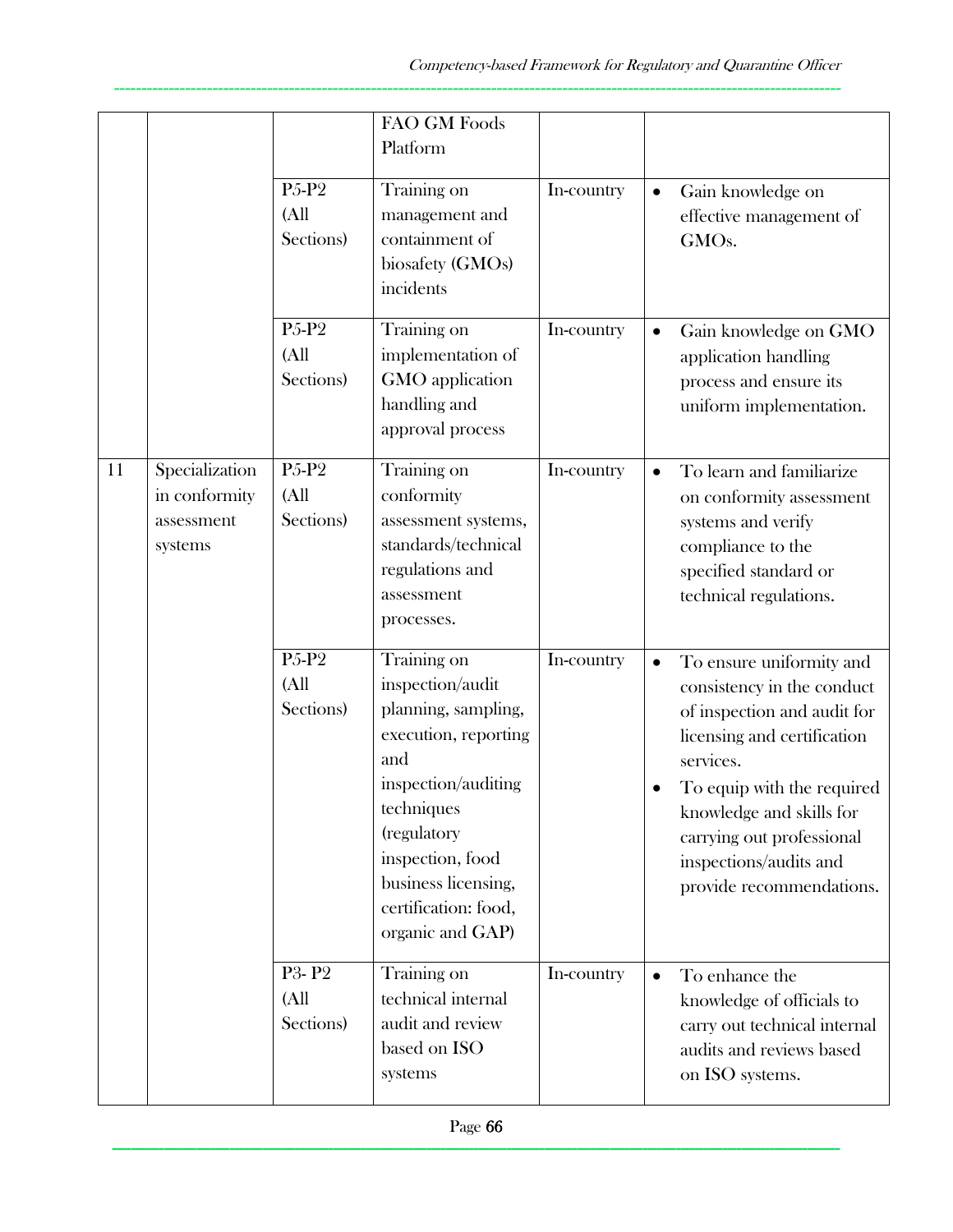| | | | FAO GM Foods Platform | | |
|---|---|---|---|---|---|
| | | P5-P2 (All Sections) | Training on management and containment of biosafety (GMOs) incidents | In-country | • Gain knowledge on effective management of GMOs. |
| | | P5-P2 (All Sections) | Training on implementation of GMO application handling and approval process | In-country | • Gain knowledge on GMO application handling process and ensure its uniform implementation. |
| 11 | Specialization in conformity assessment systems | P5-P2 (All Sections) | Training on conformity assessment systems, standards/technical regulations and assessment processes. | In-country | • To learn and familiarize on conformity assessment systems and verify compliance to the specified standard or technical regulations. |
| | | P5-P2 (All Sections) | Training on inspection/audit planning, sampling, execution, reporting and inspection/auditing techniques (regulatory inspection, food business licensing, certification: food, organic and GAP) | In-country | • To ensure uniformity and consistency in the conduct of inspection and audit for licensing and certification services.<br>• To equip with the required knowledge and skills for carrying out professional inspections/audits and provide recommendations. |
| | | P3- P2 (All Sections) | Training on technical internal audit and review based on ISO systems | In-country | • To enhance the knowledge of officials to carry out technical internal audits and reviews based on ISO systems. |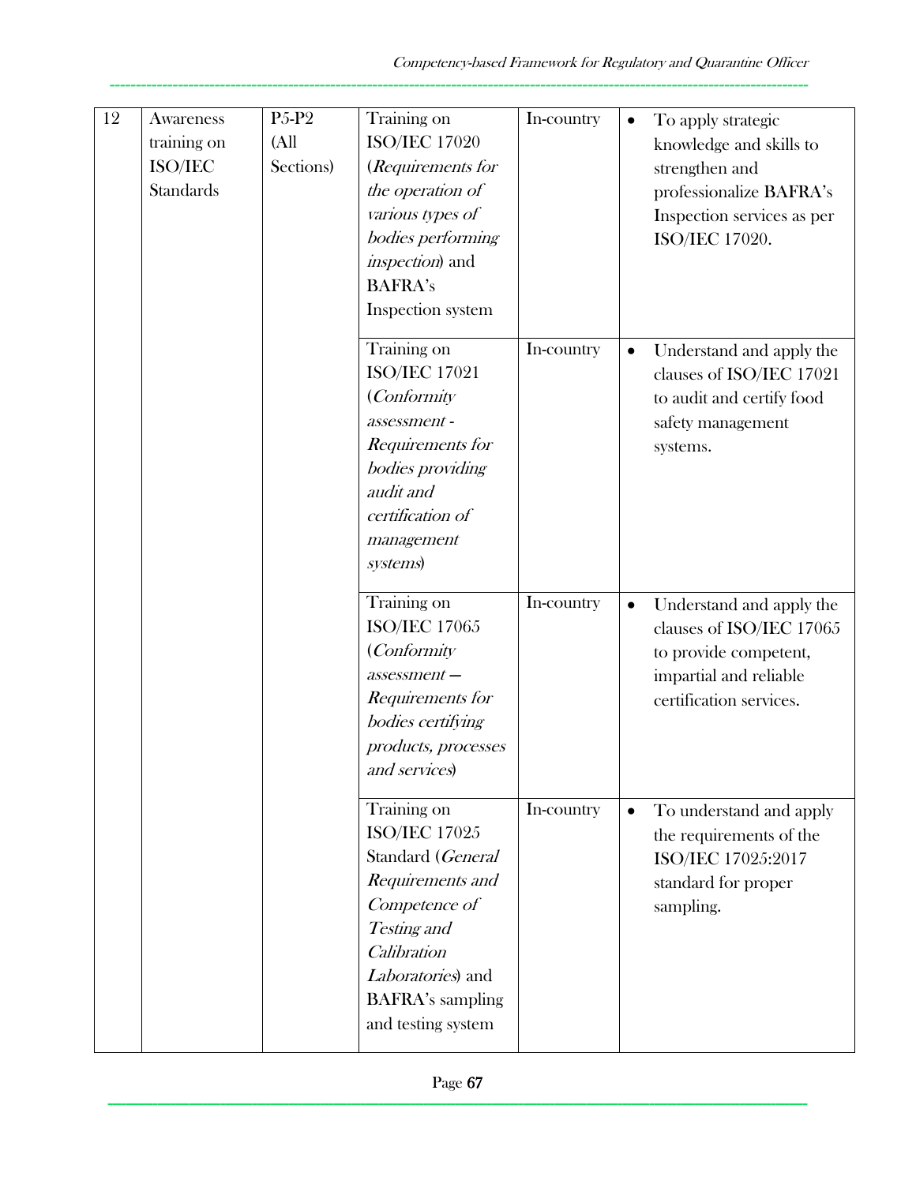| 12 | Awareness training on ISO/IEC Standards | P5-P2 (All Sections) | Training on ISO/IEC 17020 (*Requirements for the operation of various types of bodies performing inspection*) and BAFRA's Inspection system | In-country | • To apply strategic knowledge and skills to strengthen and professionalize BAFRA's Inspection services as per ISO/IEC 17020. |
|---|---|---|---|---|---|
| | | | Training on ISO/IEC 17021 (*Conformity assessment - Requirements for bodies providing audit and certification of management systems*) | In-country | • Understand and apply the clauses of ISO/IEC 17021 to audit and certify food safety management systems. |
| | | | Training on ISO/IEC 17065 (*Conformity assessment – Requirements for bodies certifying products, processes and services*) | In-country | • Understand and apply the clauses of ISO/IEC 17065 to provide competent, impartial and reliable certification services. |
| | | | Training on ISO/IEC 17025 Standard (*General Requirements and Competence of Testing and Calibration Laboratories*) and BAFRA's sampling and testing system | In-country | • To understand and apply the requirements of the ISO/IEC 17025:2017 standard for proper sampling. |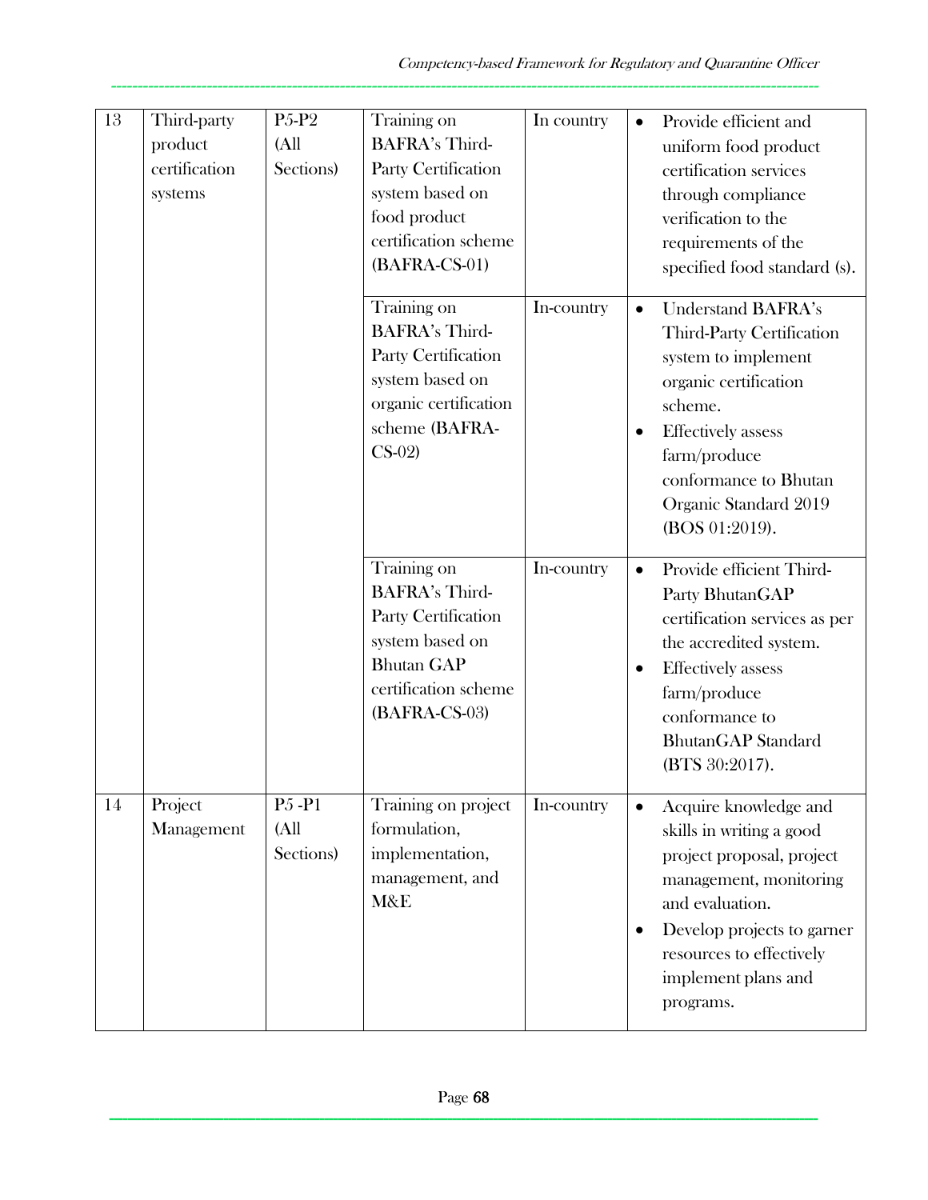| 13 | Third-party product certification systems | P5-P2 (All Sections) | Training on BAFRA's Third-Party Certification system based on food product certification scheme (BAFRA-CS-01) | In country | • Provide efficient and uniform food product certification services through compliance verification to the requirements of the specified food standard (s). |
|---|---|---|---|---|---|
| | | | Training on BAFRA's Third-Party Certification system based on organic certification scheme (BAFRA-CS-02) | In-country | • Understand BAFRA's Third-Party Certification system to implement organic certification scheme.<br>• Effectively assess farm/produce conformance to Bhutan Organic Standard 2019 (BOS 01:2019). |
| | | | Training on BAFRA's Third-Party Certification system based on Bhutan GAP certification scheme (BAFRA-CS-03) | In-country | • Provide efficient Third-Party BhutanGAP certification services as per the accredited system.<br>• Effectively assess farm/produce conformance to BhutanGAP Standard (BTS 30:2017). |
| 14 | Project Management | P5 -P1 (All Sections) | Training on project formulation, implementation, management, and M&E | In-country | • Acquire knowledge and skills in writing a good project proposal, project management, monitoring and evaluation.<br>• Develop projects to garner resources to effectively implement plans and programs. |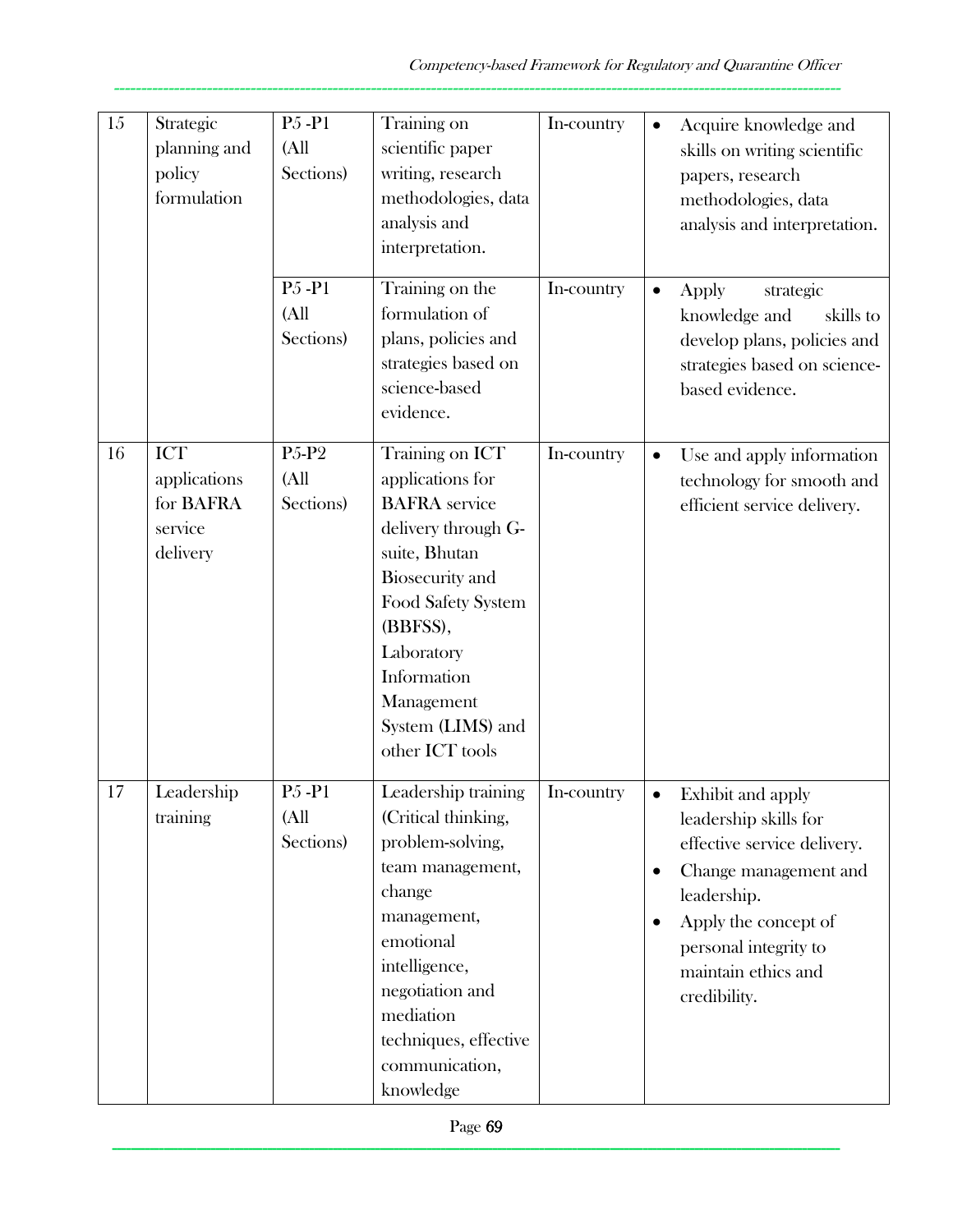| 15 | Strategic planning and policy formulation | P5 -P1 (All Sections) | Training on scientific paper writing, research methodologies, data analysis and interpretation. | In-country | • Acquire knowledge and skills on writing scientific papers, research methodologies, data analysis and interpretation. |
|---|---|---|---|---|---|
| | | P5 -P1 (All Sections) | Training on the formulation of plans, policies and strategies based on science-based evidence. | In-country | • Apply strategic knowledge and skills to develop plans, policies and strategies based on science-based evidence. |
| 16 | ICT applications for BAFRA service delivery | P5-P2 (All Sections) | Training on ICT applications for BAFRA service delivery through G-suite, Bhutan Biosecurity and Food Safety System (BBFSS), Laboratory Information Management System (LIMS) and other ICT tools | In-country | • Use and apply information technology for smooth and efficient service delivery. |
| 17 | Leadership training | P5 -P1 (All Sections) | Leadership training (Critical thinking, problem-solving, team management, change management, emotional intelligence, negotiation and mediation techniques, effective communication, knowledge | In-country | • Exhibit and apply leadership skills for effective service delivery.<br>• Change management and leadership.<br>• Apply the concept of personal integrity to maintain ethics and credibility. |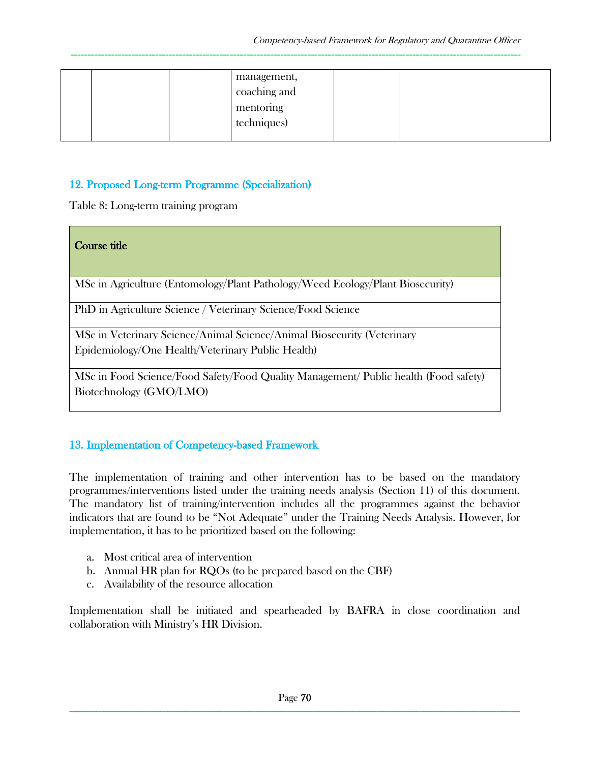| | | | management, coaching and mentoring techniques) | | |
|---|---|---|---|---|---|

## 12. Proposed Long-term Programme (Specialization)

Table 8: Long-term training program

| Course title |
|---|
| MSc in Agriculture (Entomology/Plant Pathology/Weed Ecology/Plant Biosecurity) |
| PhD in Agriculture Science / Veterinary Science/Food Science |
| MSc in Veterinary Science/Animal Science/Animal Biosecurity (Veterinary Epidemiology/One Health/Veterinary Public Health) |
| MSc in Food Science/Food Safety/Food Quality Management/ Public health (Food safety) Biotechnology (GMO/LMO) |

## 13. Implementation of Competency-based Framework

The implementation of training and other intervention has to be based on the mandatory programmes/interventions listed under the training needs analysis (Section 11) of this document. The mandatory list of training/intervention includes all the programmes against the behavior indicators that are found to be "Not Adequate" under the Training Needs Analysis. However, for implementation, it has to be prioritized based on the following:

a. Most critical area of intervention
b. Annual HR plan for RQOs (to be prepared based on the CBF)
c. Availability of the resource allocation

Implementation shall be initiated and spearheaded by BAFRA in close coordination and collaboration with Ministry's HR Division.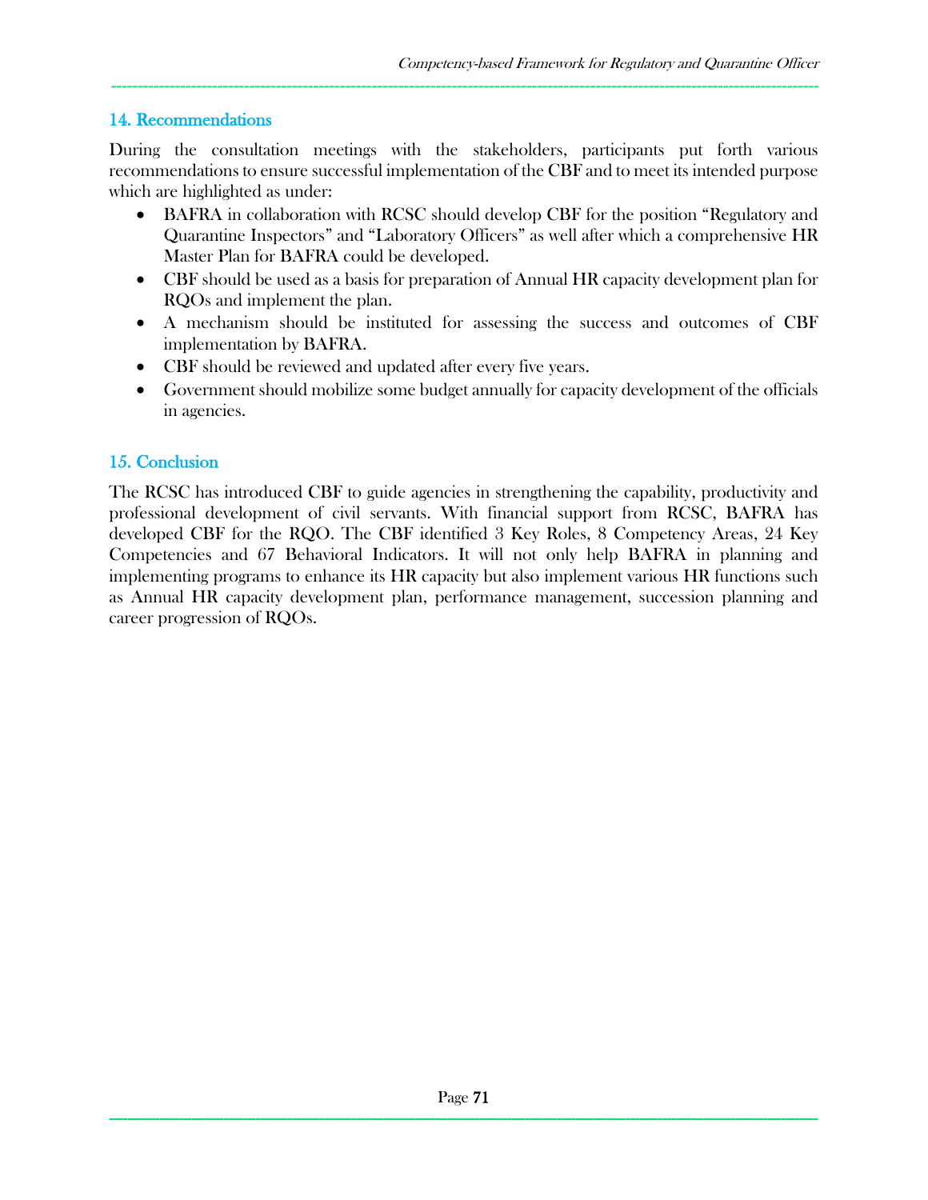## 14. Recommendations

During the consultation meetings with the stakeholders, participants put forth various recommendations to ensure successful implementation of the CBF and to meet its intended purpose which are highlighted as under:

- BAFRA in collaboration with RCSC should develop CBF for the position "Regulatory and Quarantine Inspectors" and "Laboratory Officers" as well after which a comprehensive HR Master Plan for BAFRA could be developed.
- CBF should be used as a basis for preparation of Annual HR capacity development plan for RQOs and implement the plan.
- A mechanism should be instituted for assessing the success and outcomes of CBF implementation by BAFRA.
- CBF should be reviewed and updated after every five years.
- Government should mobilize some budget annually for capacity development of the officials in agencies.

## 15. Conclusion

The RCSC has introduced CBF to guide agencies in strengthening the capability, productivity and professional development of civil servants. With financial support from RCSC, BAFRA has developed CBF for the RQO. The CBF identified 3 Key Roles, 8 Competency Areas, 24 Key Competencies and 67 Behavioral Indicators. It will not only help BAFRA in planning and implementing programs to enhance its HR capacity but also implement various HR functions such as Annual HR capacity development plan, performance management, succession planning and career progression of RQOs.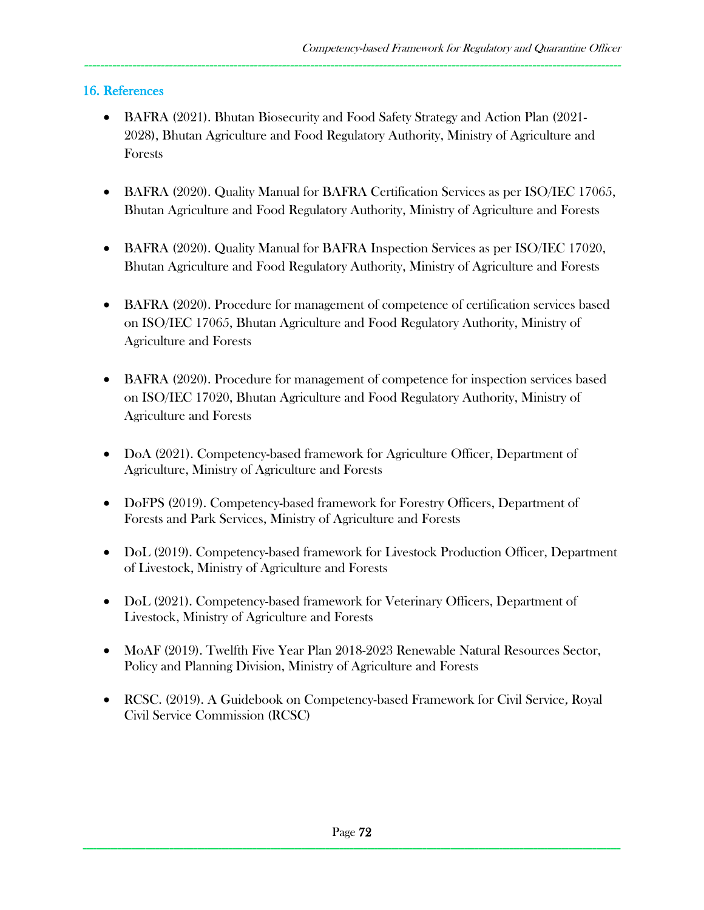## 16. References

- BAFRA (2021). Bhutan Biosecurity and Food Safety Strategy and Action Plan (2021-2028), Bhutan Agriculture and Food Regulatory Authority, Ministry of Agriculture and Forests

- BAFRA (2020). Quality Manual for BAFRA Certification Services as per ISO/IEC 17065, Bhutan Agriculture and Food Regulatory Authority, Ministry of Agriculture and Forests

- BAFRA (2020). Quality Manual for BAFRA Inspection Services as per ISO/IEC 17020, Bhutan Agriculture and Food Regulatory Authority, Ministry of Agriculture and Forests

- BAFRA (2020). Procedure for management of competence of certification services based on ISO/IEC 17065, Bhutan Agriculture and Food Regulatory Authority, Ministry of Agriculture and Forests

- BAFRA (2020). Procedure for management of competence for inspection services based on ISO/IEC 17020, Bhutan Agriculture and Food Regulatory Authority, Ministry of Agriculture and Forests

- DoA (2021). Competency-based framework for Agriculture Officer, Department of Agriculture, Ministry of Agriculture and Forests

- DoFPS (2019). Competency-based framework for Forestry Officers, Department of Forests and Park Services, Ministry of Agriculture and Forests

- DoL (2019). Competency-based framework for Livestock Production Officer, Department of Livestock, Ministry of Agriculture and Forests

- DoL (2021). Competency-based framework for Veterinary Officers, Department of Livestock, Ministry of Agriculture and Forests

- MoAF (2019). Twelfth Five Year Plan 2018-2023 Renewable Natural Resources Sector, Policy and Planning Division, Ministry of Agriculture and Forests

- RCSC. (2019). A Guidebook on Competency-based Framework for Civil Service, Royal Civil Service Commission (RCSC)